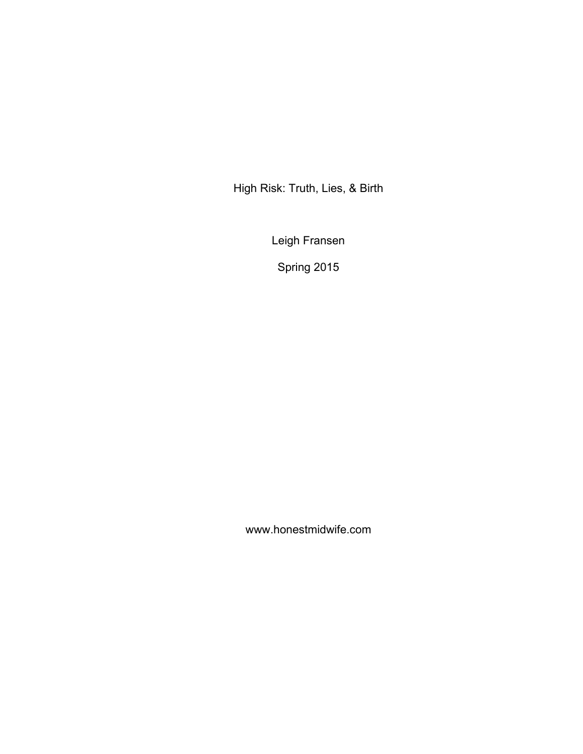# High Risk: Truth, Lies, & Birth

Leigh Fransen

Spring 2015

www.honestmidwife.com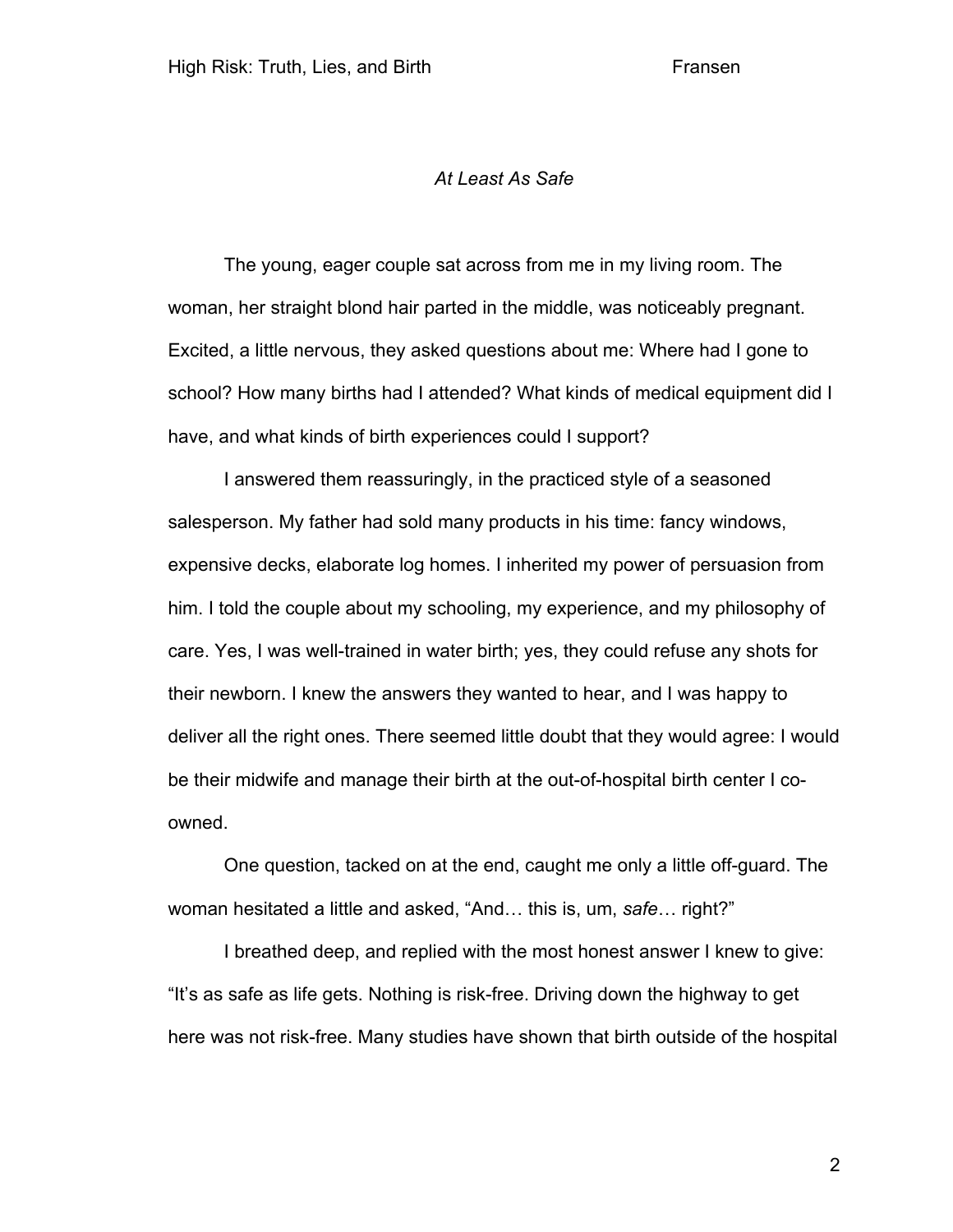*At Least As Safe*

The young, eager couple sat across from me in my living room. The woman, her straight blond hair parted in the middle, was noticeably pregnant. Excited, a little nervous, they asked questions about me: Where had I gone to school? How many births had I attended? What kinds of medical equipment did I have, and what kinds of birth experiences could I support?

I answered them reassuringly, in the practiced style of a seasoned salesperson. My father had sold many products in his time: fancy windows, expensive decks, elaborate log homes. I inherited my power of persuasion from him. I told the couple about my schooling, my experience, and my philosophy of care. Yes, I was well-trained in water birth; yes, they could refuse any shots for their newborn. I knew the answers they wanted to hear, and I was happy to deliver all the right ones. There seemed little doubt that they would agree: I would be their midwife and manage their birth at the out-of-hospital birth center I co-owned.

One question, tacked on at the end, caught me only a little off-guard. The woman hesitated a little and asked, "And… this is, um, *safe*… right?"

I breathed deep, and replied with the most honest answer I knew to give: "It's as safe as life gets. Nothing is risk-free. Driving down the highway to get here was not risk-free. Many studies have shown that birth outside of the hospital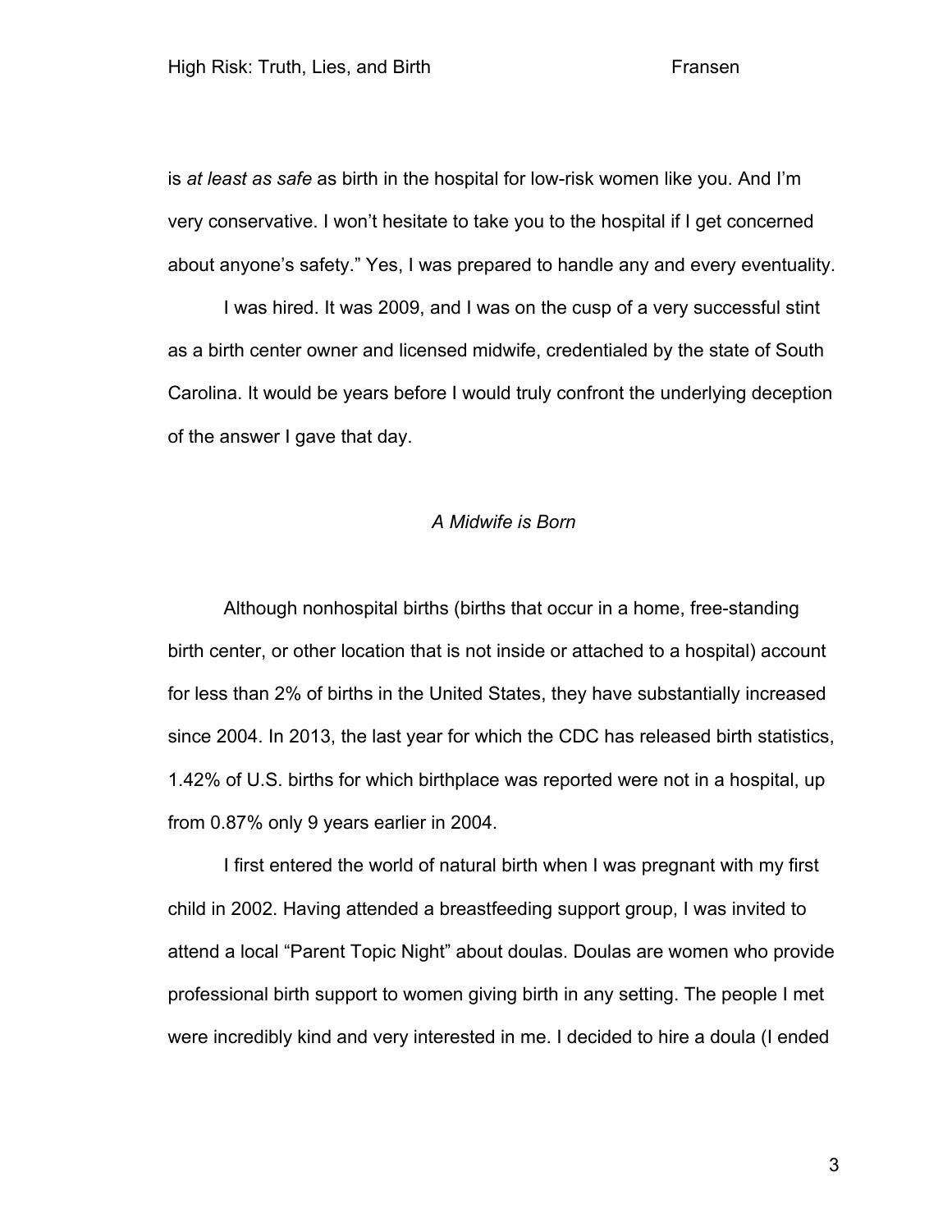is *at least as safe* as birth in the hospital for low-risk women like you. And I'm very conservative. I won't hesitate to take you to the hospital if I get concerned about anyone's safety." Yes, I was prepared to handle any and every eventuality.

I was hired. It was 2009, and I was on the cusp of a very successful stint as a birth center owner and licensed midwife, credentialed by the state of South Carolina. It would be years before I would truly confront the underlying deception of the answer I gave that day.

## *A Midwife is Born*

Although nonhospital births (births that occur in a home, free-standing birth center, or other location that is not inside or attached to a hospital) account for less than 2% of births in the United States, they have substantially increased since 2004. In 2013, the last year for which the CDC has released birth statistics, 1.42% of U.S. births for which birthplace was reported were not in a hospital, up from 0.87% only 9 years earlier in 2004.

I first entered the world of natural birth when I was pregnant with my first child in 2002. Having attended a breastfeeding support group, I was invited to attend a local "Parent Topic Night" about doulas. Doulas are women who provide professional birth support to women giving birth in any setting. The people I met were incredibly kind and very interested in me. I decided to hire a doula (I ended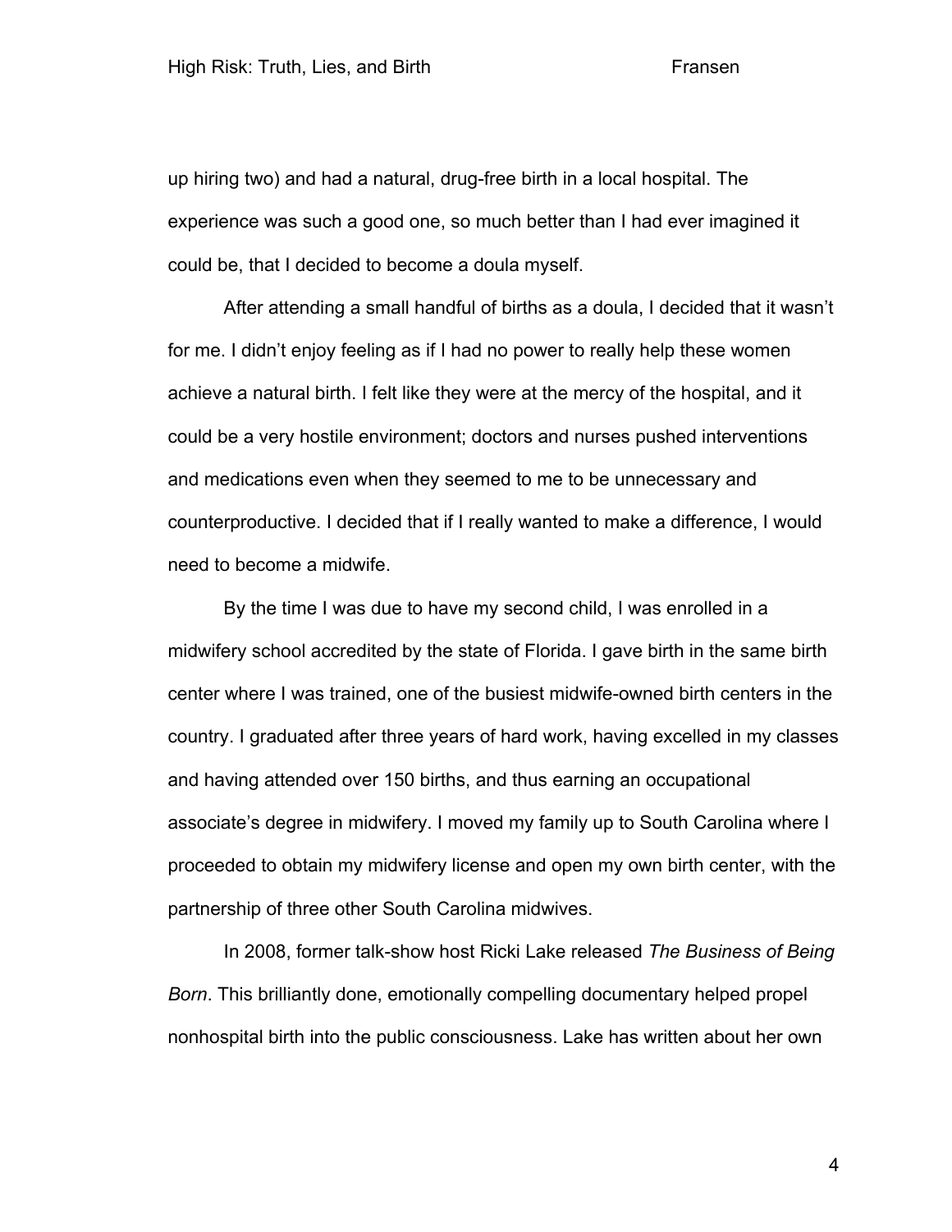up hiring two) and had a natural, drug-free birth in a local hospital. The experience was such a good one, so much better than I had ever imagined it could be, that I decided to become a doula myself.

After attending a small handful of births as a doula, I decided that it wasn't for me. I didn't enjoy feeling as if I had no power to really help these women achieve a natural birth. I felt like they were at the mercy of the hospital, and it could be a very hostile environment; doctors and nurses pushed interventions and medications even when they seemed to me to be unnecessary and counterproductive. I decided that if I really wanted to make a difference, I would need to become a midwife.

By the time I was due to have my second child, I was enrolled in a midwifery school accredited by the state of Florida. I gave birth in the same birth center where I was trained, one of the busiest midwife-owned birth centers in the country. I graduated after three years of hard work, having excelled in my classes and having attended over 150 births, and thus earning an occupational associate's degree in midwifery. I moved my family up to South Carolina where I proceeded to obtain my midwifery license and open my own birth center, with the partnership of three other South Carolina midwives.

In 2008, former talk-show host Ricki Lake released *The Business of Being Born*. This brilliantly done, emotionally compelling documentary helped propel nonhospital birth into the public consciousness. Lake has written about her own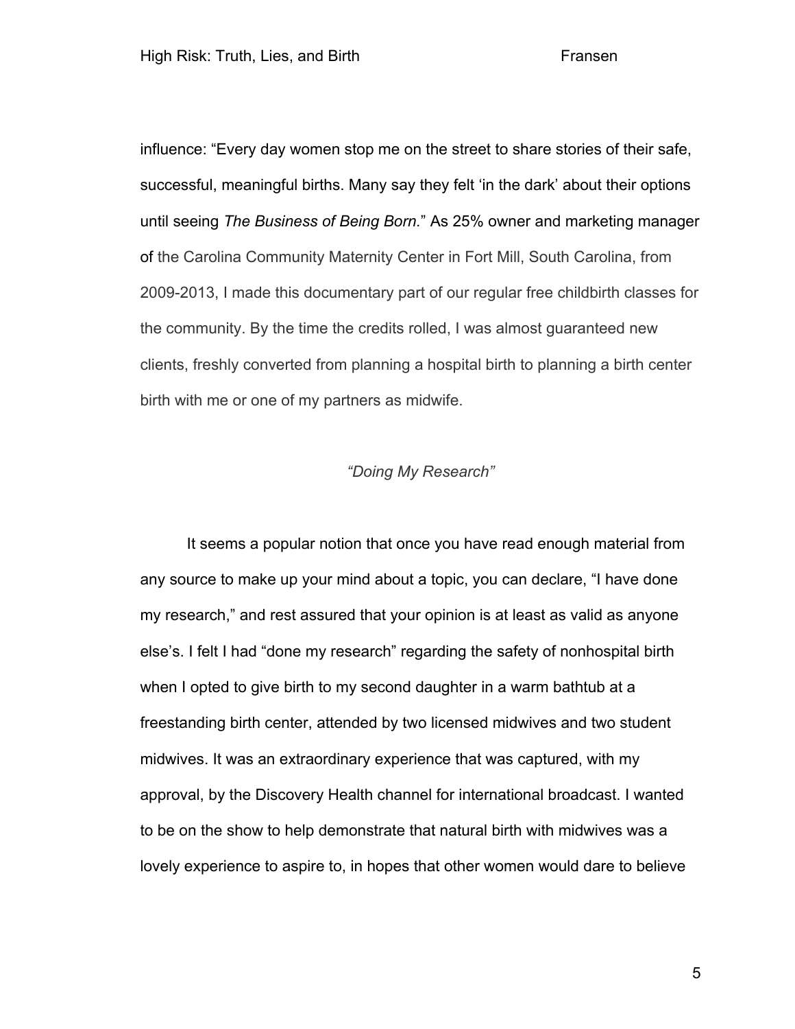influence: “Every day women stop me on the street to share stories of their safe, successful, meaningful births. Many say they felt ‘in the dark’ about their options until seeing *The Business of Being Born*.” As 25% owner and marketing manager of the Carolina Community Maternity Center in Fort Mill, South Carolina, from 2009-2013, I made this documentary part of our regular free childbirth classes for the community. By the time the credits rolled, I was almost guaranteed new clients, freshly converted from planning a hospital birth to planning a birth center birth with me or one of my partners as midwife.

### *“Doing My Research”*

It seems a popular notion that once you have read enough material from any source to make up your mind about a topic, you can declare, “I have done my research,” and rest assured that your opinion is at least as valid as anyone else’s. I felt I had “done my research” regarding the safety of nonhospital birth when I opted to give birth to my second daughter in a warm bathtub at a freestanding birth center, attended by two licensed midwives and two student midwives. It was an extraordinary experience that was captured, with my approval, by the Discovery Health channel for international broadcast. I wanted to be on the show to help demonstrate that natural birth with midwives was a lovely experience to aspire to, in hopes that other women would dare to believe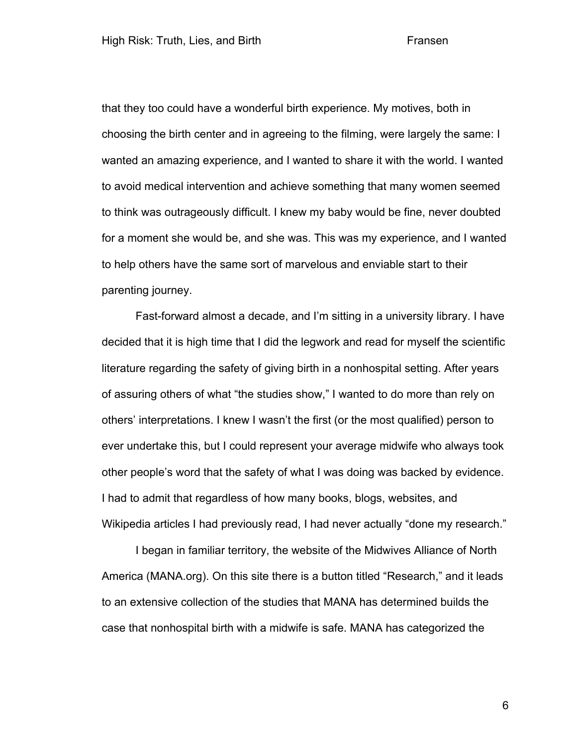that they too could have a wonderful birth experience. My motives, both in choosing the birth center and in agreeing to the filming, were largely the same: I wanted an amazing experience, and I wanted to share it with the world. I wanted to avoid medical intervention and achieve something that many women seemed to think was outrageously difficult. I knew my baby would be fine, never doubted for a moment she would be, and she was. This was my experience, and I wanted to help others have the same sort of marvelous and enviable start to their parenting journey.

Fast-forward almost a decade, and I'm sitting in a university library. I have decided that it is high time that I did the legwork and read for myself the scientific literature regarding the safety of giving birth in a nonhospital setting. After years of assuring others of what "the studies show," I wanted to do more than rely on others' interpretations. I knew I wasn't the first (or the most qualified) person to ever undertake this, but I could represent your average midwife who always took other people's word that the safety of what I was doing was backed by evidence. I had to admit that regardless of how many books, blogs, websites, and Wikipedia articles I had previously read, I had never actually "done my research."

I began in familiar territory, the website of the Midwives Alliance of North America (MANA.org). On this site there is a button titled "Research," and it leads to an extensive collection of the studies that MANA has determined builds the case that nonhospital birth with a midwife is safe. MANA has categorized the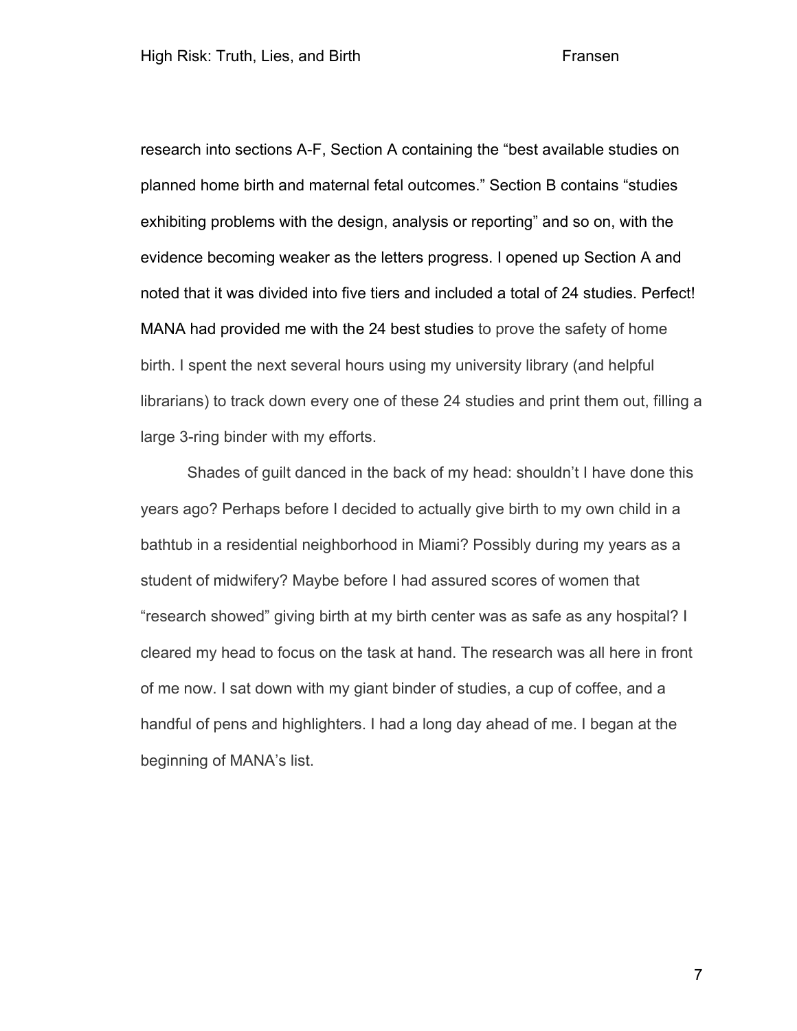research into sections A-F, Section A containing the “best available studies on planned home birth and maternal fetal outcomes.” Section B contains “studies exhibiting problems with the design, analysis or reporting” and so on, with the evidence becoming weaker as the letters progress. I opened up Section A and noted that it was divided into five tiers and included a total of 24 studies. Perfect! MANA had provided me with the 24 best studies to prove the safety of home birth. I spent the next several hours using my university library (and helpful librarians) to track down every one of these 24 studies and print them out, filling a large 3-ring binder with my efforts.

Shades of guilt danced in the back of my head: shouldn’t I have done this years ago? Perhaps before I decided to actually give birth to my own child in a bathtub in a residential neighborhood in Miami? Possibly during my years as a student of midwifery? Maybe before I had assured scores of women that “research showed” giving birth at my birth center was as safe as any hospital? I cleared my head to focus on the task at hand. The research was all here in front of me now. I sat down with my giant binder of studies, a cup of coffee, and a handful of pens and highlighters. I had a long day ahead of me. I began at the beginning of MANA’s list.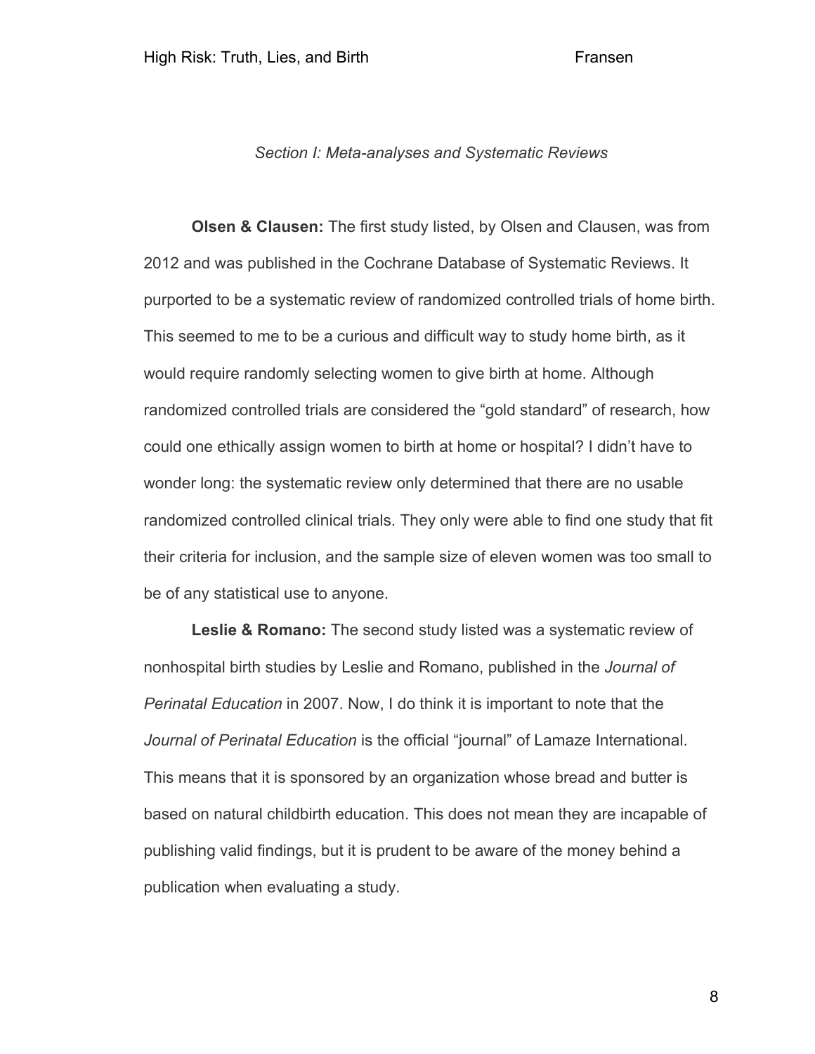*Section I: Meta-analyses and Systematic Reviews*

**Olsen & Clausen:** The first study listed, by Olsen and Clausen, was from 2012 and was published in the Cochrane Database of Systematic Reviews. It purported to be a systematic review of randomized controlled trials of home birth. This seemed to me to be a curious and difficult way to study home birth, as it would require randomly selecting women to give birth at home. Although randomized controlled trials are considered the "gold standard" of research, how could one ethically assign women to birth at home or hospital? I didn't have to wonder long: the systematic review only determined that there are no usable randomized controlled clinical trials. They only were able to find one study that fit their criteria for inclusion, and the sample size of eleven women was too small to be of any statistical use to anyone.

**Leslie & Romano:** The second study listed was a systematic review of nonhospital birth studies by Leslie and Romano, published in the *Journal of Perinatal Education* in 2007. Now, I do think it is important to note that the *Journal of Perinatal Education* is the official "journal" of Lamaze International. This means that it is sponsored by an organization whose bread and butter is based on natural childbirth education. This does not mean they are incapable of publishing valid findings, but it is prudent to be aware of the money behind a publication when evaluating a study.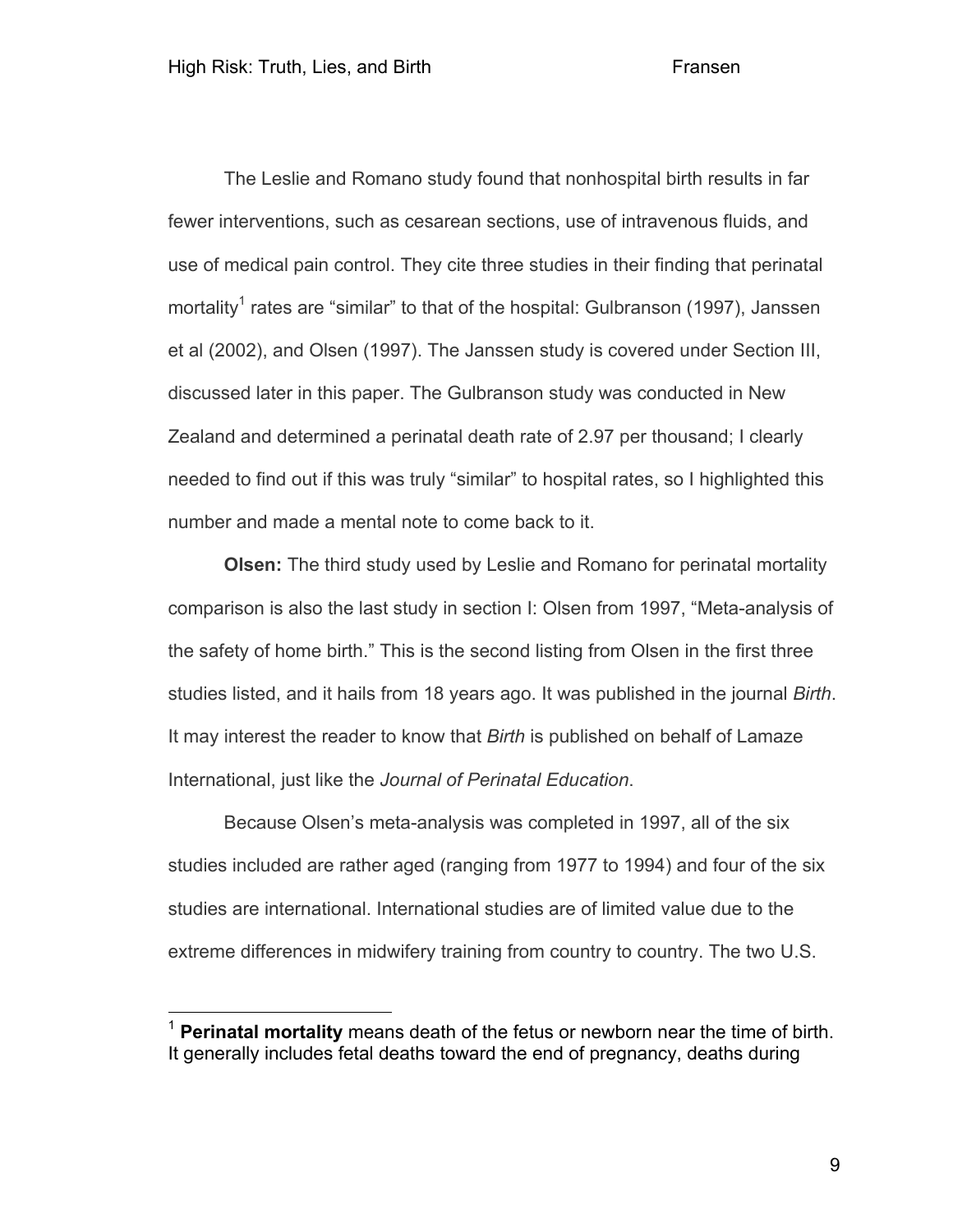The Leslie and Romano study found that nonhospital birth results in far fewer interventions, such as cesarean sections, use of intravenous fluids, and use of medical pain control. They cite three studies in their finding that perinatal mortality[1] rates are "similar" to that of the hospital: Gulbranson (1997), Janssen et al (2002), and Olsen (1997). The Janssen study is covered under Section III, discussed later in this paper. The Gulbranson study was conducted in New Zealand and determined a perinatal death rate of 2.97 per thousand; I clearly needed to find out if this was truly "similar" to hospital rates, so I highlighted this number and made a mental note to come back to it.

**Olsen:** The third study used by Leslie and Romano for perinatal mortality comparison is also the last study in section I: Olsen from 1997, "Meta-analysis of the safety of home birth." This is the second listing from Olsen in the first three studies listed, and it hails from 18 years ago. It was published in the journal *Birth*. It may interest the reader to know that *Birth* is published on behalf of Lamaze International, just like the *Journal of Perinatal Education*.

Because Olsen's meta-analysis was completed in 1997, all of the six studies included are rather aged (ranging from 1977 to 1994) and four of the six studies are international. International studies are of limited value due to the extreme differences in midwifery training from country to country. The two U.S.

---

[1] **Perinatal mortality** means death of the fetus or newborn near the time of birth. It generally includes fetal deaths toward the end of pregnancy, deaths during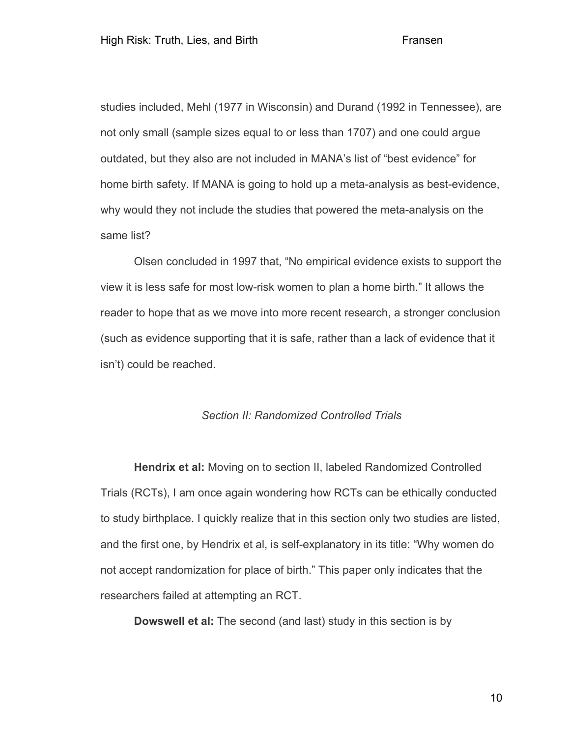studies included, Mehl (1977 in Wisconsin) and Durand (1992 in Tennessee), are not only small (sample sizes equal to or less than 1707) and one could argue outdated, but they also are not included in MANA's list of "best evidence" for home birth safety. If MANA is going to hold up a meta-analysis as best-evidence, why would they not include the studies that powered the meta-analysis on the same list?

Olsen concluded in 1997 that, "No empirical evidence exists to support the view it is less safe for most low-risk women to plan a home birth." It allows the reader to hope that as we move into more recent research, a stronger conclusion (such as evidence supporting that it is safe, rather than a lack of evidence that it isn't) could be reached.

### *Section II: Randomized Controlled Trials*

**Hendrix et al:** Moving on to section II, labeled Randomized Controlled Trials (RCTs), I am once again wondering how RCTs can be ethically conducted to study birthplace. I quickly realize that in this section only two studies are listed, and the first one, by Hendrix et al, is self-explanatory in its title: "Why women do not accept randomization for place of birth." This paper only indicates that the researchers failed at attempting an RCT.

**Dowswell et al:** The second (and last) study in this section is by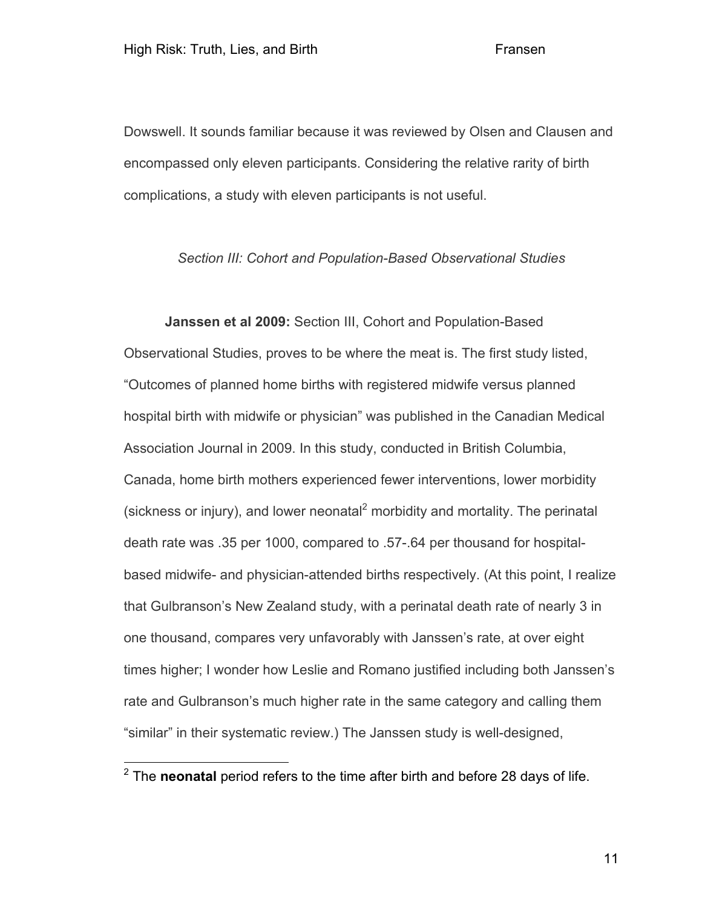Dowswell. It sounds familiar because it was reviewed by Olsen and Clausen and encompassed only eleven participants. Considering the relative rarity of birth complications, a study with eleven participants is not useful.

*Section III: Cohort and Population-Based Observational Studies*

**Janssen et al 2009:** Section III, Cohort and Population-Based Observational Studies, proves to be where the meat is. The first study listed, "Outcomes of planned home births with registered midwife versus planned hospital birth with midwife or physician" was published in the Canadian Medical Association Journal in 2009. In this study, conducted in British Columbia, Canada, home birth mothers experienced fewer interventions, lower morbidity (sickness or injury), and lower neonatal[2] morbidity and mortality. The perinatal death rate was .35 per 1000, compared to .57-.64 per thousand for hospital-based midwife- and physician-attended births respectively. (At this point, I realize that Gulbranson's New Zealand study, with a perinatal death rate of nearly 3 in one thousand, compares very unfavorably with Janssen's rate, at over eight times higher; I wonder how Leslie and Romano justified including both Janssen's rate and Gulbranson's much higher rate in the same category and calling them "similar" in their systematic review.) The Janssen study is well-designed,

[2] The **neonatal** period refers to the time after birth and before 28 days of life.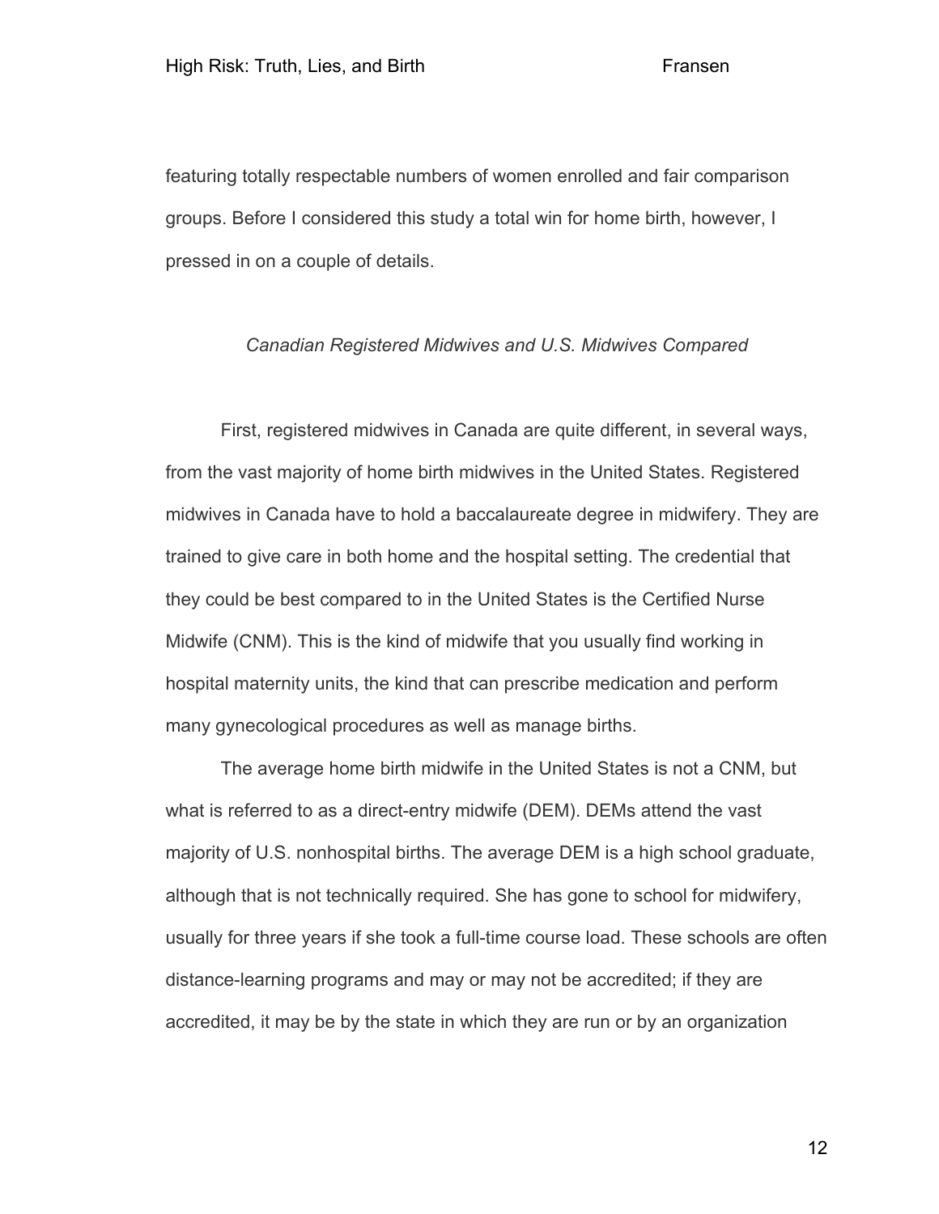featuring totally respectable numbers of women enrolled and fair comparison groups. Before I considered this study a total win for home birth, however, I pressed in on a couple of details.

### *Canadian Registered Midwives and U.S. Midwives Compared*

First, registered midwives in Canada are quite different, in several ways, from the vast majority of home birth midwives in the United States. Registered midwives in Canada have to hold a baccalaureate degree in midwifery. They are trained to give care in both home and the hospital setting. The credential that they could be best compared to in the United States is the Certified Nurse Midwife (CNM). This is the kind of midwife that you usually find working in hospital maternity units, the kind that can prescribe medication and perform many gynecological procedures as well as manage births.

The average home birth midwife in the United States is not a CNM, but what is referred to as a direct-entry midwife (DEM). DEMs attend the vast majority of U.S. nonhospital births. The average DEM is a high school graduate, although that is not technically required. She has gone to school for midwifery, usually for three years if she took a full-time course load. These schools are often distance-learning programs and may or may not be accredited; if they are accredited, it may be by the state in which they are run or by an organization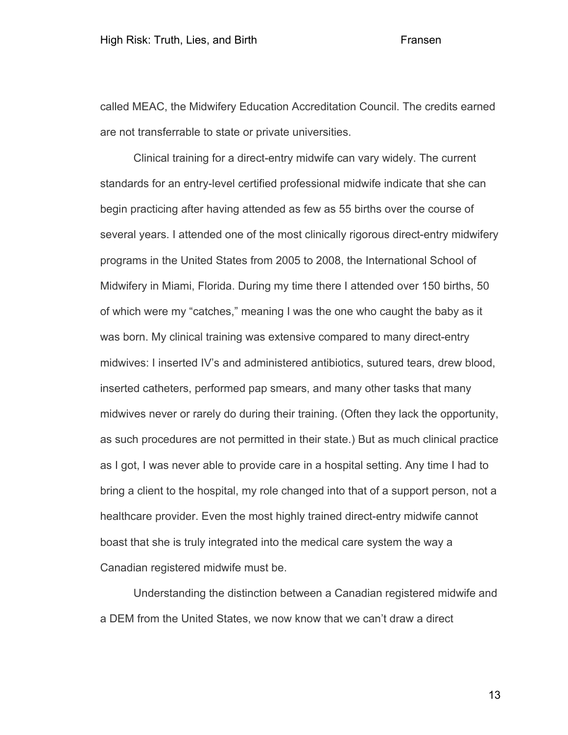called MEAC, the Midwifery Education Accreditation Council. The credits earned are not transferrable to state or private universities.

Clinical training for a direct-entry midwife can vary widely. The current standards for an entry-level certified professional midwife indicate that she can begin practicing after having attended as few as 55 births over the course of several years. I attended one of the most clinically rigorous direct-entry midwifery programs in the United States from 2005 to 2008, the International School of Midwifery in Miami, Florida. During my time there I attended over 150 births, 50 of which were my "catches," meaning I was the one who caught the baby as it was born. My clinical training was extensive compared to many direct-entry midwives: I inserted IV's and administered antibiotics, sutured tears, drew blood, inserted catheters, performed pap smears, and many other tasks that many midwives never or rarely do during their training. (Often they lack the opportunity, as such procedures are not permitted in their state.) But as much clinical practice as I got, I was never able to provide care in a hospital setting. Any time I had to bring a client to the hospital, my role changed into that of a support person, not a healthcare provider. Even the most highly trained direct-entry midwife cannot boast that she is truly integrated into the medical care system the way a Canadian registered midwife must be.

Understanding the distinction between a Canadian registered midwife and a DEM from the United States, we now know that we can't draw a direct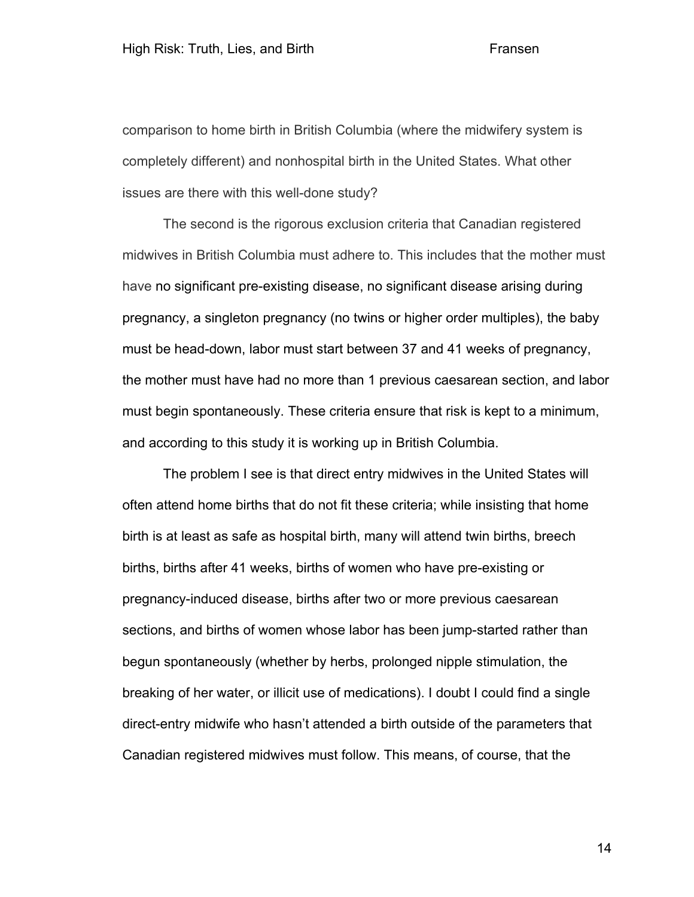comparison to home birth in British Columbia (where the midwifery system is completely different) and nonhospital birth in the United States. What other issues are there with this well-done study?

The second is the rigorous exclusion criteria that Canadian registered midwives in British Columbia must adhere to. This includes that the mother must have no significant pre-existing disease, no significant disease arising during pregnancy, a singleton pregnancy (no twins or higher order multiples), the baby must be head-down, labor must start between 37 and 41 weeks of pregnancy, the mother must have had no more than 1 previous caesarean section, and labor must begin spontaneously. These criteria ensure that risk is kept to a minimum, and according to this study it is working up in British Columbia.

The problem I see is that direct entry midwives in the United States will often attend home births that do not fit these criteria; while insisting that home birth is at least as safe as hospital birth, many will attend twin births, breech births, births after 41 weeks, births of women who have pre-existing or pregnancy-induced disease, births after two or more previous caesarean sections, and births of women whose labor has been jump-started rather than begun spontaneously (whether by herbs, prolonged nipple stimulation, the breaking of her water, or illicit use of medications). I doubt I could find a single direct-entry midwife who hasn't attended a birth outside of the parameters that Canadian registered midwives must follow. This means, of course, that the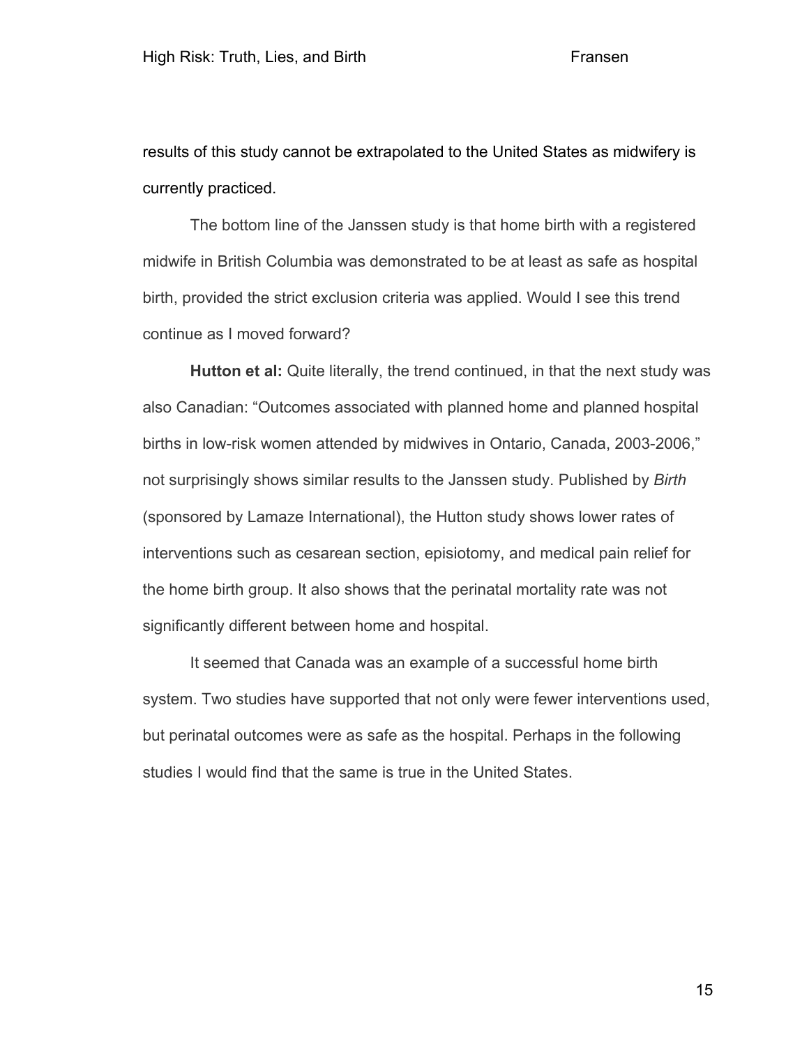results of this study cannot be extrapolated to the United States as midwifery is currently practiced.

The bottom line of the Janssen study is that home birth with a registered midwife in British Columbia was demonstrated to be at least as safe as hospital birth, provided the strict exclusion criteria was applied. Would I see this trend continue as I moved forward?

**Hutton et al:** Quite literally, the trend continued, in that the next study was also Canadian: "Outcomes associated with planned home and planned hospital births in low-risk women attended by midwives in Ontario, Canada, 2003-2006," not surprisingly shows similar results to the Janssen study. Published by *Birth* (sponsored by Lamaze International), the Hutton study shows lower rates of interventions such as cesarean section, episiotomy, and medical pain relief for the home birth group. It also shows that the perinatal mortality rate was not significantly different between home and hospital.

It seemed that Canada was an example of a successful home birth system. Two studies have supported that not only were fewer interventions used, but perinatal outcomes were as safe as the hospital. Perhaps in the following studies I would find that the same is true in the United States.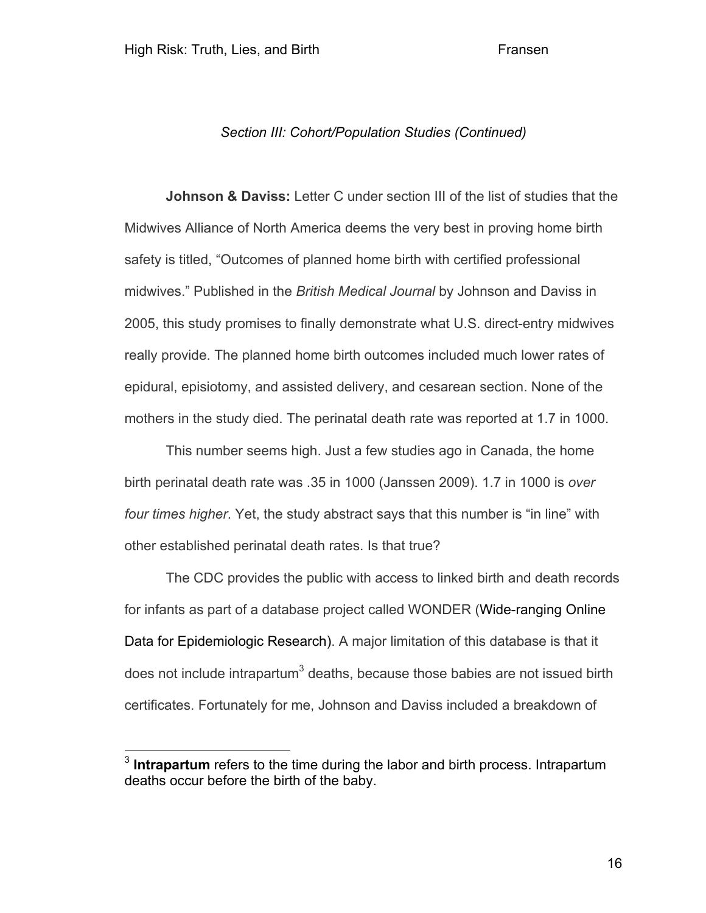*Section III: Cohort/Population Studies (Continued)*

**Johnson & Daviss:** Letter C under section III of the list of studies that the Midwives Alliance of North America deems the very best in proving home birth safety is titled, “Outcomes of planned home birth with certified professional midwives.” Published in the *British Medical Journal* by Johnson and Daviss in 2005, this study promises to finally demonstrate what U.S. direct-entry midwives really provide. The planned home birth outcomes included much lower rates of epidural, episiotomy, and assisted delivery, and cesarean section. None of the mothers in the study died. The perinatal death rate was reported at 1.7 in 1000.

This number seems high. Just a few studies ago in Canada, the home birth perinatal death rate was .35 in 1000 (Janssen 2009). 1.7 in 1000 is *over four times higher*. Yet, the study abstract says that this number is “in line” with other established perinatal death rates. Is that true?

The CDC provides the public with access to linked birth and death records for infants as part of a database project called WONDER (Wide-ranging Online Data for Epidemiologic Research). A major limitation of this database is that it does not include intrapartum[3] deaths, because those babies are not issued birth certificates. Fortunately for me, Johnson and Daviss included a breakdown of

[3] **Intrapartum** refers to the time during the labor and birth process. Intrapartum deaths occur before the birth of the baby.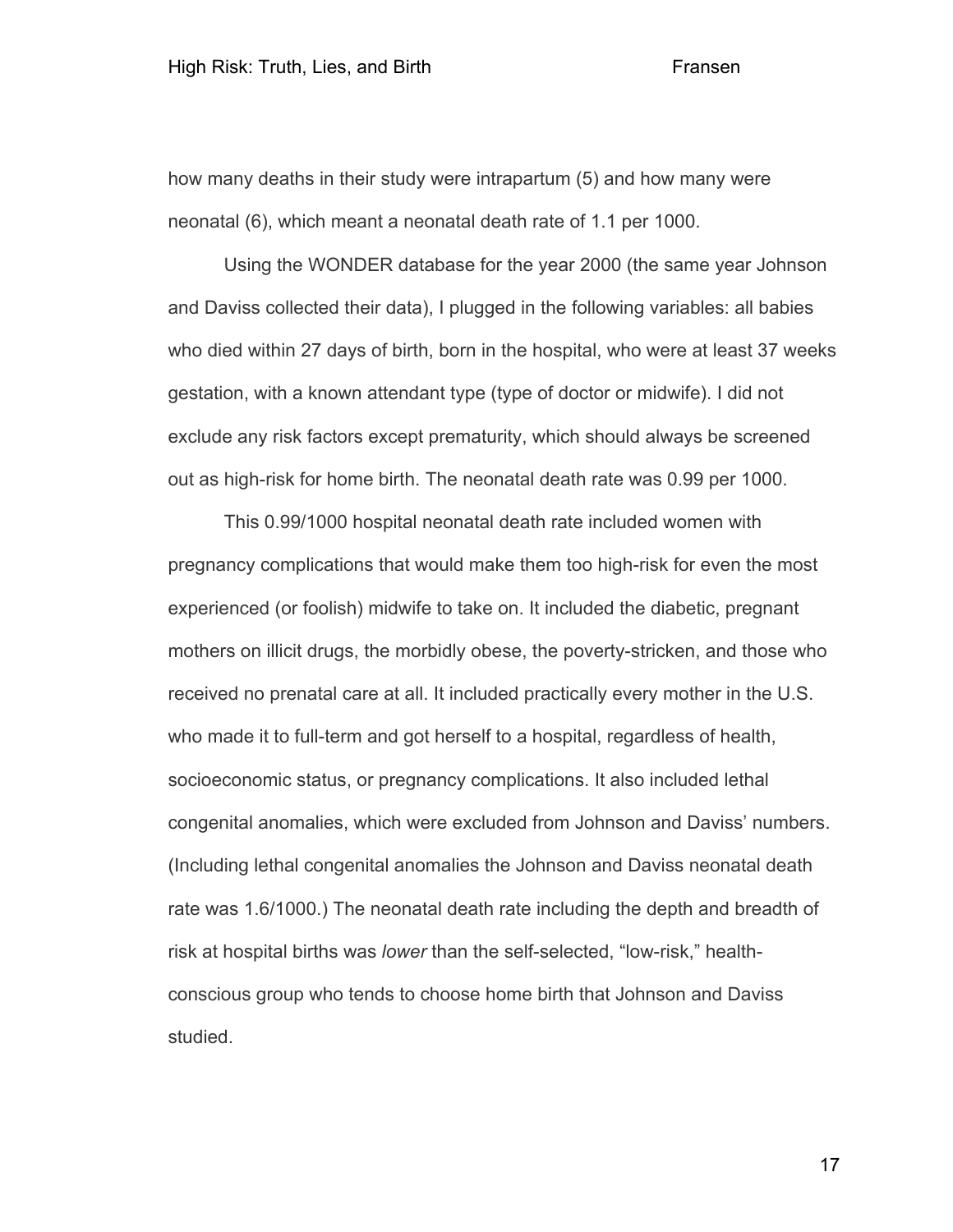how many deaths in their study were intrapartum (5) and how many were neonatal (6), which meant a neonatal death rate of 1.1 per 1000.

Using the WONDER database for the year 2000 (the same year Johnson and Daviss collected their data), I plugged in the following variables: all babies who died within 27 days of birth, born in the hospital, who were at least 37 weeks gestation, with a known attendant type (type of doctor or midwife). I did not exclude any risk factors except prematurity, which should always be screened out as high-risk for home birth. The neonatal death rate was 0.99 per 1000.

This 0.99/1000 hospital neonatal death rate included women with pregnancy complications that would make them too high-risk for even the most experienced (or foolish) midwife to take on. It included the diabetic, pregnant mothers on illicit drugs, the morbidly obese, the poverty-stricken, and those who received no prenatal care at all. It included practically every mother in the U.S. who made it to full-term and got herself to a hospital, regardless of health, socioeconomic status, or pregnancy complications. It also included lethal congenital anomalies, which were excluded from Johnson and Daviss' numbers. (Including lethal congenital anomalies the Johnson and Daviss neonatal death rate was 1.6/1000.) The neonatal death rate including the depth and breadth of risk at hospital births was *lower* than the self-selected, "low-risk," health-conscious group who tends to choose home birth that Johnson and Daviss studied.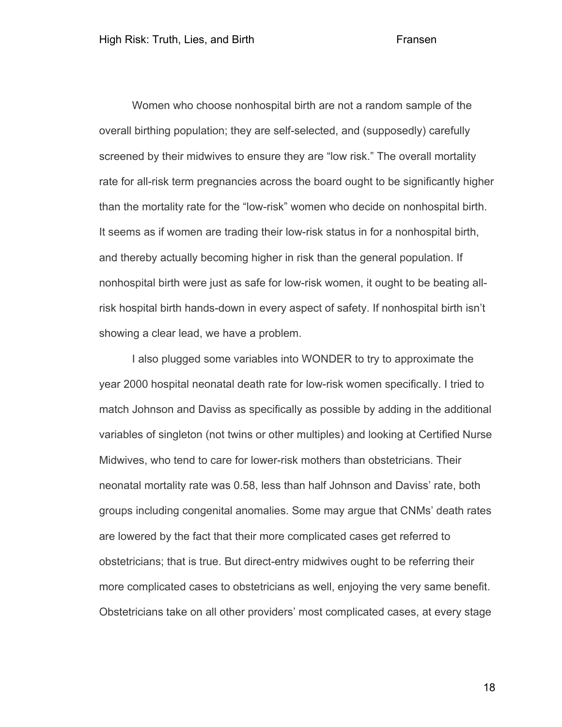Women who choose nonhospital birth are not a random sample of the overall birthing population; they are self-selected, and (supposedly) carefully screened by their midwives to ensure they are "low risk." The overall mortality rate for all-risk term pregnancies across the board ought to be significantly higher than the mortality rate for the "low-risk" women who decide on nonhospital birth. It seems as if women are trading their low-risk status in for a nonhospital birth, and thereby actually becoming higher in risk than the general population. If nonhospital birth were just as safe for low-risk women, it ought to be beating all-risk hospital birth hands-down in every aspect of safety. If nonhospital birth isn't showing a clear lead, we have a problem.

I also plugged some variables into WONDER to try to approximate the year 2000 hospital neonatal death rate for low-risk women specifically. I tried to match Johnson and Daviss as specifically as possible by adding in the additional variables of singleton (not twins or other multiples) and looking at Certified Nurse Midwives, who tend to care for lower-risk mothers than obstetricians. Their neonatal mortality rate was 0.58, less than half Johnson and Daviss' rate, both groups including congenital anomalies. Some may argue that CNMs' death rates are lowered by the fact that their more complicated cases get referred to obstetricians; that is true. But direct-entry midwives ought to be referring their more complicated cases to obstetricians as well, enjoying the very same benefit. Obstetricians take on all other providers' most complicated cases, at every stage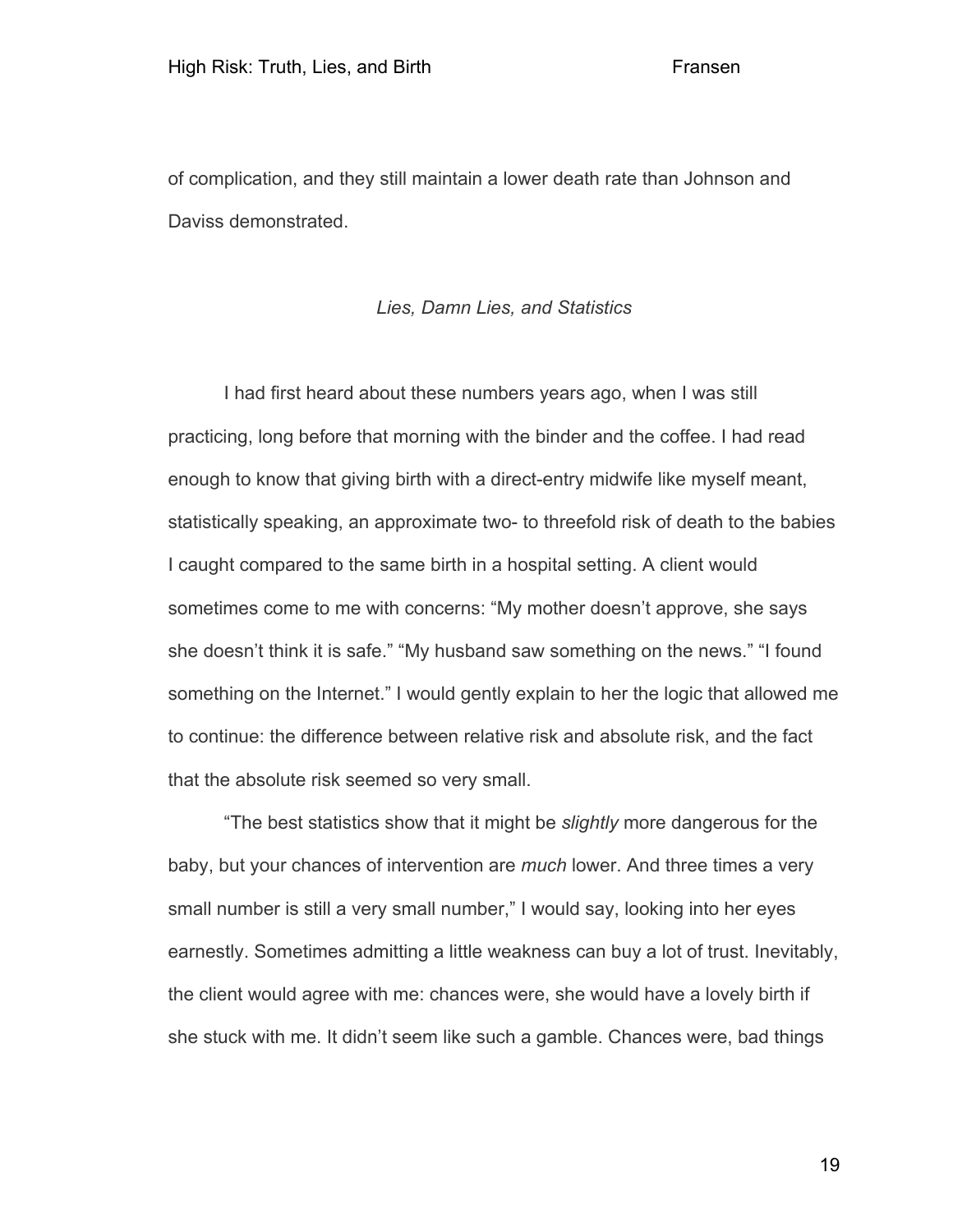of complication, and they still maintain a lower death rate than Johnson and Daviss demonstrated.

*Lies, Damn Lies, and Statistics*

I had first heard about these numbers years ago, when I was still practicing, long before that morning with the binder and the coffee. I had read enough to know that giving birth with a direct-entry midwife like myself meant, statistically speaking, an approximate two- to threefold risk of death to the babies I caught compared to the same birth in a hospital setting. A client would sometimes come to me with concerns: "My mother doesn't approve, she says she doesn't think it is safe." "My husband saw something on the news." "I found something on the Internet." I would gently explain to her the logic that allowed me to continue: the difference between relative risk and absolute risk, and the fact that the absolute risk seemed so very small.

"The best statistics show that it might be *slightly* more dangerous for the baby, but your chances of intervention are *much* lower. And three times a very small number is still a very small number," I would say, looking into her eyes earnestly. Sometimes admitting a little weakness can buy a lot of trust. Inevitably, the client would agree with me: chances were, she would have a lovely birth if she stuck with me. It didn't seem like such a gamble. Chances were, bad things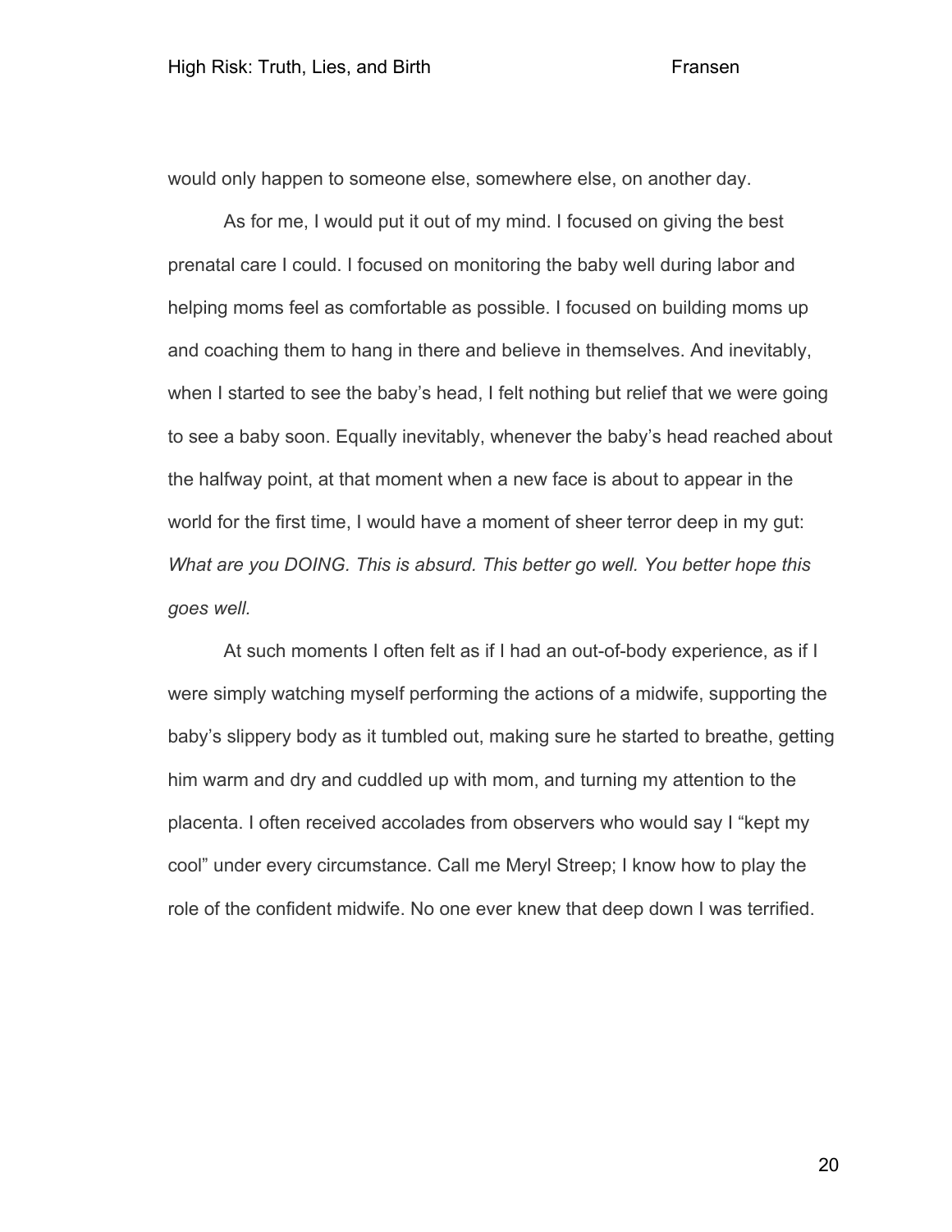would only happen to someone else, somewhere else, on another day.

As for me, I would put it out of my mind. I focused on giving the best prenatal care I could. I focused on monitoring the baby well during labor and helping moms feel as comfortable as possible. I focused on building moms up and coaching them to hang in there and believe in themselves. And inevitably, when I started to see the baby's head, I felt nothing but relief that we were going to see a baby soon. Equally inevitably, whenever the baby's head reached about the halfway point, at that moment when a new face is about to appear in the world for the first time, I would have a moment of sheer terror deep in my gut: *What are you DOING. This is absurd. This better go well. You better hope this goes well.*

At such moments I often felt as if I had an out-of-body experience, as if I were simply watching myself performing the actions of a midwife, supporting the baby's slippery body as it tumbled out, making sure he started to breathe, getting him warm and dry and cuddled up with mom, and turning my attention to the placenta. I often received accolades from observers who would say I "kept my cool" under every circumstance. Call me Meryl Streep; I know how to play the role of the confident midwife. No one ever knew that deep down I was terrified.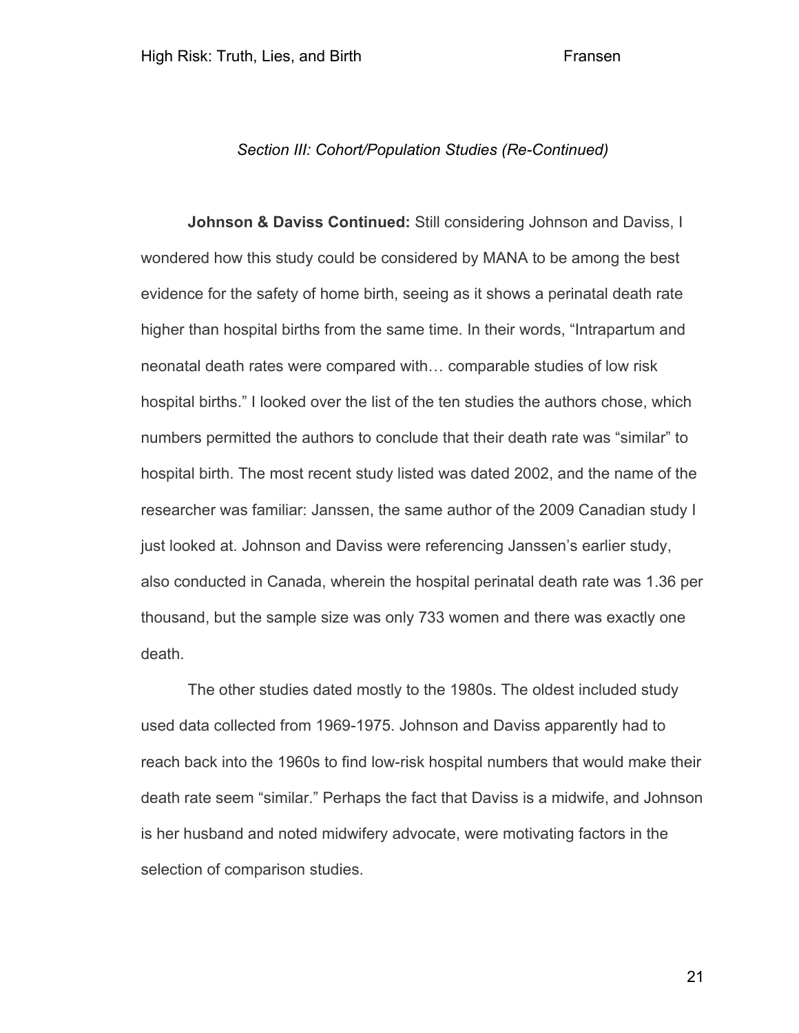*Section III: Cohort/Population Studies (Re-Continued)*

**Johnson & Daviss Continued:** Still considering Johnson and Daviss, I wondered how this study could be considered by MANA to be among the best evidence for the safety of home birth, seeing as it shows a perinatal death rate higher than hospital births from the same time. In their words, "Intrapartum and neonatal death rates were compared with… comparable studies of low risk hospital births." I looked over the list of the ten studies the authors chose, which numbers permitted the authors to conclude that their death rate was "similar" to hospital birth. The most recent study listed was dated 2002, and the name of the researcher was familiar: Janssen, the same author of the 2009 Canadian study I just looked at. Johnson and Daviss were referencing Janssen's earlier study, also conducted in Canada, wherein the hospital perinatal death rate was 1.36 per thousand, but the sample size was only 733 women and there was exactly one death.

The other studies dated mostly to the 1980s. The oldest included study used data collected from 1969-1975. Johnson and Daviss apparently had to reach back into the 1960s to find low-risk hospital numbers that would make their death rate seem "similar." Perhaps the fact that Daviss is a midwife, and Johnson is her husband and noted midwifery advocate, were motivating factors in the selection of comparison studies.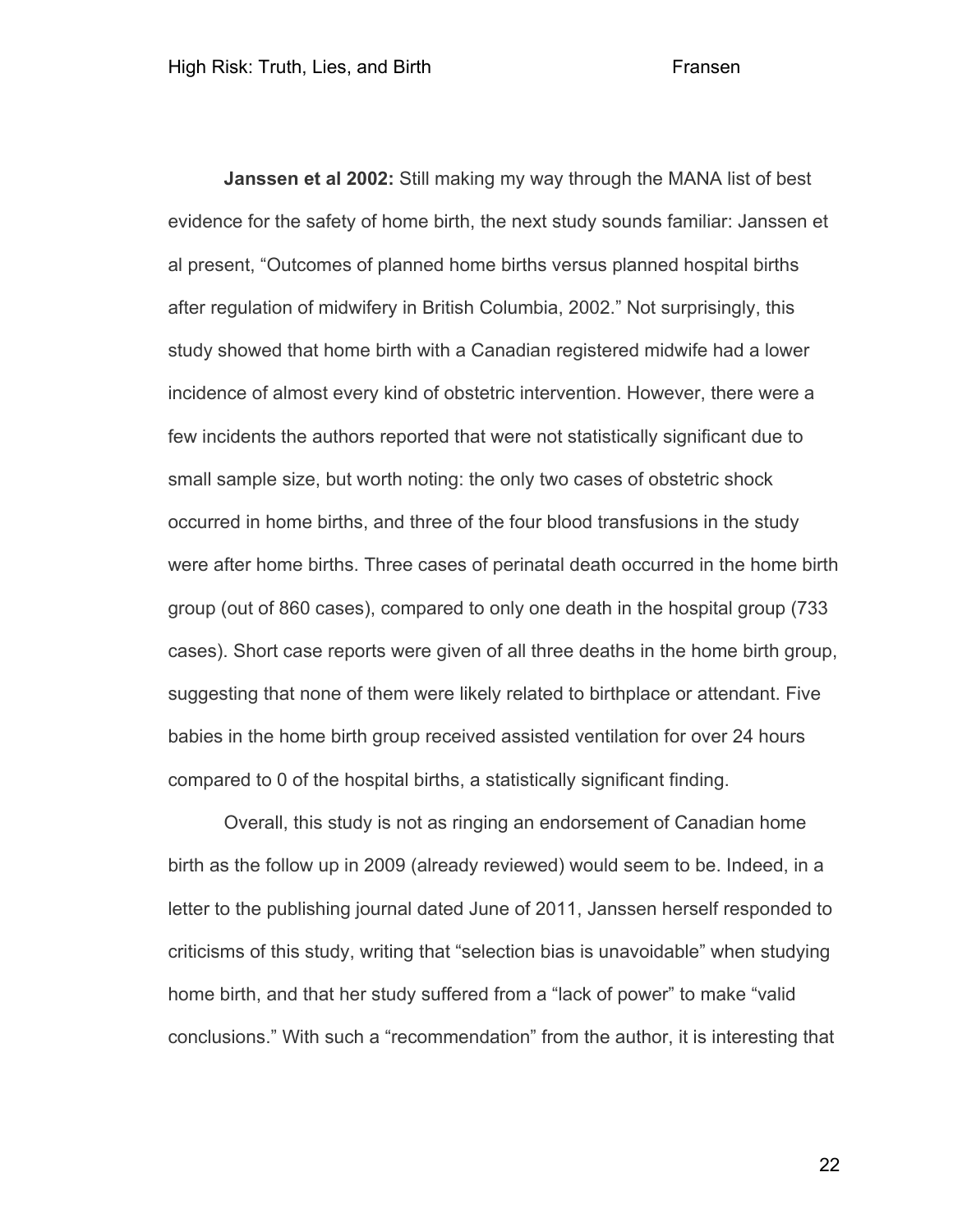**Janssen et al 2002:** Still making my way through the MANA list of best evidence for the safety of home birth, the next study sounds familiar: Janssen et al present, "Outcomes of planned home births versus planned hospital births after regulation of midwifery in British Columbia, 2002." Not surprisingly, this study showed that home birth with a Canadian registered midwife had a lower incidence of almost every kind of obstetric intervention. However, there were a few incidents the authors reported that were not statistically significant due to small sample size, but worth noting: the only two cases of obstetric shock occurred in home births, and three of the four blood transfusions in the study were after home births. Three cases of perinatal death occurred in the home birth group (out of 860 cases), compared to only one death in the hospital group (733 cases). Short case reports were given of all three deaths in the home birth group, suggesting that none of them were likely related to birthplace or attendant. Five babies in the home birth group received assisted ventilation for over 24 hours compared to 0 of the hospital births, a statistically significant finding.

Overall, this study is not as ringing an endorsement of Canadian home birth as the follow up in 2009 (already reviewed) would seem to be. Indeed, in a letter to the publishing journal dated June of 2011, Janssen herself responded to criticisms of this study, writing that "selection bias is unavoidable" when studying home birth, and that her study suffered from a "lack of power" to make "valid conclusions." With such a "recommendation" from the author, it is interesting that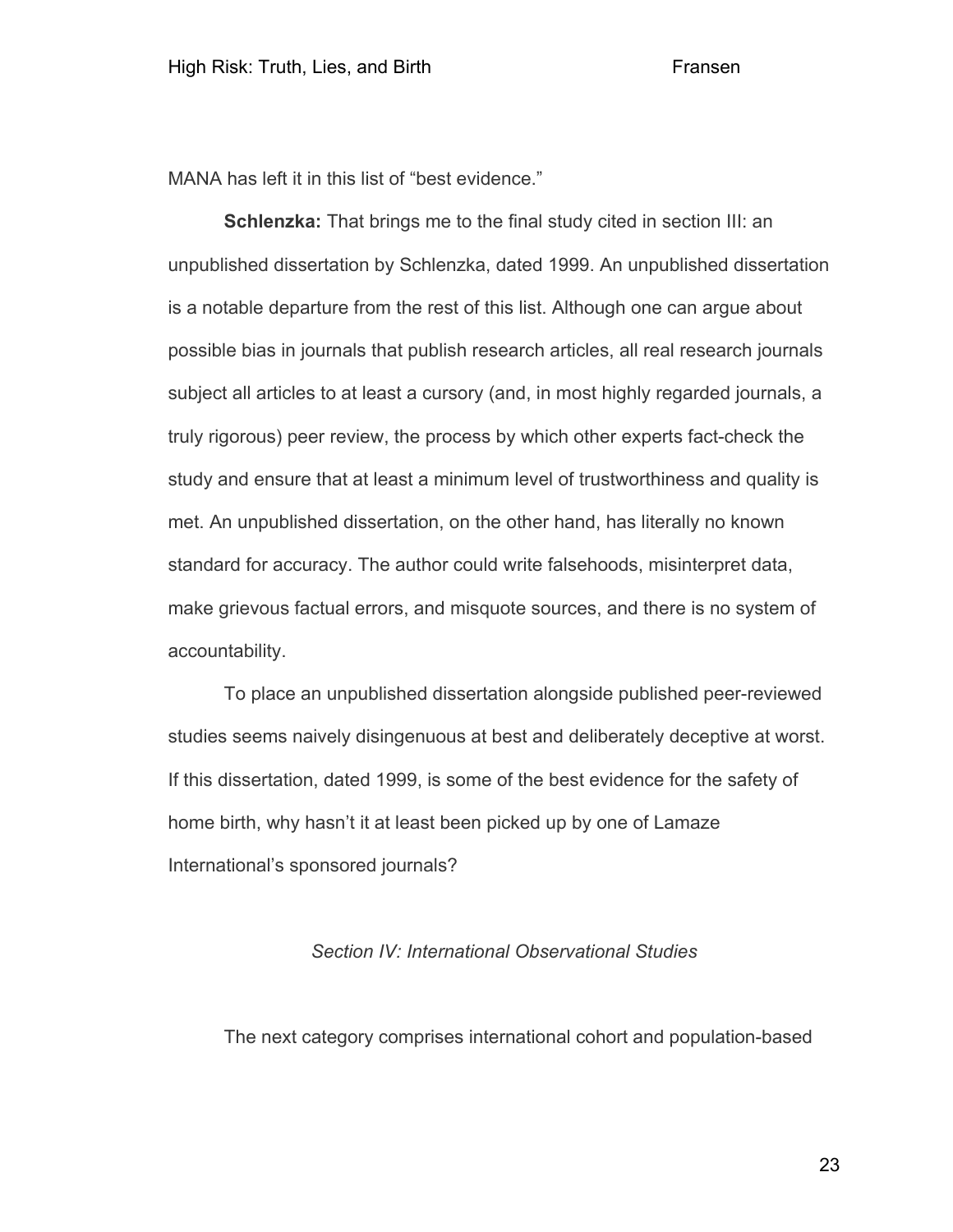MANA has left it in this list of “best evidence.”

**Schlenzka:** That brings me to the final study cited in section III: an unpublished dissertation by Schlenzka, dated 1999. An unpublished dissertation is a notable departure from the rest of this list. Although one can argue about possible bias in journals that publish research articles, all real research journals subject all articles to at least a cursory (and, in most highly regarded journals, a truly rigorous) peer review, the process by which other experts fact-check the study and ensure that at least a minimum level of trustworthiness and quality is met. An unpublished dissertation, on the other hand, has literally no known standard for accuracy. The author could write falsehoods, misinterpret data, make grievous factual errors, and misquote sources, and there is no system of accountability.

To place an unpublished dissertation alongside published peer-reviewed studies seems naively disingenuous at best and deliberately deceptive at worst. If this dissertation, dated 1999, is some of the best evidence for the safety of home birth, why hasn’t it at least been picked up by one of Lamaze International’s sponsored journals?

### *Section IV: International Observational Studies*

The next category comprises international cohort and population-based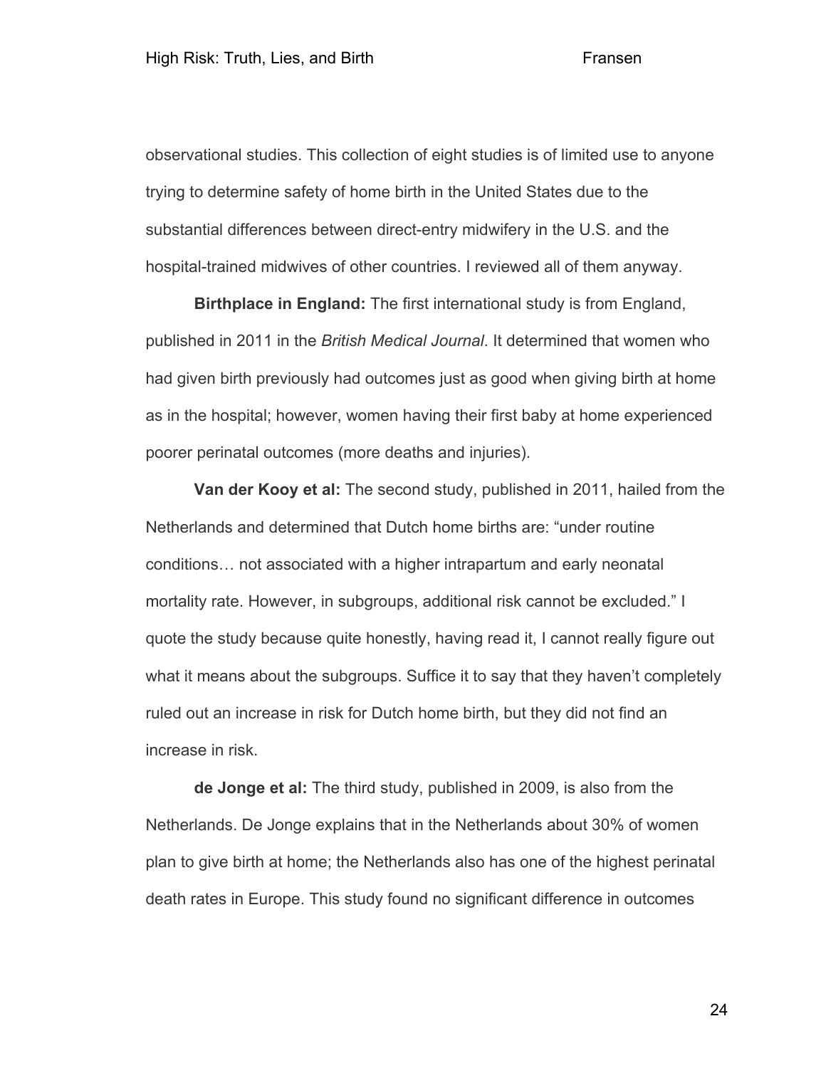observational studies. This collection of eight studies is of limited use to anyone trying to determine safety of home birth in the United States due to the substantial differences between direct-entry midwifery in the U.S. and the hospital-trained midwives of other countries. I reviewed all of them anyway.

**Birthplace in England:** The first international study is from England, published in 2011 in the *British Medical Journal*. It determined that women who had given birth previously had outcomes just as good when giving birth at home as in the hospital; however, women having their first baby at home experienced poorer perinatal outcomes (more deaths and injuries).

**Van der Kooy et al:** The second study, published in 2011, hailed from the Netherlands and determined that Dutch home births are: "under routine conditions… not associated with a higher intrapartum and early neonatal mortality rate. However, in subgroups, additional risk cannot be excluded." I quote the study because quite honestly, having read it, I cannot really figure out what it means about the subgroups. Suffice it to say that they haven't completely ruled out an increase in risk for Dutch home birth, but they did not find an increase in risk.

**de Jonge et al:** The third study, published in 2009, is also from the Netherlands. De Jonge explains that in the Netherlands about 30% of women plan to give birth at home; the Netherlands also has one of the highest perinatal death rates in Europe. This study found no significant difference in outcomes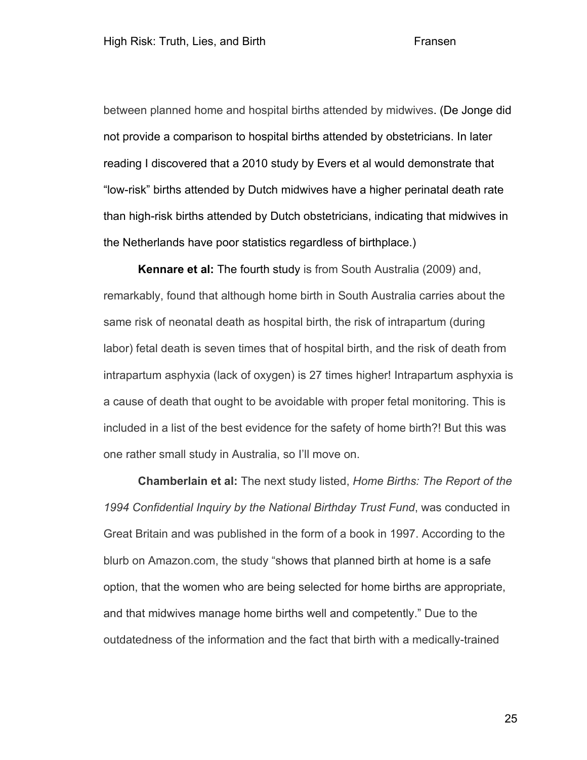between planned home and hospital births attended by midwives. (De Jonge did not provide a comparison to hospital births attended by obstetricians. In later reading I discovered that a 2010 study by Evers et al would demonstrate that "low-risk" births attended by Dutch midwives have a higher perinatal death rate than high-risk births attended by Dutch obstetricians, indicating that midwives in the Netherlands have poor statistics regardless of birthplace.)

**Kennare et al:** The fourth study is from South Australia (2009) and, remarkably, found that although home birth in South Australia carries about the same risk of neonatal death as hospital birth, the risk of intrapartum (during labor) fetal death is seven times that of hospital birth, and the risk of death from intrapartum asphyxia (lack of oxygen) is 27 times higher! Intrapartum asphyxia is a cause of death that ought to be avoidable with proper fetal monitoring. This is included in a list of the best evidence for the safety of home birth?! But this was one rather small study in Australia, so I'll move on.

**Chamberlain et al:** The next study listed, *Home Births: The Report of the 1994 Confidential Inquiry by the National Birthday Trust Fund*, was conducted in Great Britain and was published in the form of a book in 1997. According to the blurb on Amazon.com, the study "shows that planned birth at home is a safe option, that the women who are being selected for home births are appropriate, and that midwives manage home births well and competently." Due to the outdatedness of the information and the fact that birth with a medically-trained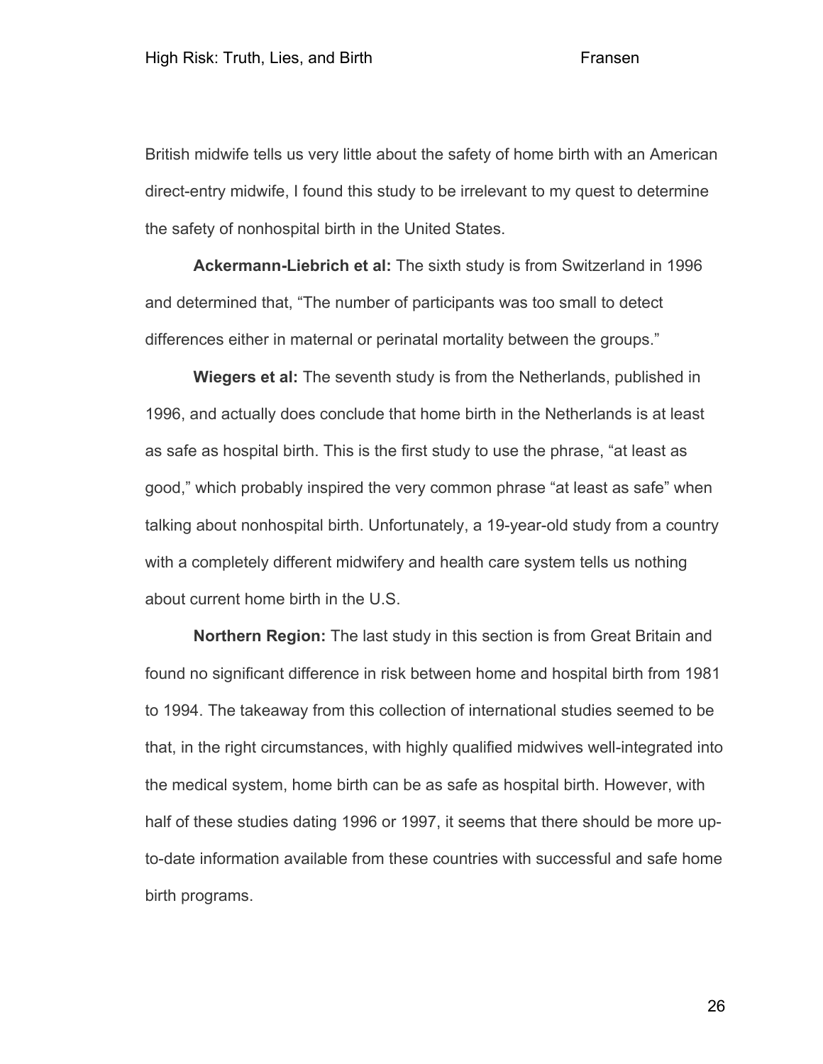British midwife tells us very little about the safety of home birth with an American direct-entry midwife, I found this study to be irrelevant to my quest to determine the safety of nonhospital birth in the United States.

**Ackermann-Liebrich et al:** The sixth study is from Switzerland in 1996 and determined that, “The number of participants was too small to detect differences either in maternal or perinatal mortality between the groups.”

**Wiegers et al:** The seventh study is from the Netherlands, published in 1996, and actually does conclude that home birth in the Netherlands is at least as safe as hospital birth. This is the first study to use the phrase, “at least as good,” which probably inspired the very common phrase “at least as safe” when talking about nonhospital birth. Unfortunately, a 19-year-old study from a country with a completely different midwifery and health care system tells us nothing about current home birth in the U.S.

**Northern Region:** The last study in this section is from Great Britain and found no significant difference in risk between home and hospital birth from 1981 to 1994. The takeaway from this collection of international studies seemed to be that, in the right circumstances, with highly qualified midwives well-integrated into the medical system, home birth can be as safe as hospital birth. However, with half of these studies dating 1996 or 1997, it seems that there should be more up-to-date information available from these countries with successful and safe home birth programs.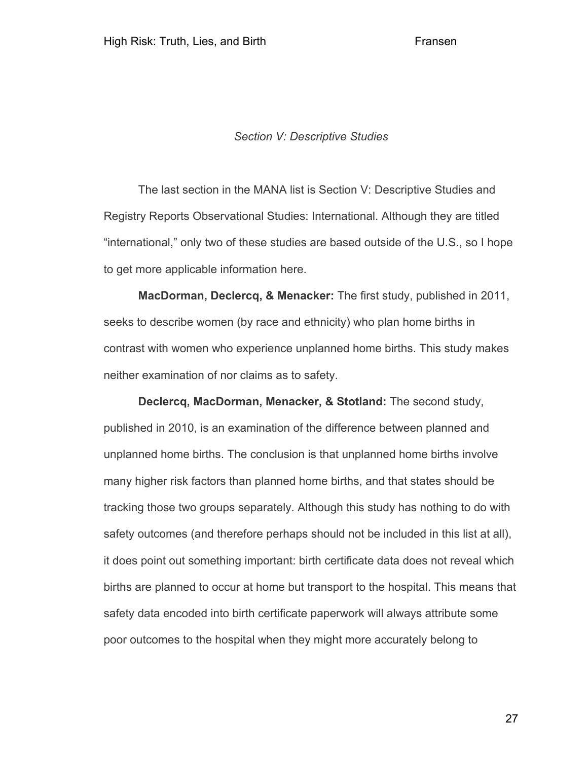*Section V: Descriptive Studies*

The last section in the MANA list is Section V: Descriptive Studies and Registry Reports Observational Studies: International. Although they are titled "international," only two of these studies are based outside of the U.S., so I hope to get more applicable information here.

**MacDorman, Declercq, & Menacker:** The first study, published in 2011, seeks to describe women (by race and ethnicity) who plan home births in contrast with women who experience unplanned home births. This study makes neither examination of nor claims as to safety.

**Declercq, MacDorman, Menacker, & Stotland:** The second study, published in 2010, is an examination of the difference between planned and unplanned home births. The conclusion is that unplanned home births involve many higher risk factors than planned home births, and that states should be tracking those two groups separately. Although this study has nothing to do with safety outcomes (and therefore perhaps should not be included in this list at all), it does point out something important: birth certificate data does not reveal which births are planned to occur at home but transport to the hospital. This means that safety data encoded into birth certificate paperwork will always attribute some poor outcomes to the hospital when they might more accurately belong to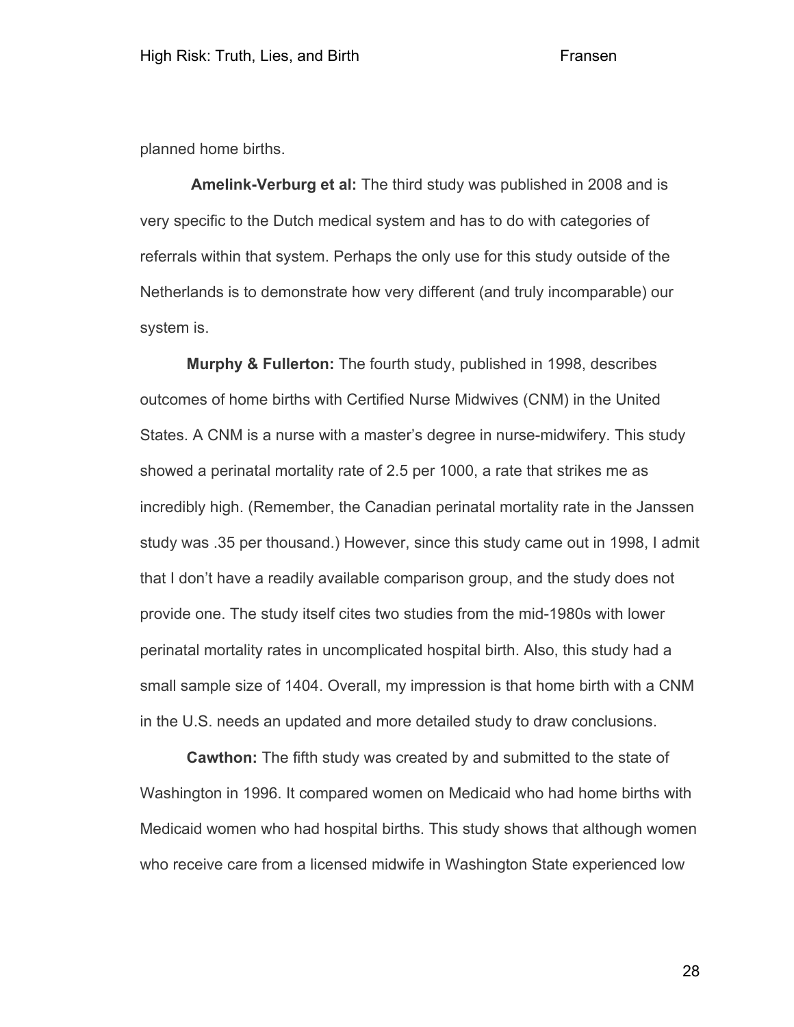planned home births.

**Amelink-Verburg et al:** The third study was published in 2008 and is very specific to the Dutch medical system and has to do with categories of referrals within that system. Perhaps the only use for this study outside of the Netherlands is to demonstrate how very different (and truly incomparable) our system is.

**Murphy & Fullerton:** The fourth study, published in 1998, describes outcomes of home births with Certified Nurse Midwives (CNM) in the United States. A CNM is a nurse with a master's degree in nurse-midwifery. This study showed a perinatal mortality rate of 2.5 per 1000, a rate that strikes me as incredibly high. (Remember, the Canadian perinatal mortality rate in the Janssen study was .35 per thousand.) However, since this study came out in 1998, I admit that I don't have a readily available comparison group, and the study does not provide one. The study itself cites two studies from the mid-1980s with lower perinatal mortality rates in uncomplicated hospital birth. Also, this study had a small sample size of 1404. Overall, my impression is that home birth with a CNM in the U.S. needs an updated and more detailed study to draw conclusions.

**Cawthon:** The fifth study was created by and submitted to the state of Washington in 1996. It compared women on Medicaid who had home births with Medicaid women who had hospital births. This study shows that although women who receive care from a licensed midwife in Washington State experienced low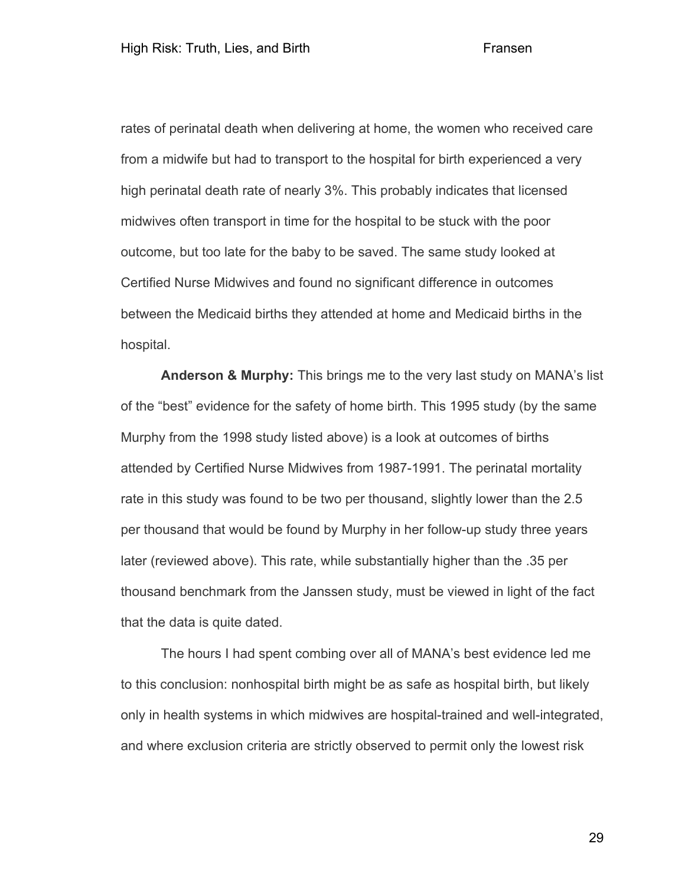rates of perinatal death when delivering at home, the women who received care from a midwife but had to transport to the hospital for birth experienced a very high perinatal death rate of nearly 3%. This probably indicates that licensed midwives often transport in time for the hospital to be stuck with the poor outcome, but too late for the baby to be saved. The same study looked at Certified Nurse Midwives and found no significant difference in outcomes between the Medicaid births they attended at home and Medicaid births in the hospital.

**Anderson & Murphy:** This brings me to the very last study on MANA's list of the "best" evidence for the safety of home birth. This 1995 study (by the same Murphy from the 1998 study listed above) is a look at outcomes of births attended by Certified Nurse Midwives from 1987-1991. The perinatal mortality rate in this study was found to be two per thousand, slightly lower than the 2.5 per thousand that would be found by Murphy in her follow-up study three years later (reviewed above). This rate, while substantially higher than the .35 per thousand benchmark from the Janssen study, must be viewed in light of the fact that the data is quite dated.

The hours I had spent combing over all of MANA's best evidence led me to this conclusion: nonhospital birth might be as safe as hospital birth, but likely only in health systems in which midwives are hospital-trained and well-integrated, and where exclusion criteria are strictly observed to permit only the lowest risk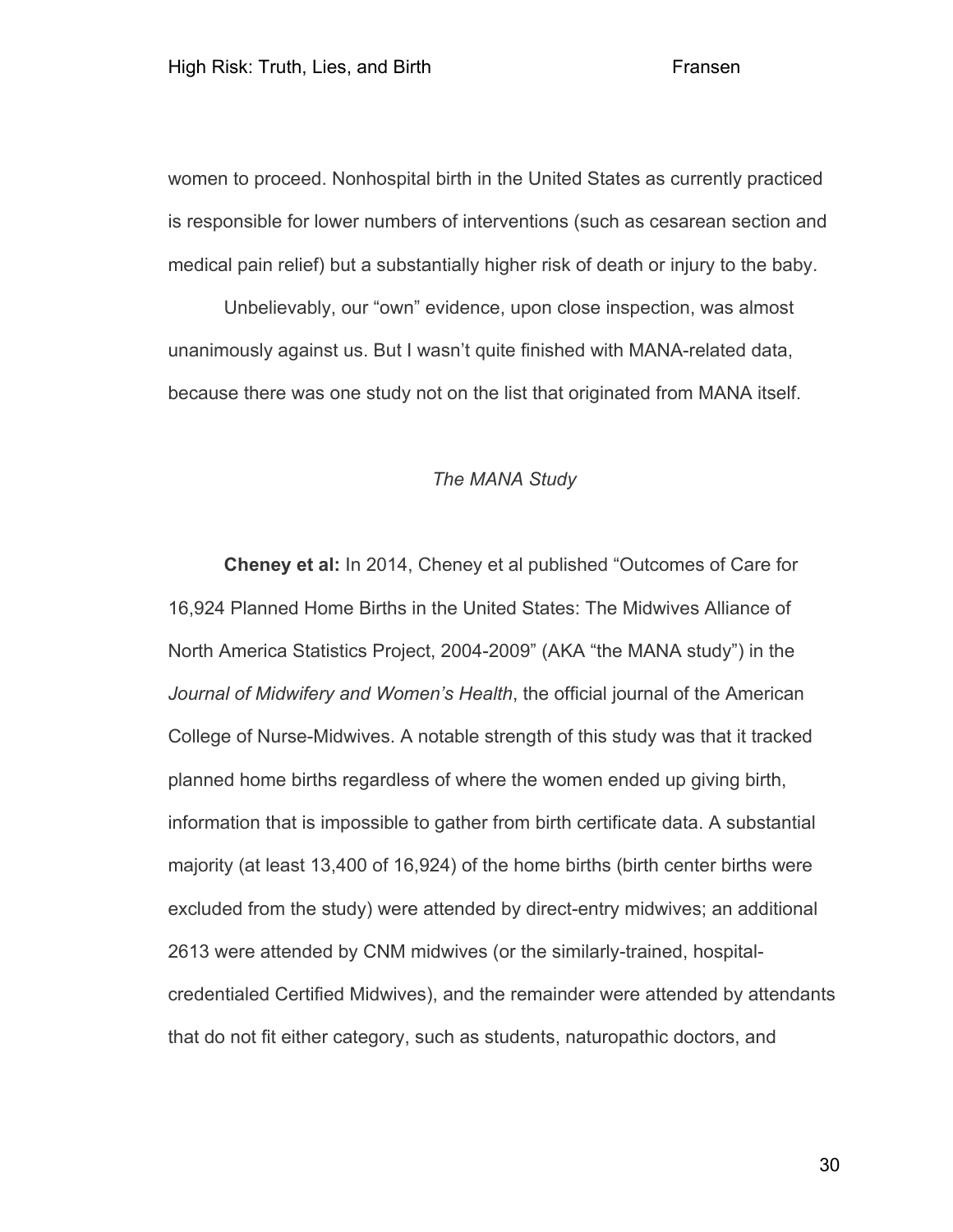women to proceed. Nonhospital birth in the United States as currently practiced is responsible for lower numbers of interventions (such as cesarean section and medical pain relief) but a substantially higher risk of death or injury to the baby.

Unbelievably, our "own" evidence, upon close inspection, was almost unanimously against us. But I wasn't quite finished with MANA-related data, because there was one study not on the list that originated from MANA itself.

*The MANA Study*

**Cheney et al:** In 2014, Cheney et al published "Outcomes of Care for 16,924 Planned Home Births in the United States: The Midwives Alliance of North America Statistics Project, 2004-2009" (AKA "the MANA study") in the *Journal of Midwifery and Women's Health*, the official journal of the American College of Nurse-Midwives. A notable strength of this study was that it tracked planned home births regardless of where the women ended up giving birth, information that is impossible to gather from birth certificate data. A substantial majority (at least 13,400 of 16,924) of the home births (birth center births were excluded from the study) were attended by direct-entry midwives; an additional 2613 were attended by CNM midwives (or the similarly-trained, hospital-credentialed Certified Midwives), and the remainder were attended by attendants that do not fit either category, such as students, naturopathic doctors, and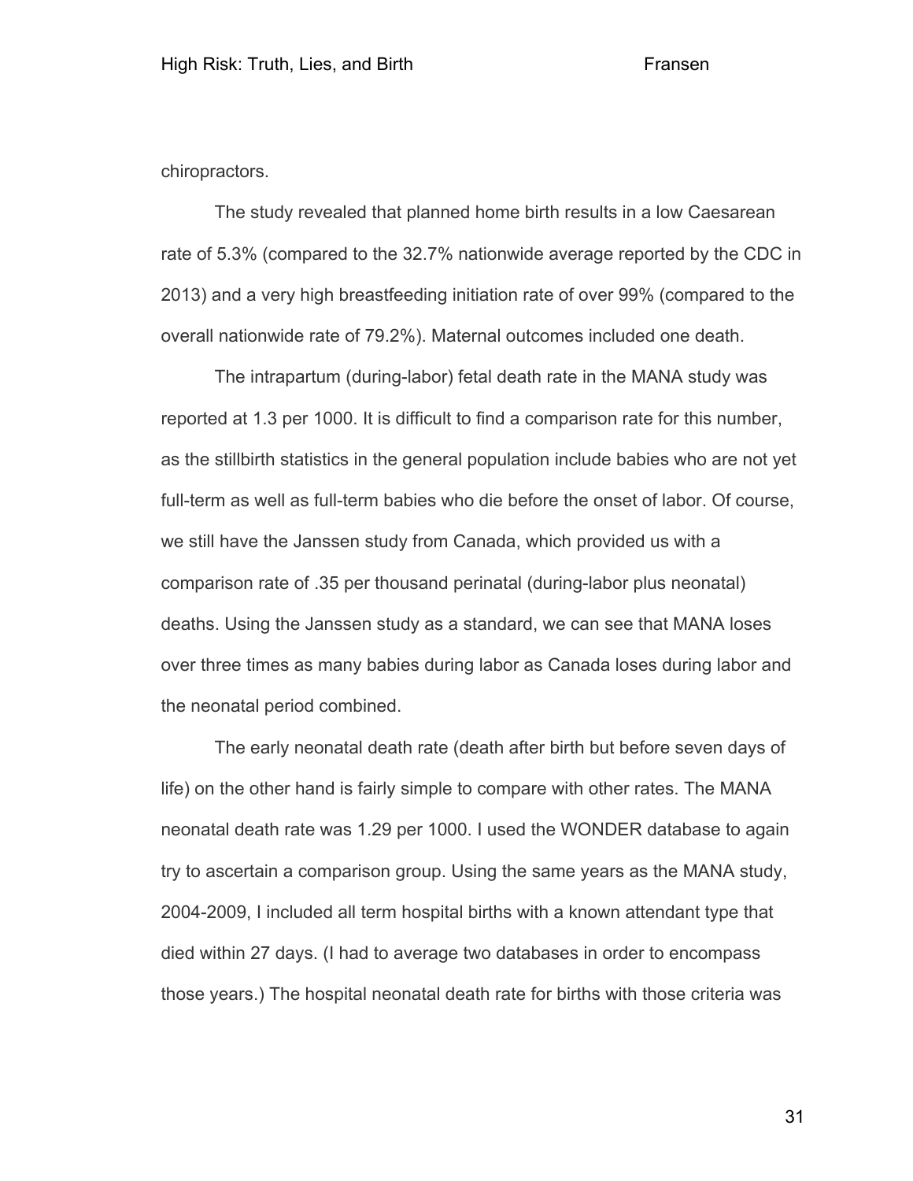chiropractors.

The study revealed that planned home birth results in a low Caesarean rate of 5.3% (compared to the 32.7% nationwide average reported by the CDC in 2013) and a very high breastfeeding initiation rate of over 99% (compared to the overall nationwide rate of 79.2%). Maternal outcomes included one death.

The intrapartum (during-labor) fetal death rate in the MANA study was reported at 1.3 per 1000. It is difficult to find a comparison rate for this number, as the stillbirth statistics in the general population include babies who are not yet full-term as well as full-term babies who die before the onset of labor. Of course, we still have the Janssen study from Canada, which provided us with a comparison rate of .35 per thousand perinatal (during-labor plus neonatal) deaths. Using the Janssen study as a standard, we can see that MANA loses over three times as many babies during labor as Canada loses during labor and the neonatal period combined.

The early neonatal death rate (death after birth but before seven days of life) on the other hand is fairly simple to compare with other rates. The MANA neonatal death rate was 1.29 per 1000. I used the WONDER database to again try to ascertain a comparison group. Using the same years as the MANA study, 2004-2009, I included all term hospital births with a known attendant type that died within 27 days. (I had to average two databases in order to encompass those years.) The hospital neonatal death rate for births with those criteria was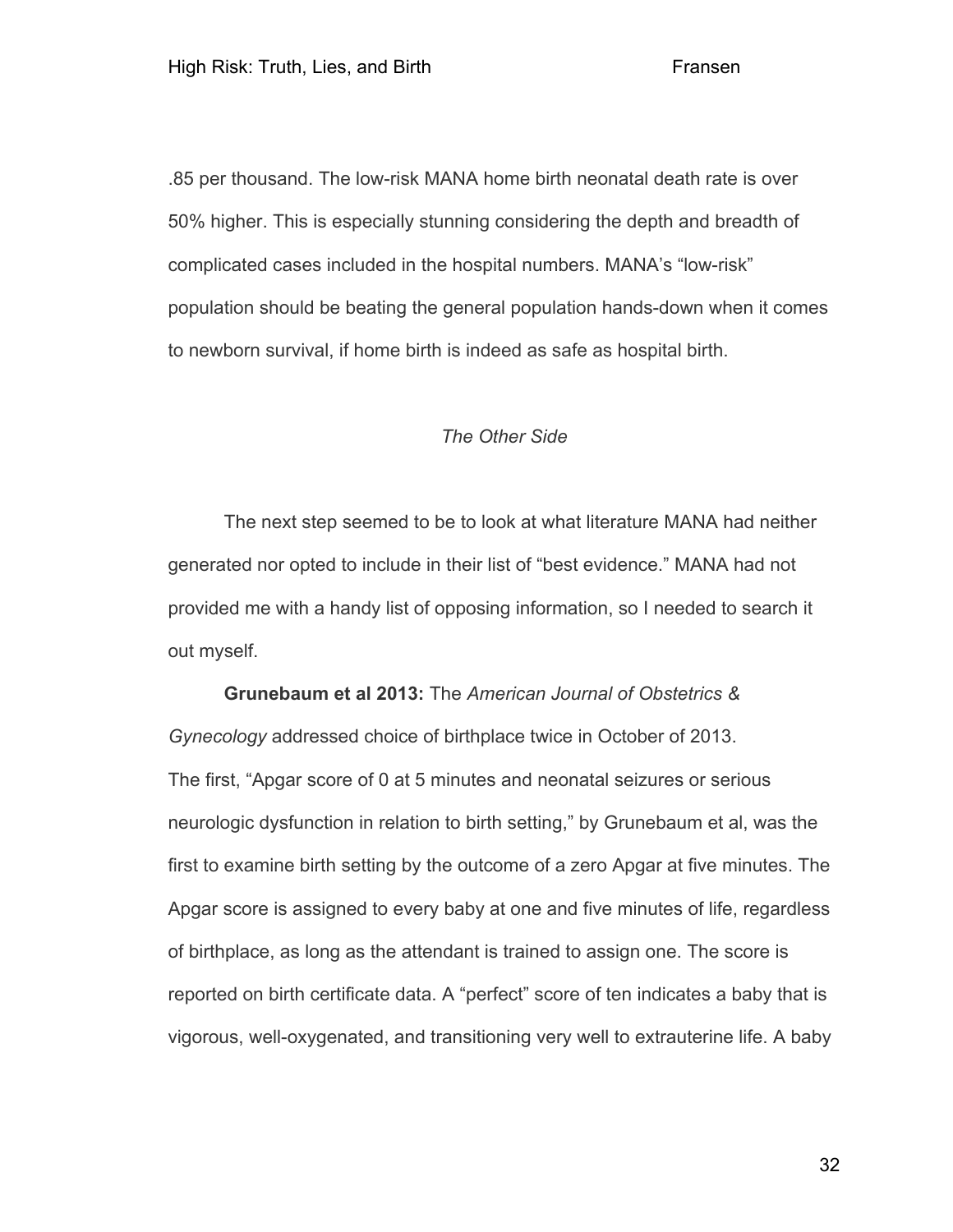.85 per thousand. The low-risk MANA home birth neonatal death rate is over 50% higher. This is especially stunning considering the depth and breadth of complicated cases included in the hospital numbers. MANA's "low-risk" population should be beating the general population hands-down when it comes to newborn survival, if home birth is indeed as safe as hospital birth.

### *The Other Side*

The next step seemed to be to look at what literature MANA had neither generated nor opted to include in their list of "best evidence." MANA had not provided me with a handy list of opposing information, so I needed to search it out myself.

**Grunebaum et al 2013:** The *American Journal of Obstetrics & Gynecology* addressed choice of birthplace twice in October of 2013. The first, "Apgar score of 0 at 5 minutes and neonatal seizures or serious neurologic dysfunction in relation to birth setting," by Grunebaum et al, was the first to examine birth setting by the outcome of a zero Apgar at five minutes. The Apgar score is assigned to every baby at one and five minutes of life, regardless of birthplace, as long as the attendant is trained to assign one. The score is reported on birth certificate data. A "perfect" score of ten indicates a baby that is vigorous, well-oxygenated, and transitioning very well to extrauterine life. A baby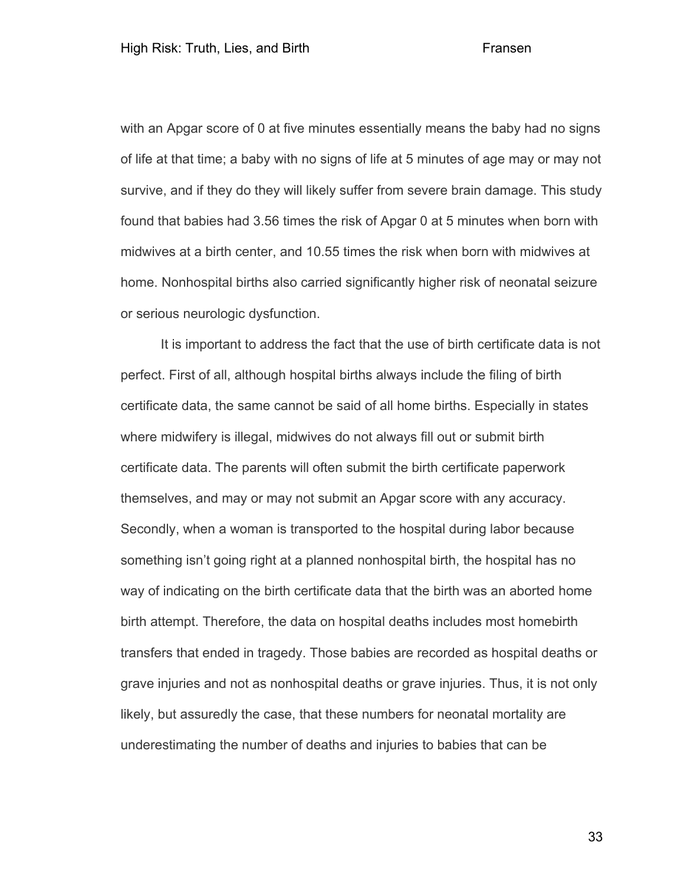with an Apgar score of 0 at five minutes essentially means the baby had no signs of life at that time; a baby with no signs of life at 5 minutes of age may or may not survive, and if they do they will likely suffer from severe brain damage. This study found that babies had 3.56 times the risk of Apgar 0 at 5 minutes when born with midwives at a birth center, and 10.55 times the risk when born with midwives at home. Nonhospital births also carried significantly higher risk of neonatal seizure or serious neurologic dysfunction.

It is important to address the fact that the use of birth certificate data is not perfect. First of all, although hospital births always include the filing of birth certificate data, the same cannot be said of all home births. Especially in states where midwifery is illegal, midwives do not always fill out or submit birth certificate data. The parents will often submit the birth certificate paperwork themselves, and may or may not submit an Apgar score with any accuracy. Secondly, when a woman is transported to the hospital during labor because something isn't going right at a planned nonhospital birth, the hospital has no way of indicating on the birth certificate data that the birth was an aborted home birth attempt. Therefore, the data on hospital deaths includes most homebirth transfers that ended in tragedy. Those babies are recorded as hospital deaths or grave injuries and not as nonhospital deaths or grave injuries. Thus, it is not only likely, but assuredly the case, that these numbers for neonatal mortality are underestimating the number of deaths and injuries to babies that can be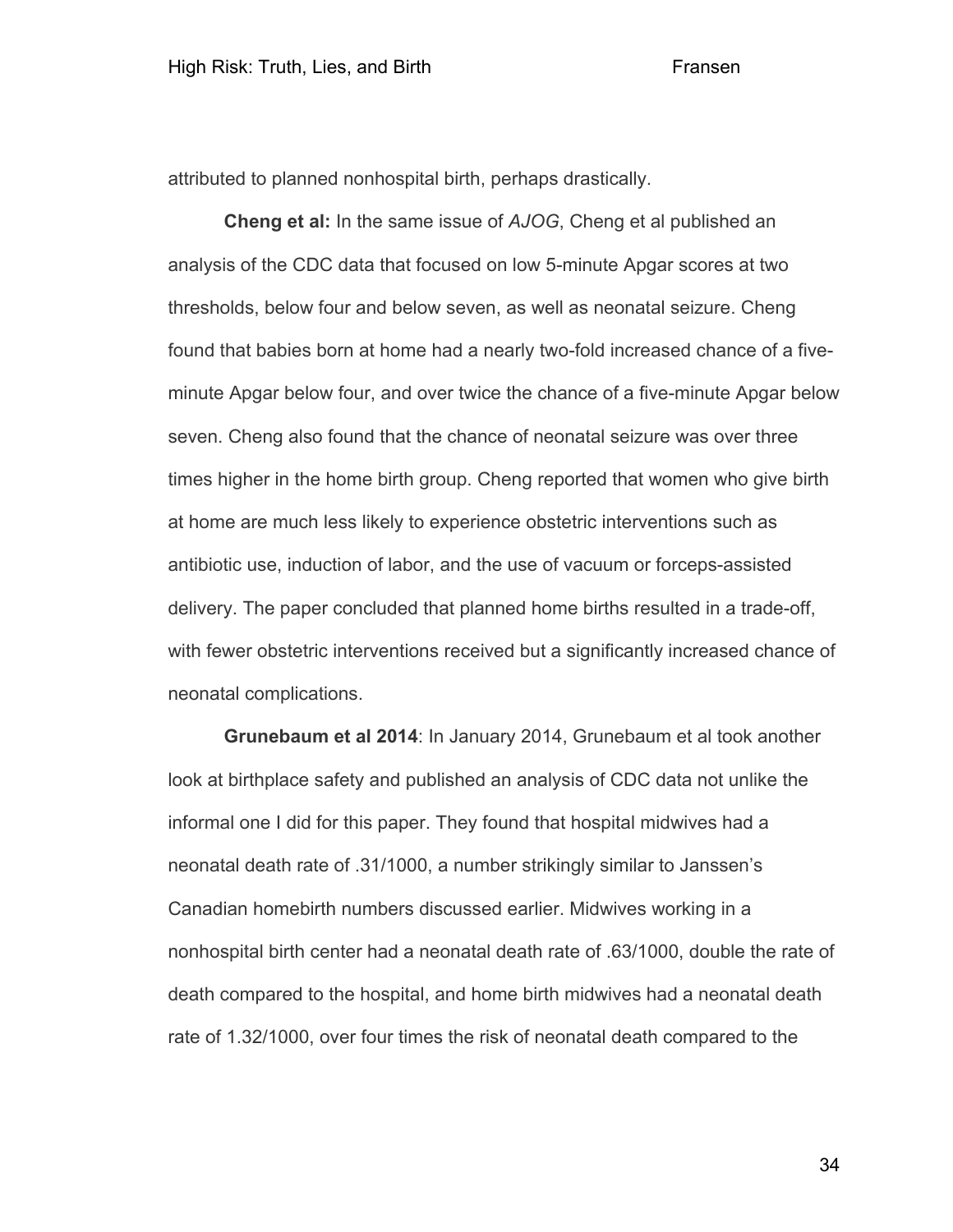attributed to planned nonhospital birth, perhaps drastically.

**Cheng et al:** In the same issue of *AJOG*, Cheng et al published an analysis of the CDC data that focused on low 5-minute Apgar scores at two thresholds, below four and below seven, as well as neonatal seizure. Cheng found that babies born at home had a nearly two-fold increased chance of a five-minute Apgar below four, and over twice the chance of a five-minute Apgar below seven. Cheng also found that the chance of neonatal seizure was over three times higher in the home birth group. Cheng reported that women who give birth at home are much less likely to experience obstetric interventions such as antibiotic use, induction of labor, and the use of vacuum or forceps-assisted delivery. The paper concluded that planned home births resulted in a trade-off, with fewer obstetric interventions received but a significantly increased chance of neonatal complications.

**Grunebaum et al 2014**: In January 2014, Grunebaum et al took another look at birthplace safety and published an analysis of CDC data not unlike the informal one I did for this paper. They found that hospital midwives had a neonatal death rate of .31/1000, a number strikingly similar to Janssen's Canadian homebirth numbers discussed earlier. Midwives working in a nonhospital birth center had a neonatal death rate of .63/1000, double the rate of death compared to the hospital, and home birth midwives had a neonatal death rate of 1.32/1000, over four times the risk of neonatal death compared to the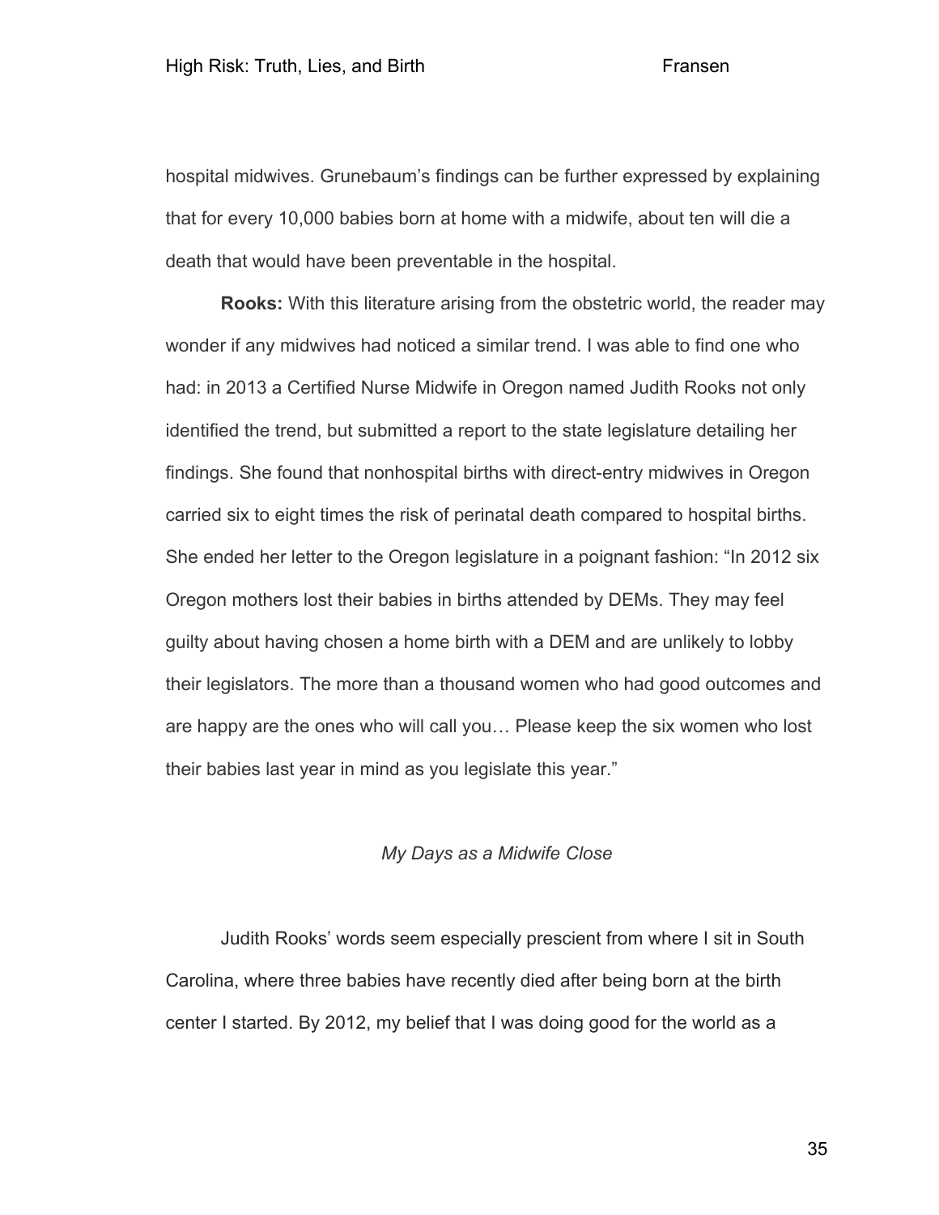hospital midwives. Grunebaum's findings can be further expressed by explaining that for every 10,000 babies born at home with a midwife, about ten will die a death that would have been preventable in the hospital.

**Rooks:** With this literature arising from the obstetric world, the reader may wonder if any midwives had noticed a similar trend. I was able to find one who had: in 2013 a Certified Nurse Midwife in Oregon named Judith Rooks not only identified the trend, but submitted a report to the state legislature detailing her findings. She found that nonhospital births with direct-entry midwives in Oregon carried six to eight times the risk of perinatal death compared to hospital births. She ended her letter to the Oregon legislature in a poignant fashion: "In 2012 six Oregon mothers lost their babies in births attended by DEMs. They may feel guilty about having chosen a home birth with a DEM and are unlikely to lobby their legislators. The more than a thousand women who had good outcomes and are happy are the ones who will call you… Please keep the six women who lost their babies last year in mind as you legislate this year."

## *My Days as a Midwife Close*

Judith Rooks' words seem especially prescient from where I sit in South Carolina, where three babies have recently died after being born at the birth center I started. By 2012, my belief that I was doing good for the world as a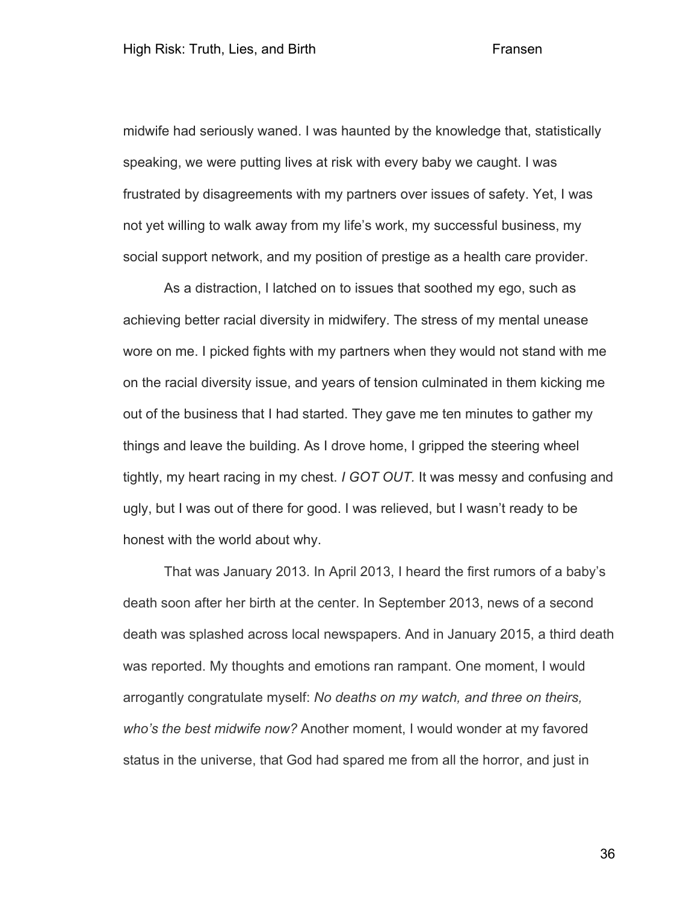midwife had seriously waned. I was haunted by the knowledge that, statistically speaking, we were putting lives at risk with every baby we caught. I was frustrated by disagreements with my partners over issues of safety. Yet, I was not yet willing to walk away from my life's work, my successful business, my social support network, and my position of prestige as a health care provider.

As a distraction, I latched on to issues that soothed my ego, such as achieving better racial diversity in midwifery. The stress of my mental unease wore on me. I picked fights with my partners when they would not stand with me on the racial diversity issue, and years of tension culminated in them kicking me out of the business that I had started. They gave me ten minutes to gather my things and leave the building. As I drove home, I gripped the steering wheel tightly, my heart racing in my chest. *I GOT OUT.* It was messy and confusing and ugly, but I was out of there for good. I was relieved, but I wasn't ready to be honest with the world about why.

That was January 2013. In April 2013, I heard the first rumors of a baby's death soon after her birth at the center. In September 2013, news of a second death was splashed across local newspapers. And in January 2015, a third death was reported. My thoughts and emotions ran rampant. One moment, I would arrogantly congratulate myself: *No deaths on my watch, and three on theirs, who's the best midwife now?* Another moment, I would wonder at my favored status in the universe, that God had spared me from all the horror, and just in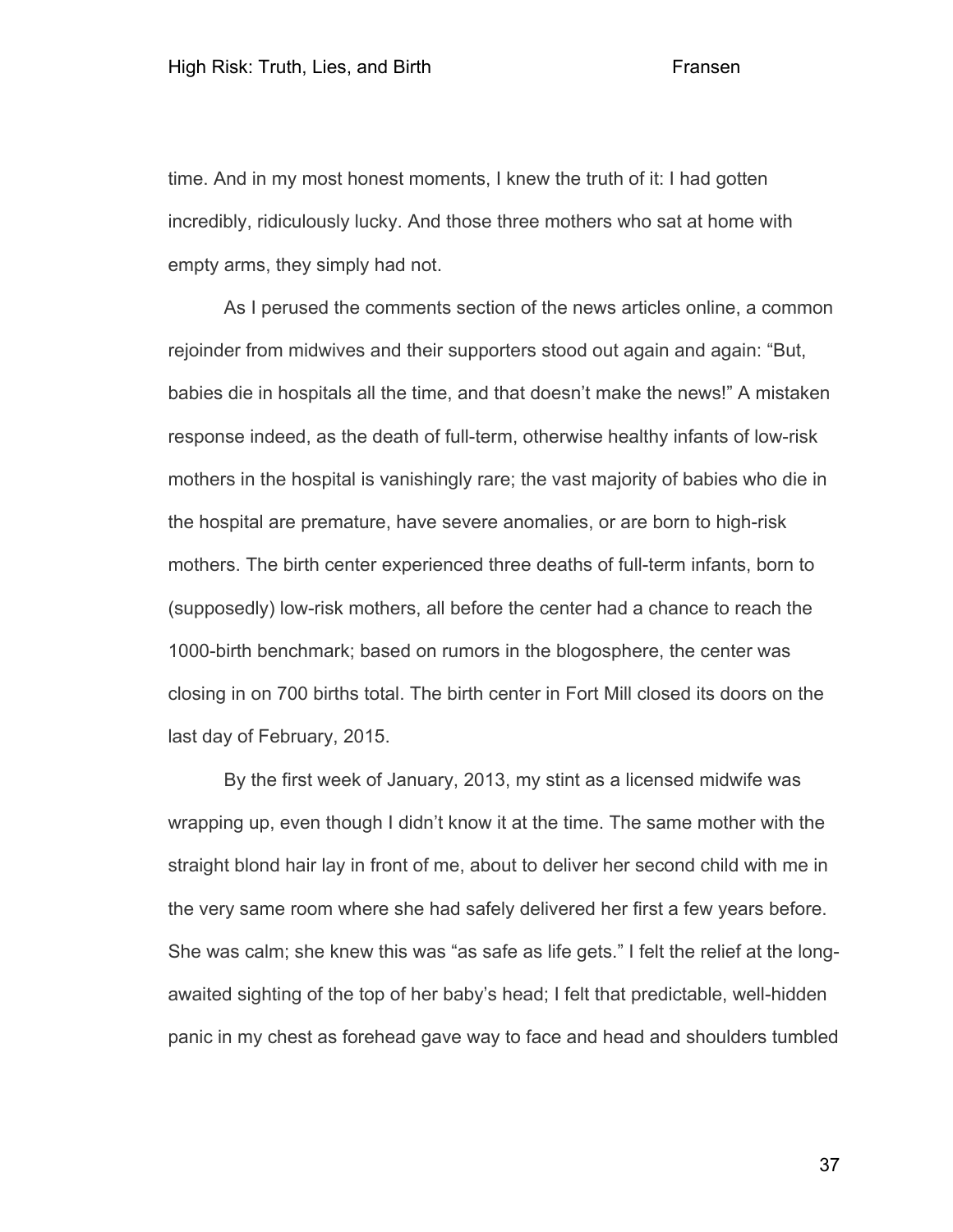time. And in my most honest moments, I knew the truth of it: I had gotten incredibly, ridiculously lucky. And those three mothers who sat at home with empty arms, they simply had not.

As I perused the comments section of the news articles online, a common rejoinder from midwives and their supporters stood out again and again: "But, babies die in hospitals all the time, and that doesn't make the news!" A mistaken response indeed, as the death of full-term, otherwise healthy infants of low-risk mothers in the hospital is vanishingly rare; the vast majority of babies who die in the hospital are premature, have severe anomalies, or are born to high-risk mothers. The birth center experienced three deaths of full-term infants, born to (supposedly) low-risk mothers, all before the center had a chance to reach the 1000-birth benchmark; based on rumors in the blogosphere, the center was closing in on 700 births total. The birth center in Fort Mill closed its doors on the last day of February, 2015.

By the first week of January, 2013, my stint as a licensed midwife was wrapping up, even though I didn't know it at the time. The same mother with the straight blond hair lay in front of me, about to deliver her second child with me in the very same room where she had safely delivered her first a few years before. She was calm; she knew this was "as safe as life gets." I felt the relief at the long-awaited sighting of the top of her baby's head; I felt that predictable, well-hidden panic in my chest as forehead gave way to face and head and shoulders tumbled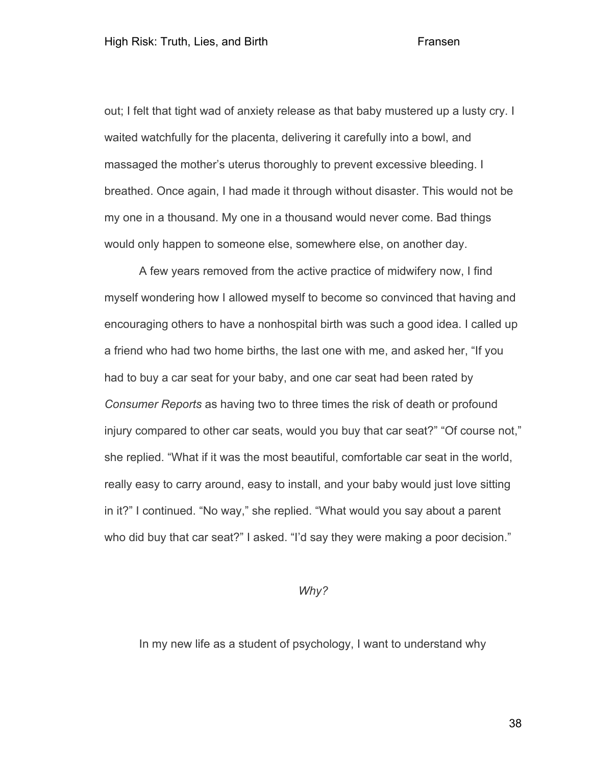out; I felt that tight wad of anxiety release as that baby mustered up a lusty cry. I waited watchfully for the placenta, delivering it carefully into a bowl, and massaged the mother's uterus thoroughly to prevent excessive bleeding. I breathed. Once again, I had made it through without disaster. This would not be my one in a thousand. My one in a thousand would never come. Bad things would only happen to someone else, somewhere else, on another day.

A few years removed from the active practice of midwifery now, I find myself wondering how I allowed myself to become so convinced that having and encouraging others to have a nonhospital birth was such a good idea. I called up a friend who had two home births, the last one with me, and asked her, "If you had to buy a car seat for your baby, and one car seat had been rated by *Consumer Reports* as having two to three times the risk of death or profound injury compared to other car seats, would you buy that car seat?" "Of course not," she replied. "What if it was the most beautiful, comfortable car seat in the world, really easy to carry around, easy to install, and your baby would just love sitting in it?" I continued. "No way," she replied. "What would you say about a parent who did buy that car seat?" I asked. "I'd say they were making a poor decision."

*Why?*

In my new life as a student of psychology, I want to understand why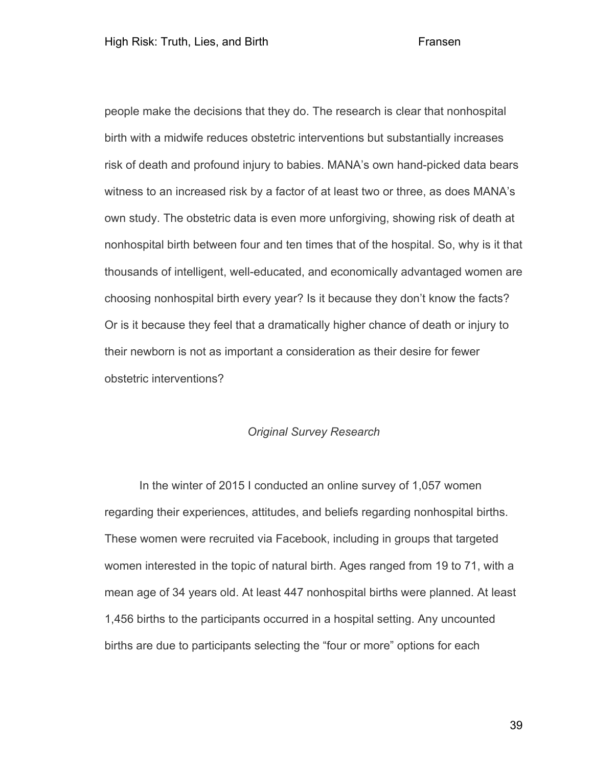people make the decisions that they do. The research is clear that nonhospital birth with a midwife reduces obstetric interventions but substantially increases risk of death and profound injury to babies. MANA's own hand-picked data bears witness to an increased risk by a factor of at least two or three, as does MANA's own study. The obstetric data is even more unforgiving, showing risk of death at nonhospital birth between four and ten times that of the hospital. So, why is it that thousands of intelligent, well-educated, and economically advantaged women are choosing nonhospital birth every year? Is it because they don't know the facts? Or is it because they feel that a dramatically higher chance of death or injury to their newborn is not as important a consideration as their desire for fewer obstetric interventions?

### *Original Survey Research*

In the winter of 2015 I conducted an online survey of 1,057 women regarding their experiences, attitudes, and beliefs regarding nonhospital births. These women were recruited via Facebook, including in groups that targeted women interested in the topic of natural birth. Ages ranged from 19 to 71, with a mean age of 34 years old. At least 447 nonhospital births were planned. At least 1,456 births to the participants occurred in a hospital setting. Any uncounted births are due to participants selecting the "four or more" options for each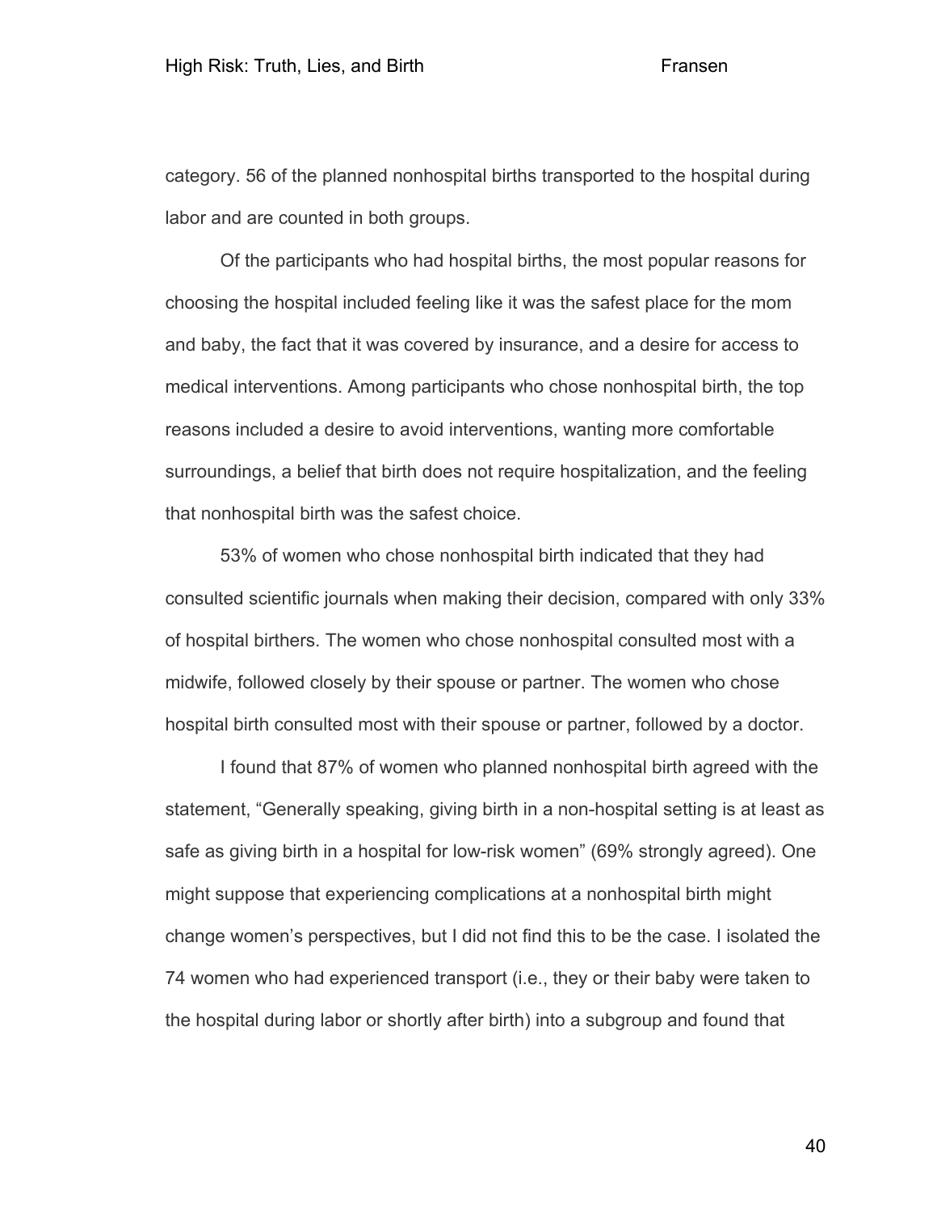category. 56 of the planned nonhospital births transported to the hospital during labor and are counted in both groups.

Of the participants who had hospital births, the most popular reasons for choosing the hospital included feeling like it was the safest place for the mom and baby, the fact that it was covered by insurance, and a desire for access to medical interventions. Among participants who chose nonhospital birth, the top reasons included a desire to avoid interventions, wanting more comfortable surroundings, a belief that birth does not require hospitalization, and the feeling that nonhospital birth was the safest choice.

53% of women who chose nonhospital birth indicated that they had consulted scientific journals when making their decision, compared with only 33% of hospital birthers. The women who chose nonhospital consulted most with a midwife, followed closely by their spouse or partner. The women who chose hospital birth consulted most with their spouse or partner, followed by a doctor.

I found that 87% of women who planned nonhospital birth agreed with the statement, "Generally speaking, giving birth in a non-hospital setting is at least as safe as giving birth in a hospital for low-risk women" (69% strongly agreed). One might suppose that experiencing complications at a nonhospital birth might change women's perspectives, but I did not find this to be the case. I isolated the 74 women who had experienced transport (i.e., they or their baby were taken to the hospital during labor or shortly after birth) into a subgroup and found that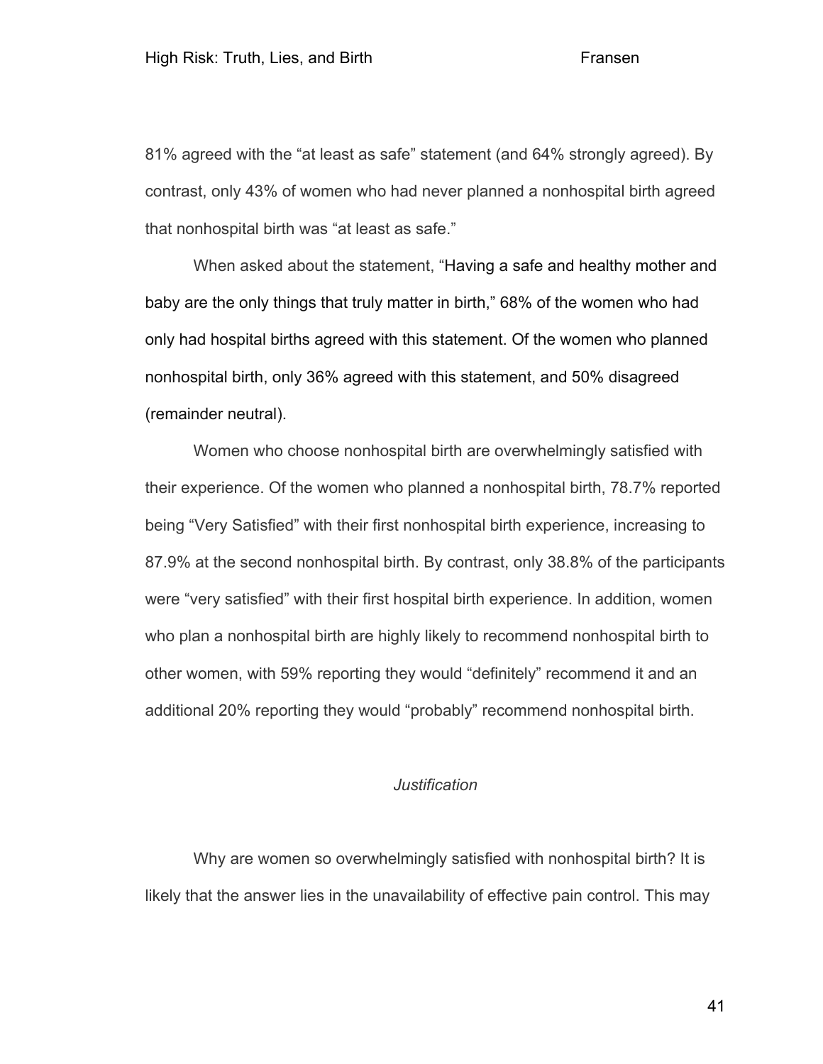81% agreed with the “at least as safe” statement (and 64% strongly agreed). By contrast, only 43% of women who had never planned a nonhospital birth agreed that nonhospital birth was “at least as safe.”

When asked about the statement, “Having a safe and healthy mother and baby are the only things that truly matter in birth,” 68% of the women who had only had hospital births agreed with this statement. Of the women who planned nonhospital birth, only 36% agreed with this statement, and 50% disagreed (remainder neutral).

Women who choose nonhospital birth are overwhelmingly satisfied with their experience. Of the women who planned a nonhospital birth, 78.7% reported being “Very Satisfied” with their first nonhospital birth experience, increasing to 87.9% at the second nonhospital birth. By contrast, only 38.8% of the participants were “very satisfied” with their first hospital birth experience. In addition, women who plan a nonhospital birth are highly likely to recommend nonhospital birth to other women, with 59% reporting they would “definitely” recommend it and an additional 20% reporting they would “probably” recommend nonhospital birth.

*Justification*

Why are women so overwhelmingly satisfied with nonhospital birth? It is likely that the answer lies in the unavailability of effective pain control. This may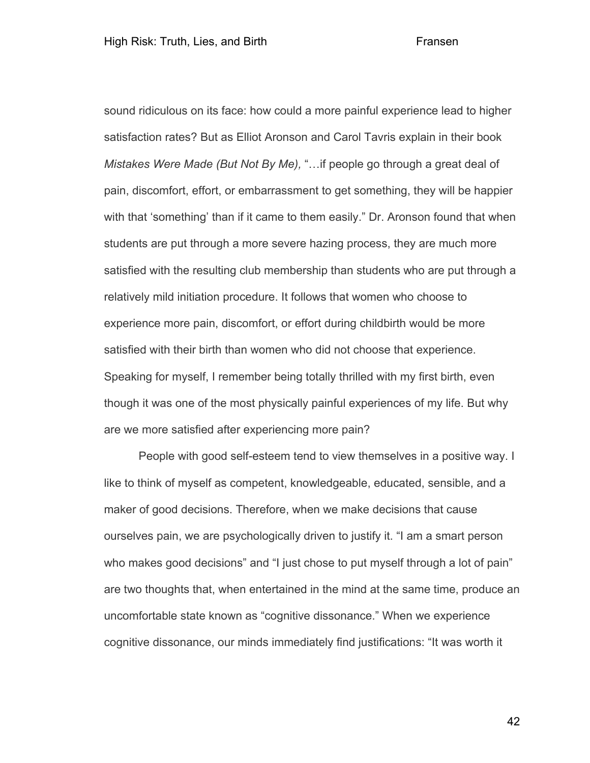sound ridiculous on its face: how could a more painful experience lead to higher satisfaction rates? But as Elliot Aronson and Carol Tavris explain in their book *Mistakes Were Made (But Not By Me),* "…if people go through a great deal of pain, discomfort, effort, or embarrassment to get something, they will be happier with that 'something' than if it came to them easily." Dr. Aronson found that when students are put through a more severe hazing process, they are much more satisfied with the resulting club membership than students who are put through a relatively mild initiation procedure. It follows that women who choose to experience more pain, discomfort, or effort during childbirth would be more satisfied with their birth than women who did not choose that experience. Speaking for myself, I remember being totally thrilled with my first birth, even though it was one of the most physically painful experiences of my life. But why are we more satisfied after experiencing more pain?

People with good self-esteem tend to view themselves in a positive way. I like to think of myself as competent, knowledgeable, educated, sensible, and a maker of good decisions. Therefore, when we make decisions that cause ourselves pain, we are psychologically driven to justify it. "I am a smart person who makes good decisions" and "I just chose to put myself through a lot of pain" are two thoughts that, when entertained in the mind at the same time, produce an uncomfortable state known as "cognitive dissonance." When we experience cognitive dissonance, our minds immediately find justifications: "It was worth it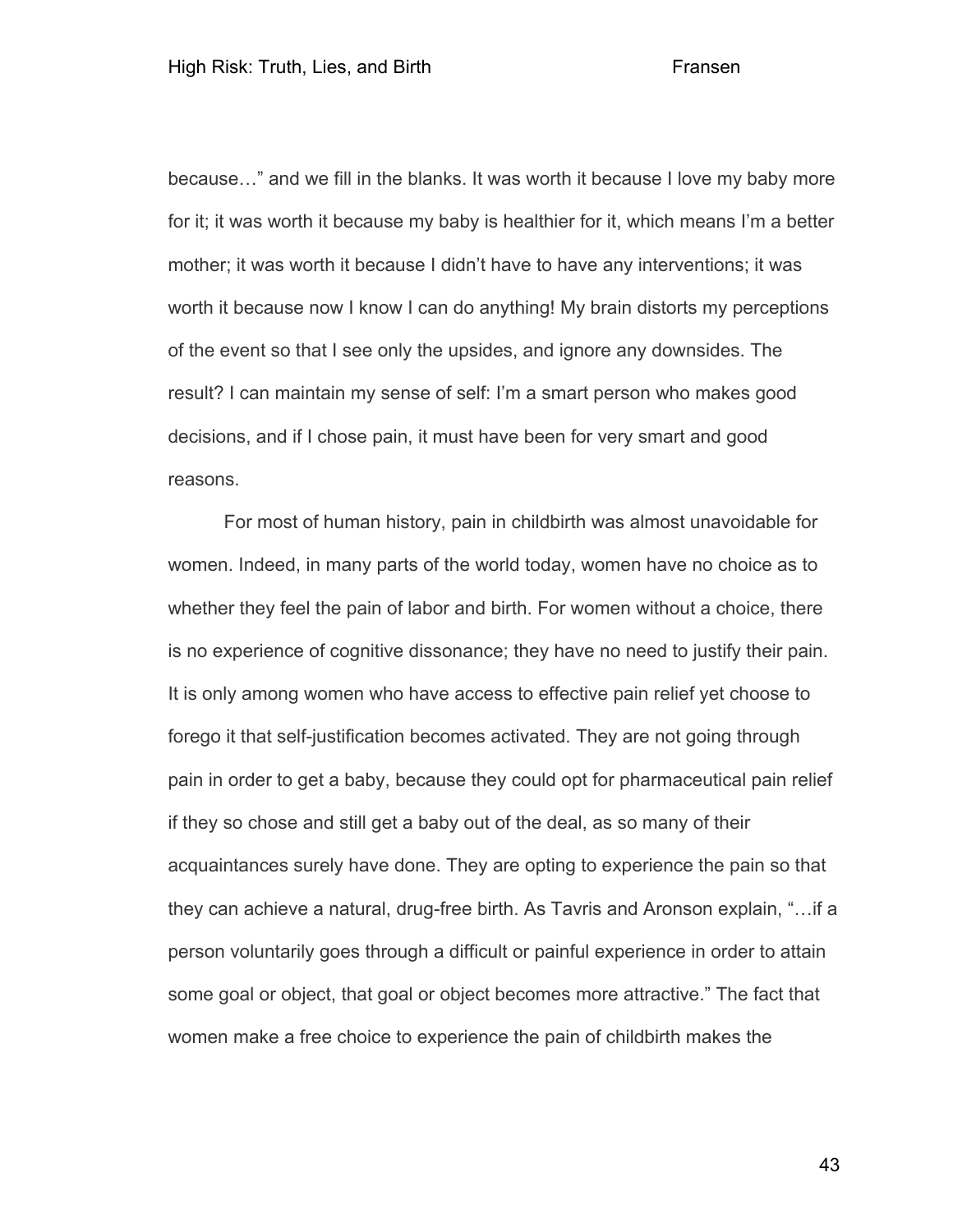because…" and we fill in the blanks. It was worth it because I love my baby more for it; it was worth it because my baby is healthier for it, which means I'm a better mother; it was worth it because I didn't have to have any interventions; it was worth it because now I know I can do anything! My brain distorts my perceptions of the event so that I see only the upsides, and ignore any downsides. The result? I can maintain my sense of self: I'm a smart person who makes good decisions, and if I chose pain, it must have been for very smart and good reasons.

For most of human history, pain in childbirth was almost unavoidable for women. Indeed, in many parts of the world today, women have no choice as to whether they feel the pain of labor and birth. For women without a choice, there is no experience of cognitive dissonance; they have no need to justify their pain. It is only among women who have access to effective pain relief yet choose to forego it that self-justification becomes activated. They are not going through pain in order to get a baby, because they could opt for pharmaceutical pain relief if they so chose and still get a baby out of the deal, as so many of their acquaintances surely have done. They are opting to experience the pain so that they can achieve a natural, drug-free birth. As Tavris and Aronson explain, "…if a person voluntarily goes through a difficult or painful experience in order to attain some goal or object, that goal or object becomes more attractive." The fact that women make a free choice to experience the pain of childbirth makes the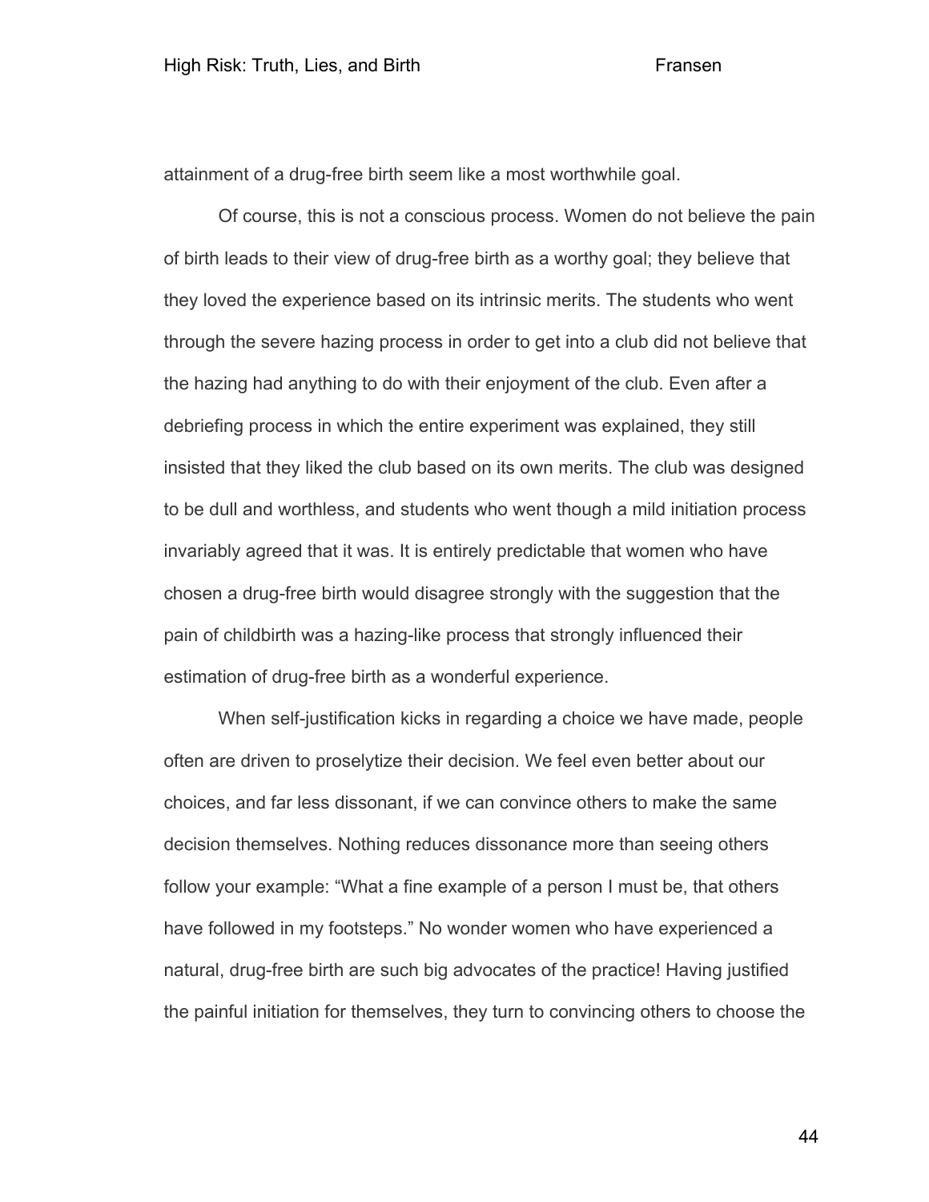attainment of a drug-free birth seem like a most worthwhile goal.

Of course, this is not a conscious process. Women do not believe the pain of birth leads to their view of drug-free birth as a worthy goal; they believe that they loved the experience based on its intrinsic merits. The students who went through the severe hazing process in order to get into a club did not believe that the hazing had anything to do with their enjoyment of the club. Even after a debriefing process in which the entire experiment was explained, they still insisted that they liked the club based on its own merits. The club was designed to be dull and worthless, and students who went though a mild initiation process invariably agreed that it was. It is entirely predictable that women who have chosen a drug-free birth would disagree strongly with the suggestion that the pain of childbirth was a hazing-like process that strongly influenced their estimation of drug-free birth as a wonderful experience.

When self-justification kicks in regarding a choice we have made, people often are driven to proselytize their decision. We feel even better about our choices, and far less dissonant, if we can convince others to make the same decision themselves. Nothing reduces dissonance more than seeing others follow your example: "What a fine example of a person I must be, that others have followed in my footsteps." No wonder women who have experienced a natural, drug-free birth are such big advocates of the practice! Having justified the painful initiation for themselves, they turn to convincing others to choose the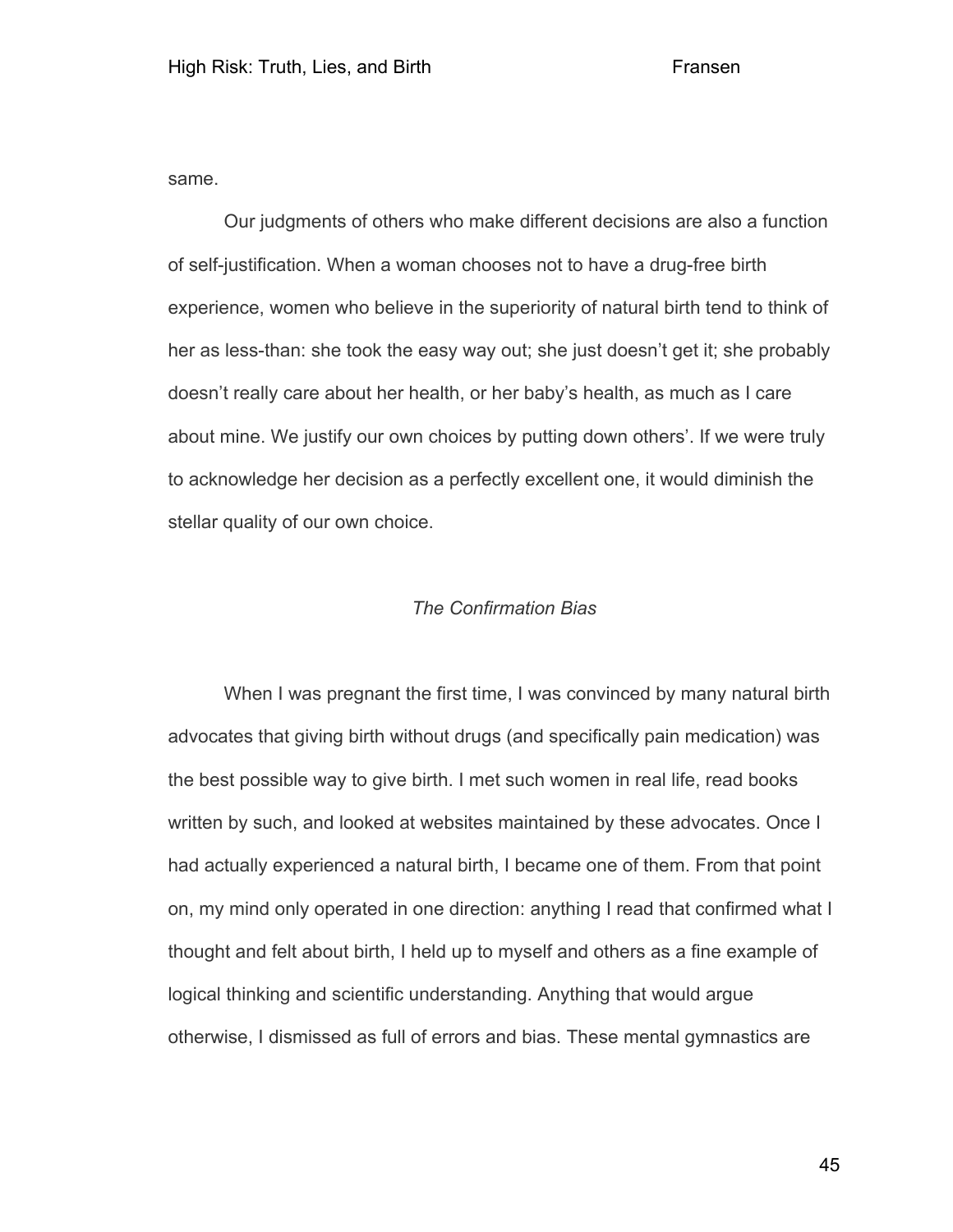same.

Our judgments of others who make different decisions are also a function of self-justification. When a woman chooses not to have a drug-free birth experience, women who believe in the superiority of natural birth tend to think of her as less-than: she took the easy way out; she just doesn't get it; she probably doesn't really care about her health, or her baby's health, as much as I care about mine. We justify our own choices by putting down others'. If we were truly to acknowledge her decision as a perfectly excellent one, it would diminish the stellar quality of our own choice.

### *The Confirmation Bias*

When I was pregnant the first time, I was convinced by many natural birth advocates that giving birth without drugs (and specifically pain medication) was the best possible way to give birth. I met such women in real life, read books written by such, and looked at websites maintained by these advocates. Once I had actually experienced a natural birth, I became one of them. From that point on, my mind only operated in one direction: anything I read that confirmed what I thought and felt about birth, I held up to myself and others as a fine example of logical thinking and scientific understanding. Anything that would argue otherwise, I dismissed as full of errors and bias. These mental gymnastics are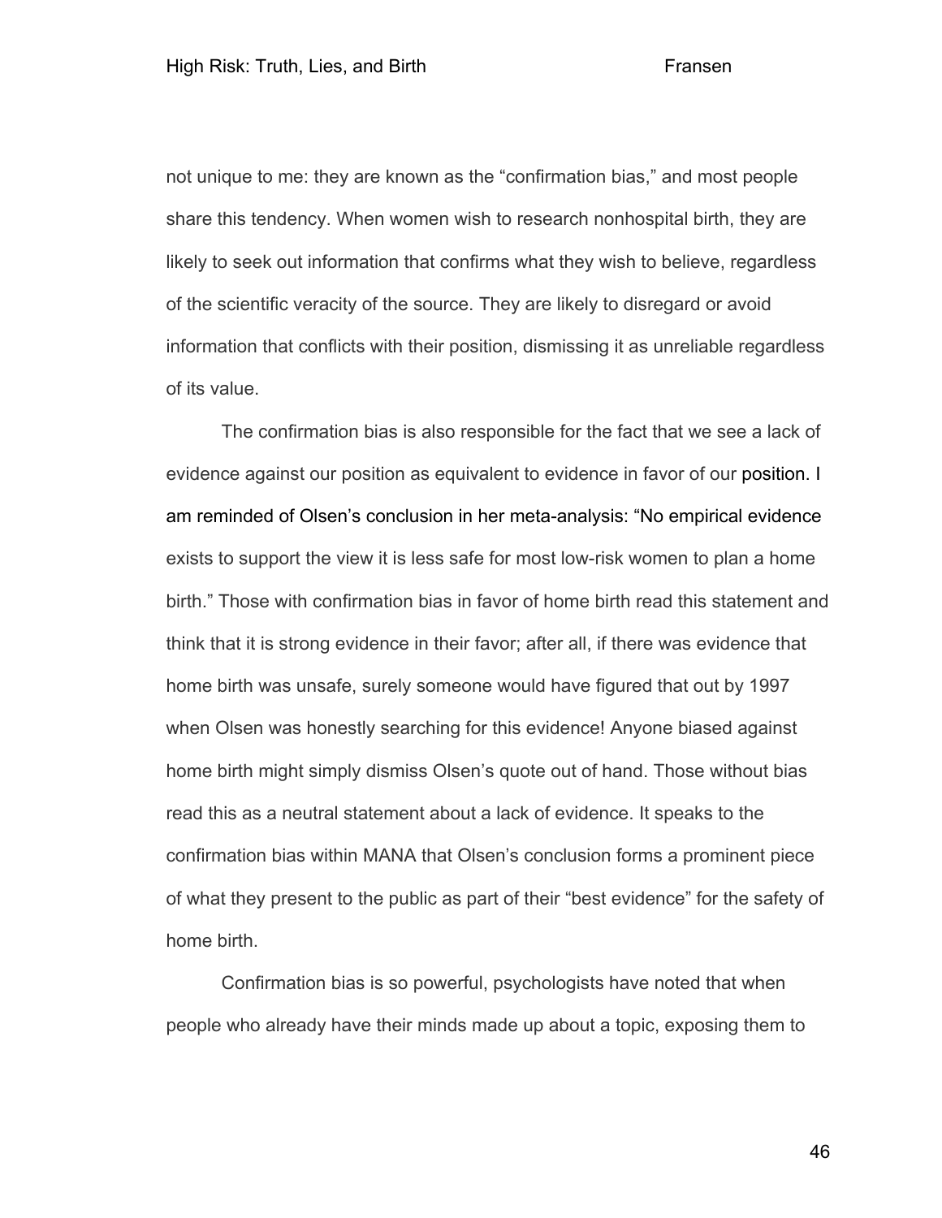not unique to me: they are known as the "confirmation bias," and most people share this tendency. When women wish to research nonhospital birth, they are likely to seek out information that confirms what they wish to believe, regardless of the scientific veracity of the source. They are likely to disregard or avoid information that conflicts with their position, dismissing it as unreliable regardless of its value.

The confirmation bias is also responsible for the fact that we see a lack of evidence against our position as equivalent to evidence in favor of our position. I am reminded of Olsen's conclusion in her meta-analysis: "No empirical evidence exists to support the view it is less safe for most low-risk women to plan a home birth." Those with confirmation bias in favor of home birth read this statement and think that it is strong evidence in their favor; after all, if there was evidence that home birth was unsafe, surely someone would have figured that out by 1997 when Olsen was honestly searching for this evidence! Anyone biased against home birth might simply dismiss Olsen's quote out of hand. Those without bias read this as a neutral statement about a lack of evidence. It speaks to the confirmation bias within MANA that Olsen's conclusion forms a prominent piece of what they present to the public as part of their "best evidence" for the safety of home birth.

Confirmation bias is so powerful, psychologists have noted that when people who already have their minds made up about a topic, exposing them to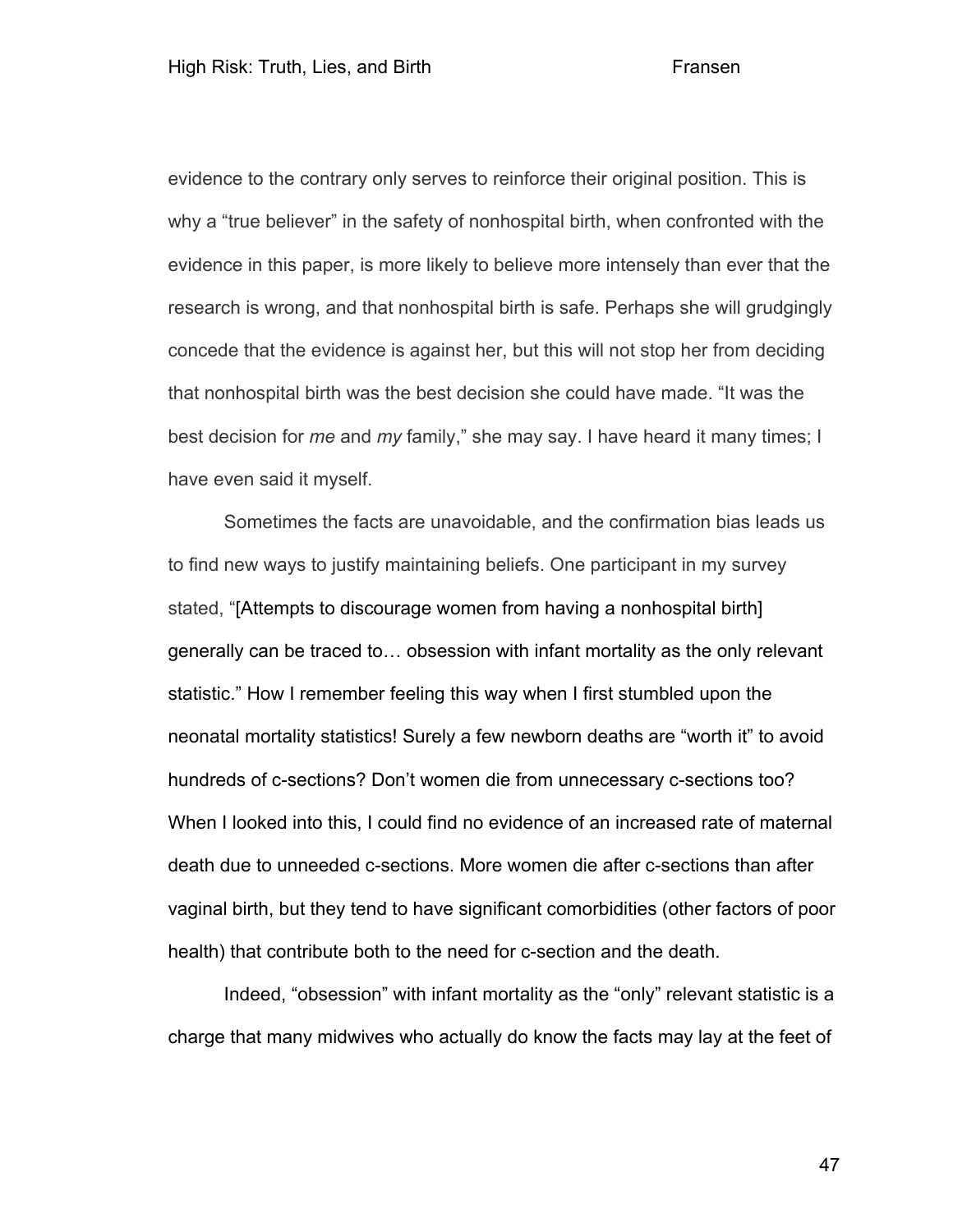evidence to the contrary only serves to reinforce their original position. This is why a "true believer" in the safety of nonhospital birth, when confronted with the evidence in this paper, is more likely to believe more intensely than ever that the research is wrong, and that nonhospital birth is safe. Perhaps she will grudgingly concede that the evidence is against her, but this will not stop her from deciding that nonhospital birth was the best decision she could have made. "It was the best decision for *me* and *my* family," she may say. I have heard it many times; I have even said it myself.

Sometimes the facts are unavoidable, and the confirmation bias leads us to find new ways to justify maintaining beliefs. One participant in my survey stated, "[Attempts to discourage women from having a nonhospital birth] generally can be traced to… obsession with infant mortality as the only relevant statistic." How I remember feeling this way when I first stumbled upon the neonatal mortality statistics! Surely a few newborn deaths are "worth it" to avoid hundreds of c-sections? Don't women die from unnecessary c-sections too? When I looked into this, I could find no evidence of an increased rate of maternal death due to unneeded c-sections. More women die after c-sections than after vaginal birth, but they tend to have significant comorbidities (other factors of poor health) that contribute both to the need for c-section and the death.

Indeed, "obsession" with infant mortality as the "only" relevant statistic is a charge that many midwives who actually do know the facts may lay at the feet of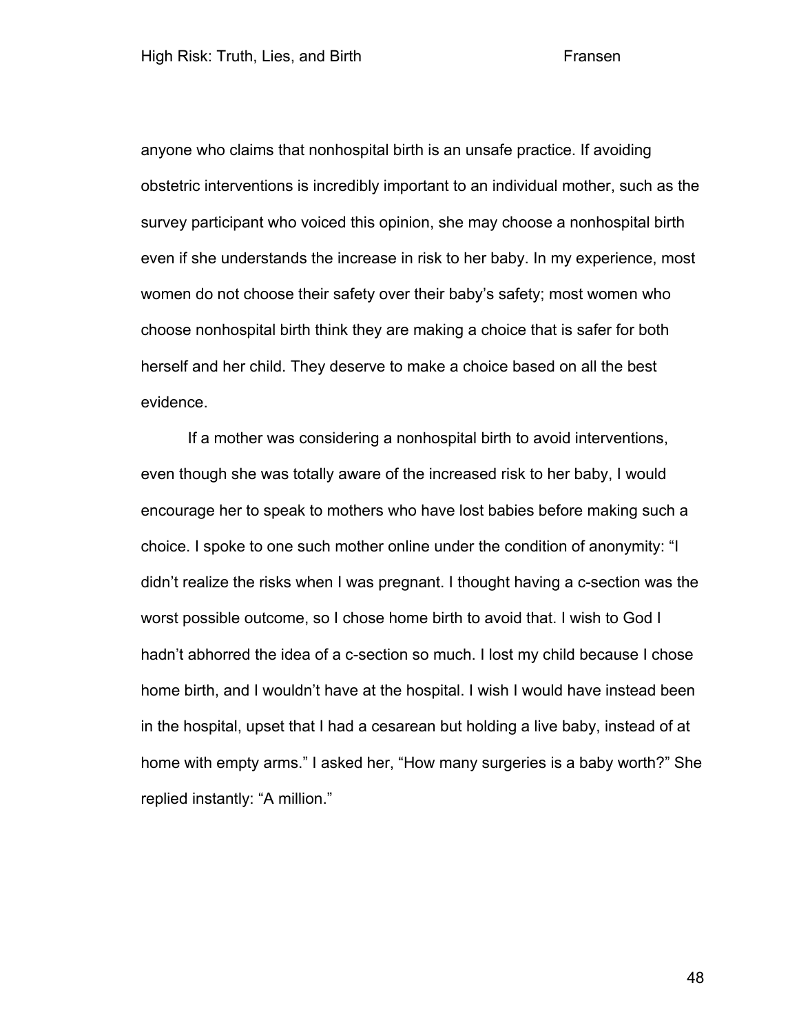anyone who claims that nonhospital birth is an unsafe practice. If avoiding obstetric interventions is incredibly important to an individual mother, such as the survey participant who voiced this opinion, she may choose a nonhospital birth even if she understands the increase in risk to her baby. In my experience, most women do not choose their safety over their baby's safety; most women who choose nonhospital birth think they are making a choice that is safer for both herself and her child. They deserve to make a choice based on all the best evidence.

If a mother was considering a nonhospital birth to avoid interventions, even though she was totally aware of the increased risk to her baby, I would encourage her to speak to mothers who have lost babies before making such a choice. I spoke to one such mother online under the condition of anonymity: "I didn't realize the risks when I was pregnant. I thought having a c-section was the worst possible outcome, so I chose home birth to avoid that. I wish to God I hadn't abhorred the idea of a c-section so much. I lost my child because I chose home birth, and I wouldn't have at the hospital. I wish I would have instead been in the hospital, upset that I had a cesarean but holding a live baby, instead of at home with empty arms." I asked her, "How many surgeries is a baby worth?" She replied instantly: "A million."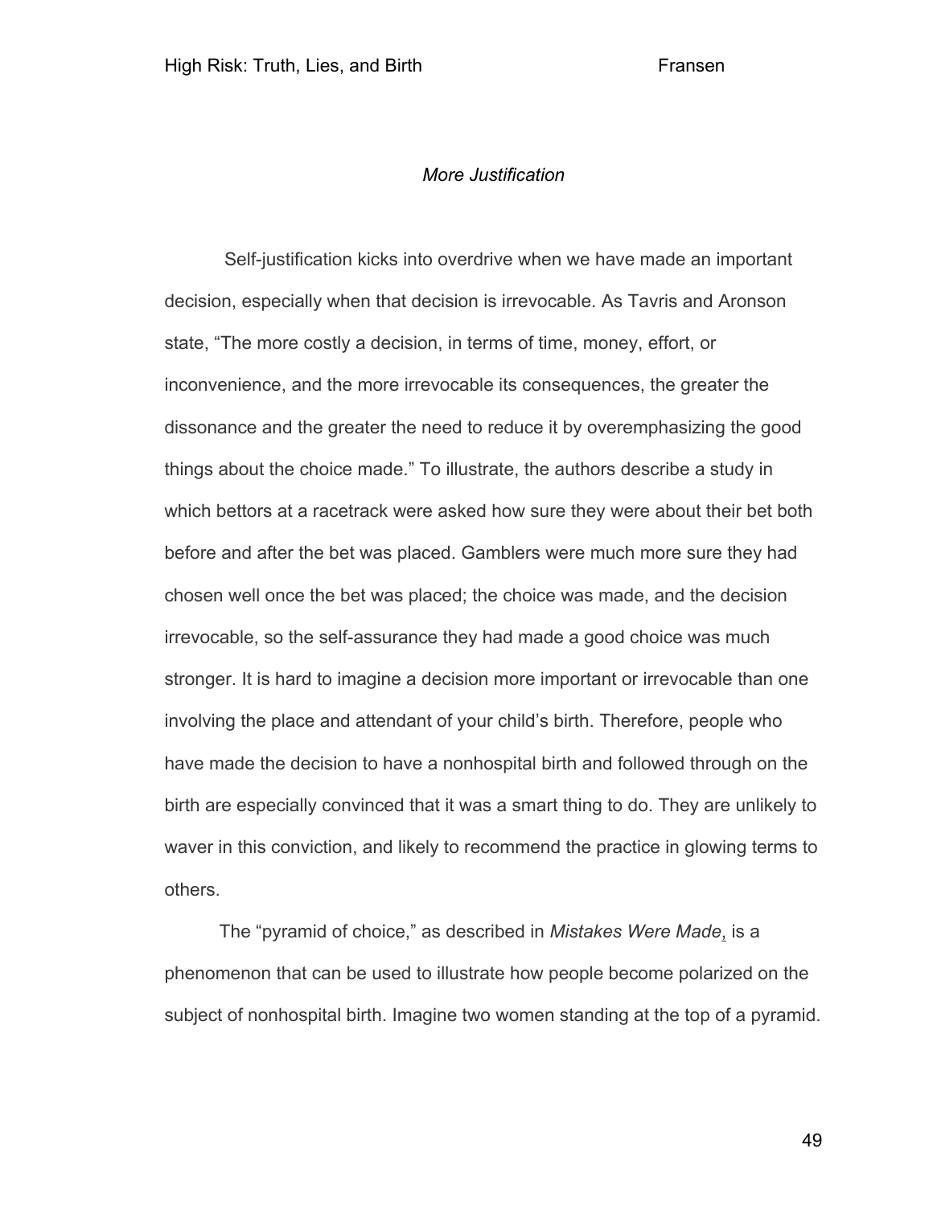*More Justification*

Self-justification kicks into overdrive when we have made an important decision, especially when that decision is irrevocable. As Tavris and Aronson state, “The more costly a decision, in terms of time, money, effort, or inconvenience, and the more irrevocable its consequences, the greater the dissonance and the greater the need to reduce it by overemphasizing the good things about the choice made.” To illustrate, the authors describe a study in which bettors at a racetrack were asked how sure they were about their bet both before and after the bet was placed. Gamblers were much more sure they had chosen well once the bet was placed; the choice was made, and the decision irrevocable, so the self-assurance they had made a good choice was much stronger. It is hard to imagine a decision more important or irrevocable than one involving the place and attendant of your child’s birth. Therefore, people who have made the decision to have a nonhospital birth and followed through on the birth are especially convinced that it was a smart thing to do. They are unlikely to waver in this conviction, and likely to recommend the practice in glowing terms to others.

The “pyramid of choice,” as described in *Mistakes Were Made*, is a phenomenon that can be used to illustrate how people become polarized on the subject of nonhospital birth. Imagine two women standing at the top of a pyramid.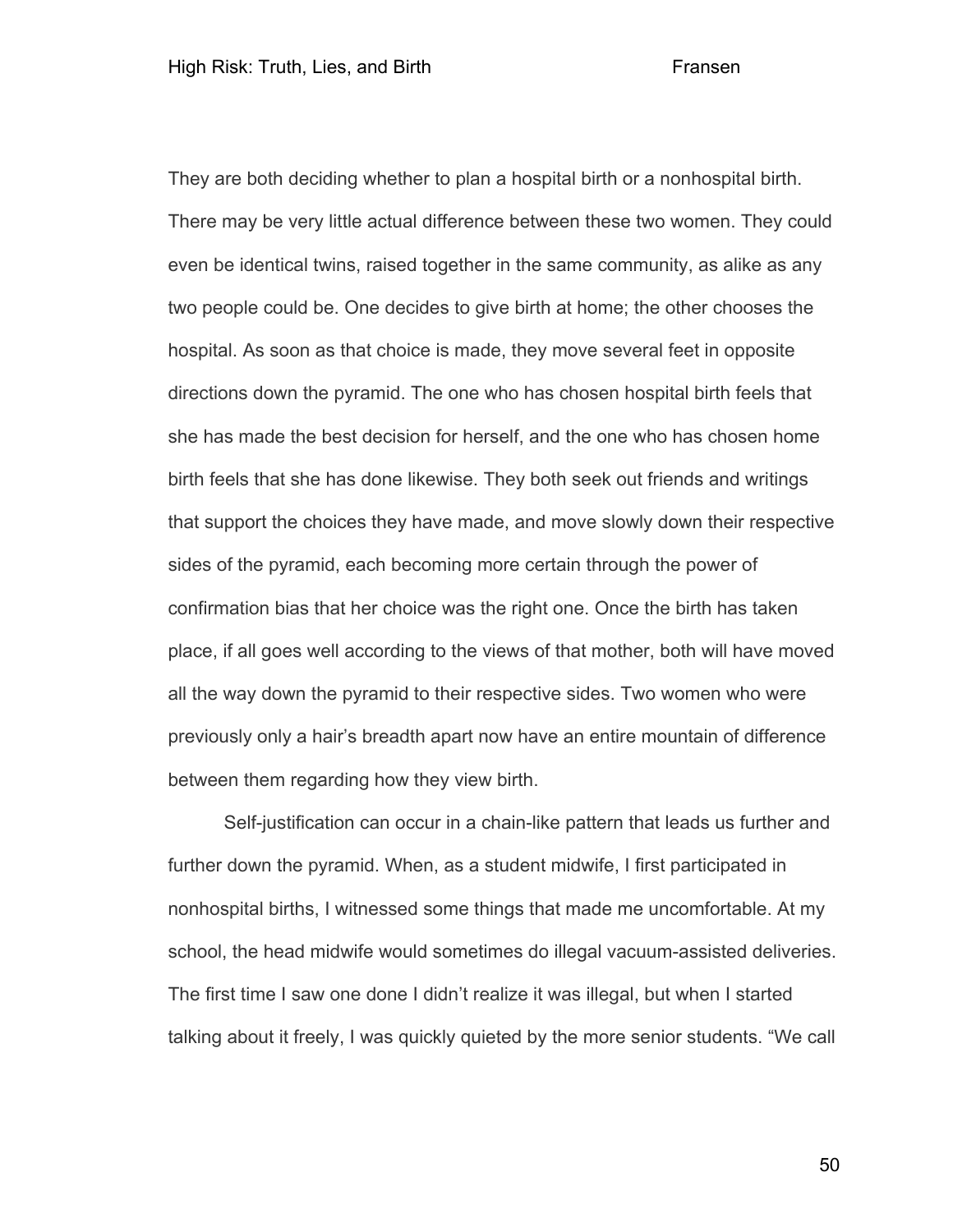They are both deciding whether to plan a hospital birth or a nonhospital birth. There may be very little actual difference between these two women. They could even be identical twins, raised together in the same community, as alike as any two people could be. One decides to give birth at home; the other chooses the hospital. As soon as that choice is made, they move several feet in opposite directions down the pyramid. The one who has chosen hospital birth feels that she has made the best decision for herself, and the one who has chosen home birth feels that she has done likewise. They both seek out friends and writings that support the choices they have made, and move slowly down their respective sides of the pyramid, each becoming more certain through the power of confirmation bias that her choice was the right one. Once the birth has taken place, if all goes well according to the views of that mother, both will have moved all the way down the pyramid to their respective sides. Two women who were previously only a hair's breadth apart now have an entire mountain of difference between them regarding how they view birth.

Self-justification can occur in a chain-like pattern that leads us further and further down the pyramid. When, as a student midwife, I first participated in nonhospital births, I witnessed some things that made me uncomfortable. At my school, the head midwife would sometimes do illegal vacuum-assisted deliveries. The first time I saw one done I didn't realize it was illegal, but when I started talking about it freely, I was quickly quieted by the more senior students. "We call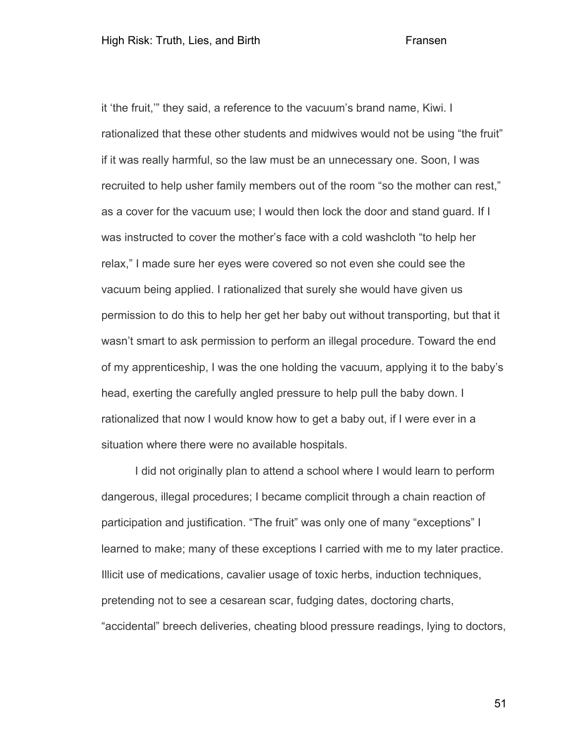it 'the fruit,'" they said, a reference to the vacuum's brand name, Kiwi. I rationalized that these other students and midwives would not be using "the fruit" if it was really harmful, so the law must be an unnecessary one. Soon, I was recruited to help usher family members out of the room "so the mother can rest," as a cover for the vacuum use; I would then lock the door and stand guard. If I was instructed to cover the mother's face with a cold washcloth "to help her relax," I made sure her eyes were covered so not even she could see the vacuum being applied. I rationalized that surely she would have given us permission to do this to help her get her baby out without transporting, but that it wasn't smart to ask permission to perform an illegal procedure. Toward the end of my apprenticeship, I was the one holding the vacuum, applying it to the baby's head, exerting the carefully angled pressure to help pull the baby down. I rationalized that now I would know how to get a baby out, if I were ever in a situation where there were no available hospitals.

I did not originally plan to attend a school where I would learn to perform dangerous, illegal procedures; I became complicit through a chain reaction of participation and justification. "The fruit" was only one of many "exceptions" I learned to make; many of these exceptions I carried with me to my later practice. Illicit use of medications, cavalier usage of toxic herbs, induction techniques, pretending not to see a cesarean scar, fudging dates, doctoring charts, "accidental" breech deliveries, cheating blood pressure readings, lying to doctors,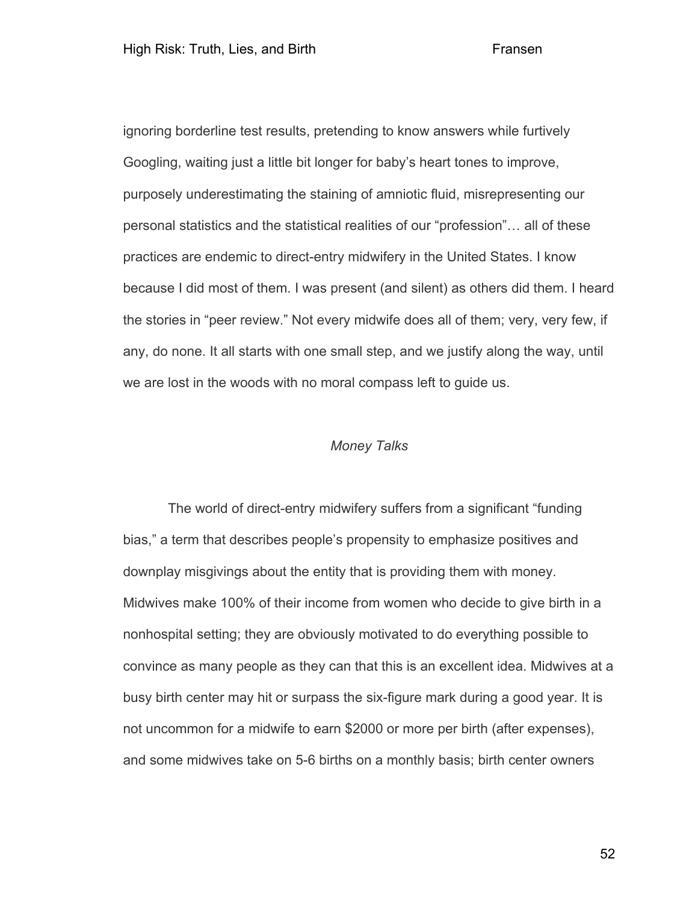ignoring borderline test results, pretending to know answers while furtively Googling, waiting just a little bit longer for baby's heart tones to improve, purposely underestimating the staining of amniotic fluid, misrepresenting our personal statistics and the statistical realities of our "profession"… all of these practices are endemic to direct-entry midwifery in the United States. I know because I did most of them. I was present (and silent) as others did them. I heard the stories in "peer review." Not every midwife does all of them; very, very few, if any, do none. It all starts with one small step, and we justify along the way, until we are lost in the woods with no moral compass left to guide us.

### *Money Talks*

The world of direct-entry midwifery suffers from a significant "funding bias," a term that describes people's propensity to emphasize positives and downplay misgivings about the entity that is providing them with money. Midwives make 100% of their income from women who decide to give birth in a nonhospital setting; they are obviously motivated to do everything possible to convince as many people as they can that this is an excellent idea. Midwives at a busy birth center may hit or surpass the six-figure mark during a good year. It is not uncommon for a midwife to earn $2000 or more per birth (after expenses), and some midwives take on 5-6 births on a monthly basis; birth center owners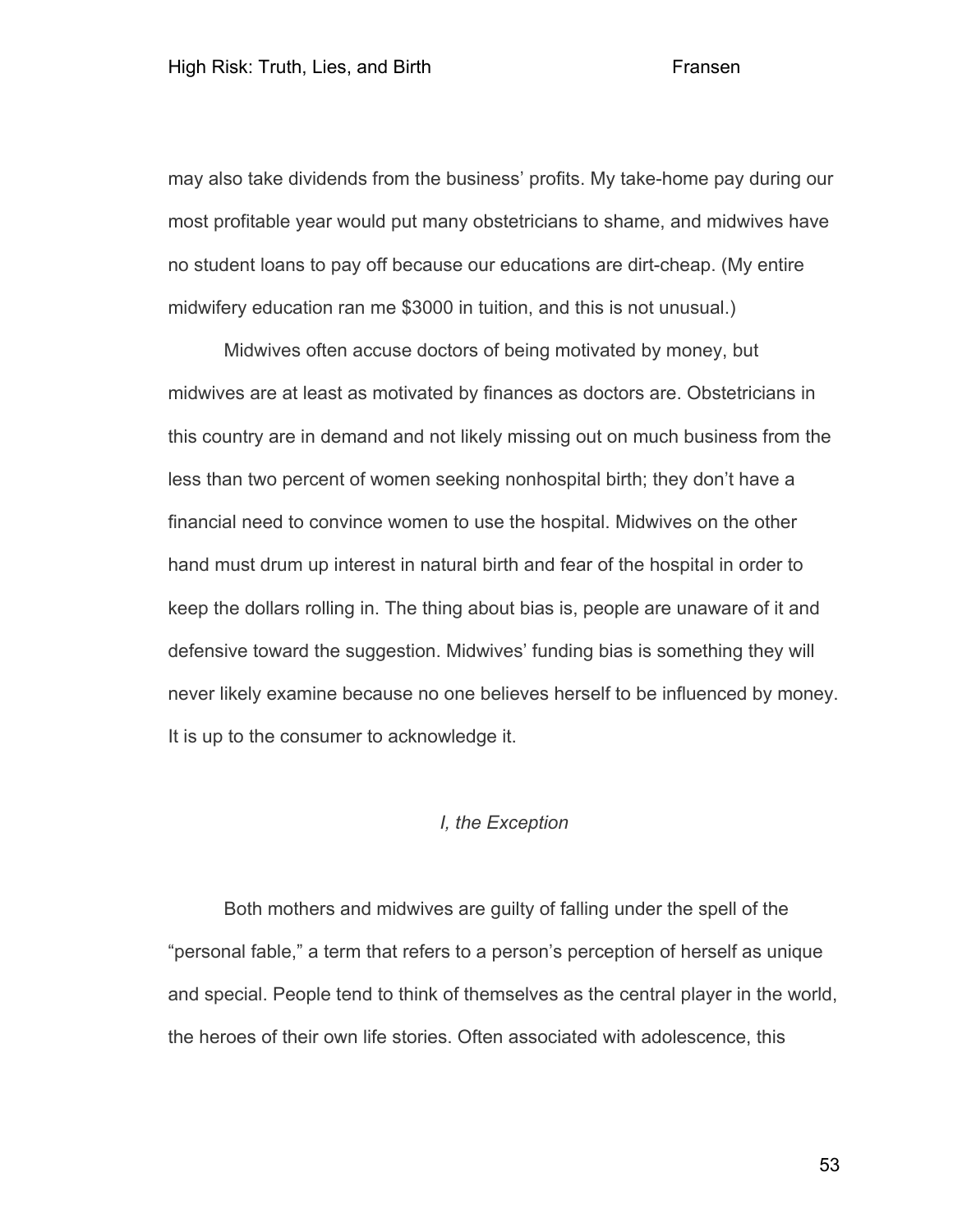may also take dividends from the business' profits. My take-home pay during our most profitable year would put many obstetricians to shame, and midwives have no student loans to pay off because our educations are dirt-cheap. (My entire midwifery education ran me $3000 in tuition, and this is not unusual.)

Midwives often accuse doctors of being motivated by money, but midwives are at least as motivated by finances as doctors are. Obstetricians in this country are in demand and not likely missing out on much business from the less than two percent of women seeking nonhospital birth; they don't have a financial need to convince women to use the hospital. Midwives on the other hand must drum up interest in natural birth and fear of the hospital in order to keep the dollars rolling in. The thing about bias is, people are unaware of it and defensive toward the suggestion. Midwives' funding bias is something they will never likely examine because no one believes herself to be influenced by money. It is up to the consumer to acknowledge it.

### *I, the Exception*

Both mothers and midwives are guilty of falling under the spell of the "personal fable," a term that refers to a person's perception of herself as unique and special. People tend to think of themselves as the central player in the world, the heroes of their own life stories. Often associated with adolescence, this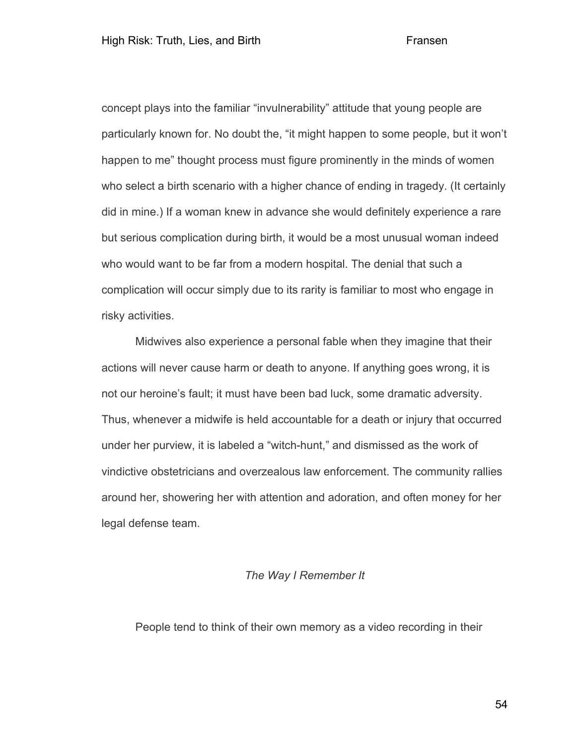concept plays into the familiar “invulnerability” attitude that young people are particularly known for. No doubt the, “it might happen to some people, but it won’t happen to me” thought process must figure prominently in the minds of women who select a birth scenario with a higher chance of ending in tragedy. (It certainly did in mine.) If a woman knew in advance she would definitely experience a rare but serious complication during birth, it would be a most unusual woman indeed who would want to be far from a modern hospital. The denial that such a complication will occur simply due to its rarity is familiar to most who engage in risky activities.

Midwives also experience a personal fable when they imagine that their actions will never cause harm or death to anyone. If anything goes wrong, it is not our heroine’s fault; it must have been bad luck, some dramatic adversity. Thus, whenever a midwife is held accountable for a death or injury that occurred under her purview, it is labeled a “witch-hunt,” and dismissed as the work of vindictive obstetricians and overzealous law enforcement. The community rallies around her, showering her with attention and adoration, and often money for her legal defense team.

### *The Way I Remember It*

People tend to think of their own memory as a video recording in their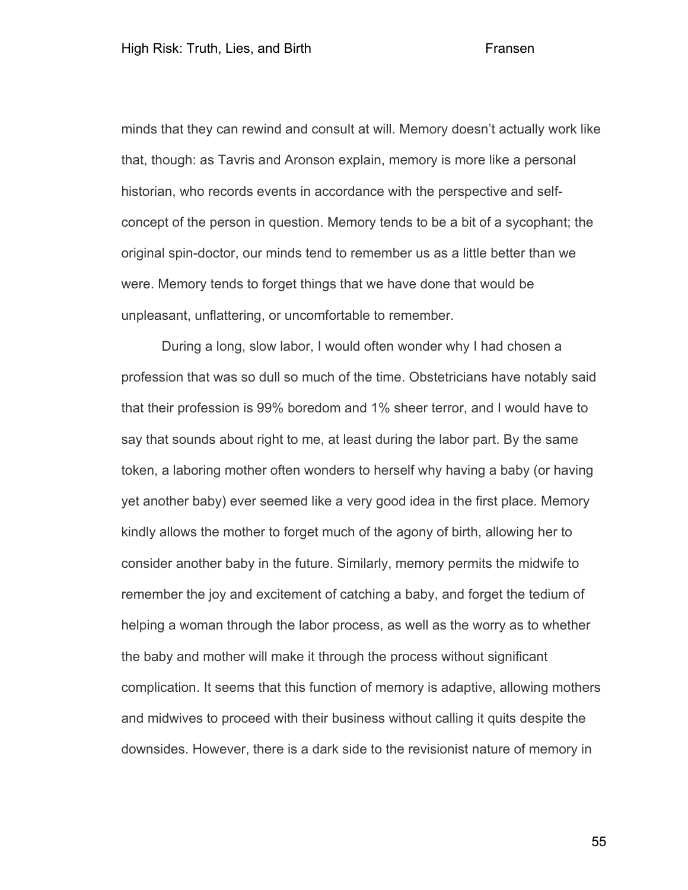minds that they can rewind and consult at will. Memory doesn't actually work like that, though: as Tavris and Aronson explain, memory is more like a personal historian, who records events in accordance with the perspective and self-concept of the person in question. Memory tends to be a bit of a sycophant; the original spin-doctor, our minds tend to remember us as a little better than we were. Memory tends to forget things that we have done that would be unpleasant, unflattering, or uncomfortable to remember.

During a long, slow labor, I would often wonder why I had chosen a profession that was so dull so much of the time. Obstetricians have notably said that their profession is 99% boredom and 1% sheer terror, and I would have to say that sounds about right to me, at least during the labor part. By the same token, a laboring mother often wonders to herself why having a baby (or having yet another baby) ever seemed like a very good idea in the first place. Memory kindly allows the mother to forget much of the agony of birth, allowing her to consider another baby in the future. Similarly, memory permits the midwife to remember the joy and excitement of catching a baby, and forget the tedium of helping a woman through the labor process, as well as the worry as to whether the baby and mother will make it through the process without significant complication. It seems that this function of memory is adaptive, allowing mothers and midwives to proceed with their business without calling it quits despite the downsides. However, there is a dark side to the revisionist nature of memory in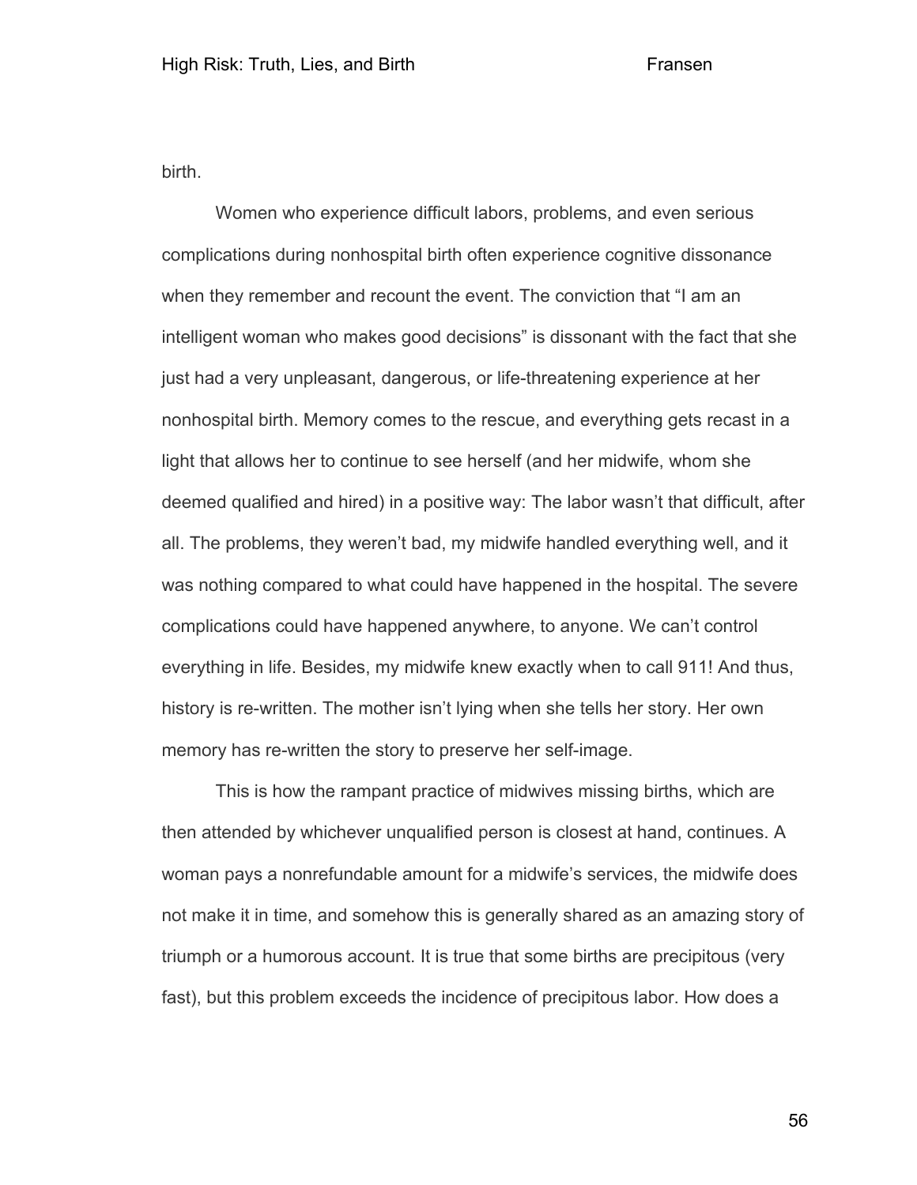birth.

Women who experience difficult labors, problems, and even serious complications during nonhospital birth often experience cognitive dissonance when they remember and recount the event. The conviction that “I am an intelligent woman who makes good decisions” is dissonant with the fact that she just had a very unpleasant, dangerous, or life-threatening experience at her nonhospital birth. Memory comes to the rescue, and everything gets recast in a light that allows her to continue to see herself (and her midwife, whom she deemed qualified and hired) in a positive way: The labor wasn’t that difficult, after all. The problems, they weren’t bad, my midwife handled everything well, and it was nothing compared to what could have happened in the hospital. The severe complications could have happened anywhere, to anyone. We can’t control everything in life. Besides, my midwife knew exactly when to call 911! And thus, history is re-written. The mother isn’t lying when she tells her story. Her own memory has re-written the story to preserve her self-image.

This is how the rampant practice of midwives missing births, which are then attended by whichever unqualified person is closest at hand, continues. A woman pays a nonrefundable amount for a midwife’s services, the midwife does not make it in time, and somehow this is generally shared as an amazing story of triumph or a humorous account. It is true that some births are precipitous (very fast), but this problem exceeds the incidence of precipitous labor. How does a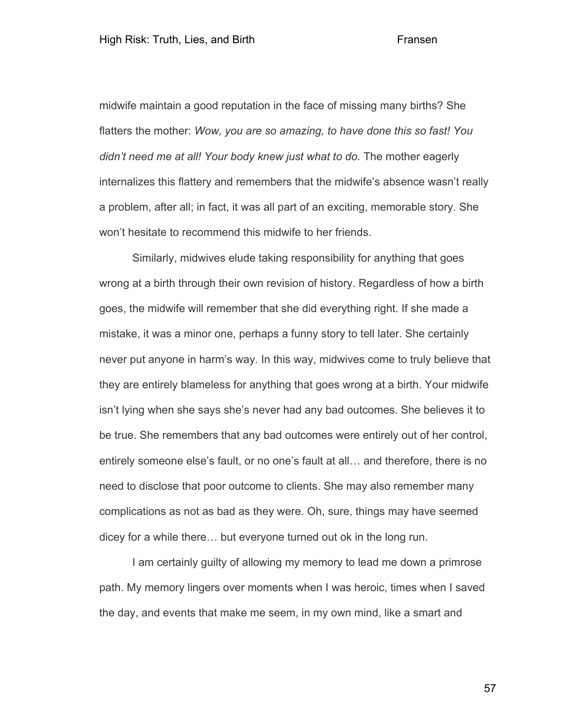midwife maintain a good reputation in the face of missing many births? She flatters the mother: *Wow, you are so amazing, to have done this so fast! You didn't need me at all! Your body knew just what to do.* The mother eagerly internalizes this flattery and remembers that the midwife's absence wasn't really a problem, after all; in fact, it was all part of an exciting, memorable story. She won't hesitate to recommend this midwife to her friends.

Similarly, midwives elude taking responsibility for anything that goes wrong at a birth through their own revision of history. Regardless of how a birth goes, the midwife will remember that she did everything right. If she made a mistake, it was a minor one, perhaps a funny story to tell later. She certainly never put anyone in harm's way. In this way, midwives come to truly believe that they are entirely blameless for anything that goes wrong at a birth. Your midwife isn't lying when she says she's never had any bad outcomes. She believes it to be true. She remembers that any bad outcomes were entirely out of her control, entirely someone else's fault, or no one's fault at all… and therefore, there is no need to disclose that poor outcome to clients. She may also remember many complications as not as bad as they were. Oh, sure, things may have seemed dicey for a while there… but everyone turned out ok in the long run.

I am certainly guilty of allowing my memory to lead me down a primrose path. My memory lingers over moments when I was heroic, times when I saved the day, and events that make me seem, in my own mind, like a smart and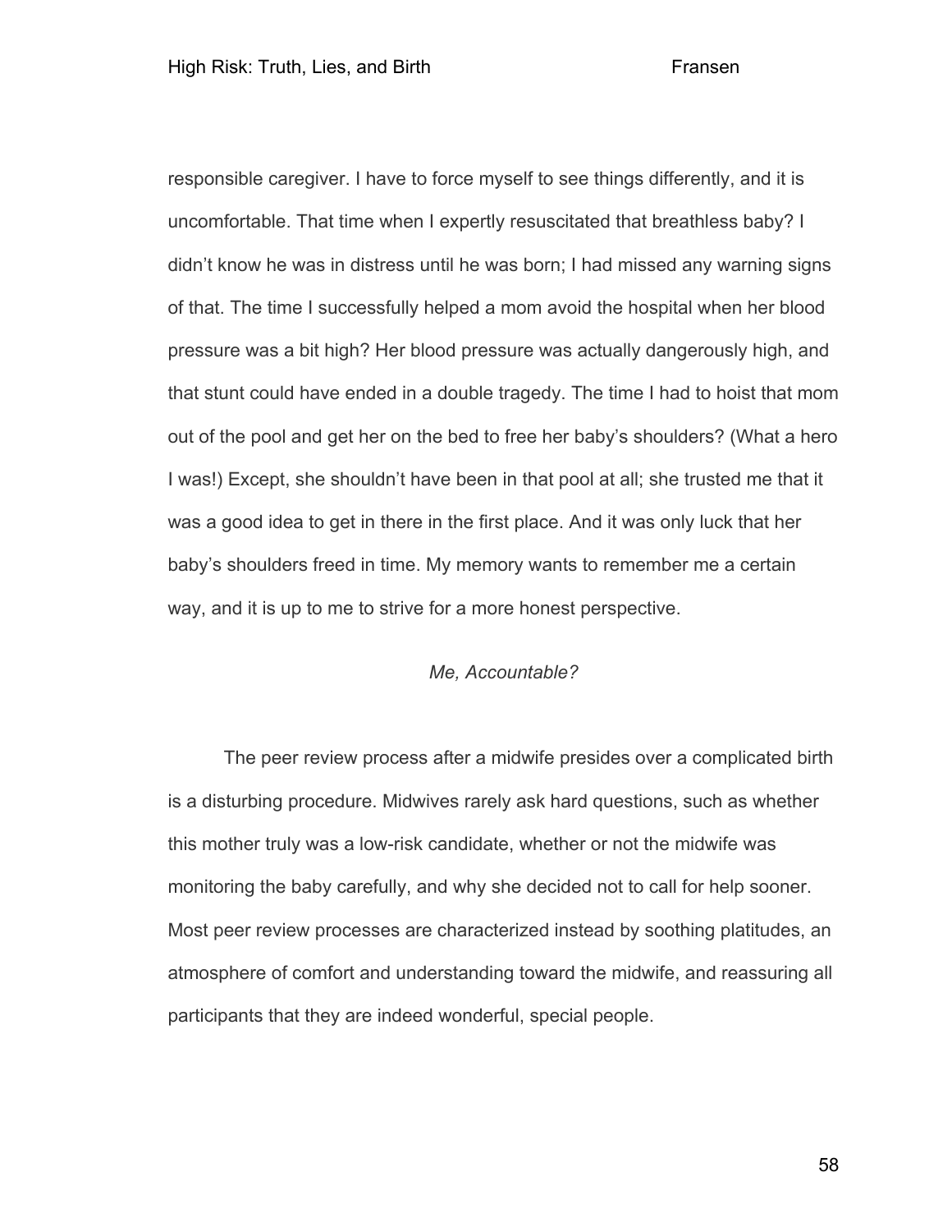responsible caregiver. I have to force myself to see things differently, and it is uncomfortable. That time when I expertly resuscitated that breathless baby? I didn't know he was in distress until he was born; I had missed any warning signs of that. The time I successfully helped a mom avoid the hospital when her blood pressure was a bit high? Her blood pressure was actually dangerously high, and that stunt could have ended in a double tragedy. The time I had to hoist that mom out of the pool and get her on the bed to free her baby's shoulders? (What a hero I was!) Except, she shouldn't have been in that pool at all; she trusted me that it was a good idea to get in there in the first place. And it was only luck that her baby's shoulders freed in time. My memory wants to remember me a certain way, and it is up to me to strive for a more honest perspective.

### *Me, Accountable?*

The peer review process after a midwife presides over a complicated birth is a disturbing procedure. Midwives rarely ask hard questions, such as whether this mother truly was a low-risk candidate, whether or not the midwife was monitoring the baby carefully, and why she decided not to call for help sooner. Most peer review processes are characterized instead by soothing platitudes, an atmosphere of comfort and understanding toward the midwife, and reassuring all participants that they are indeed wonderful, special people.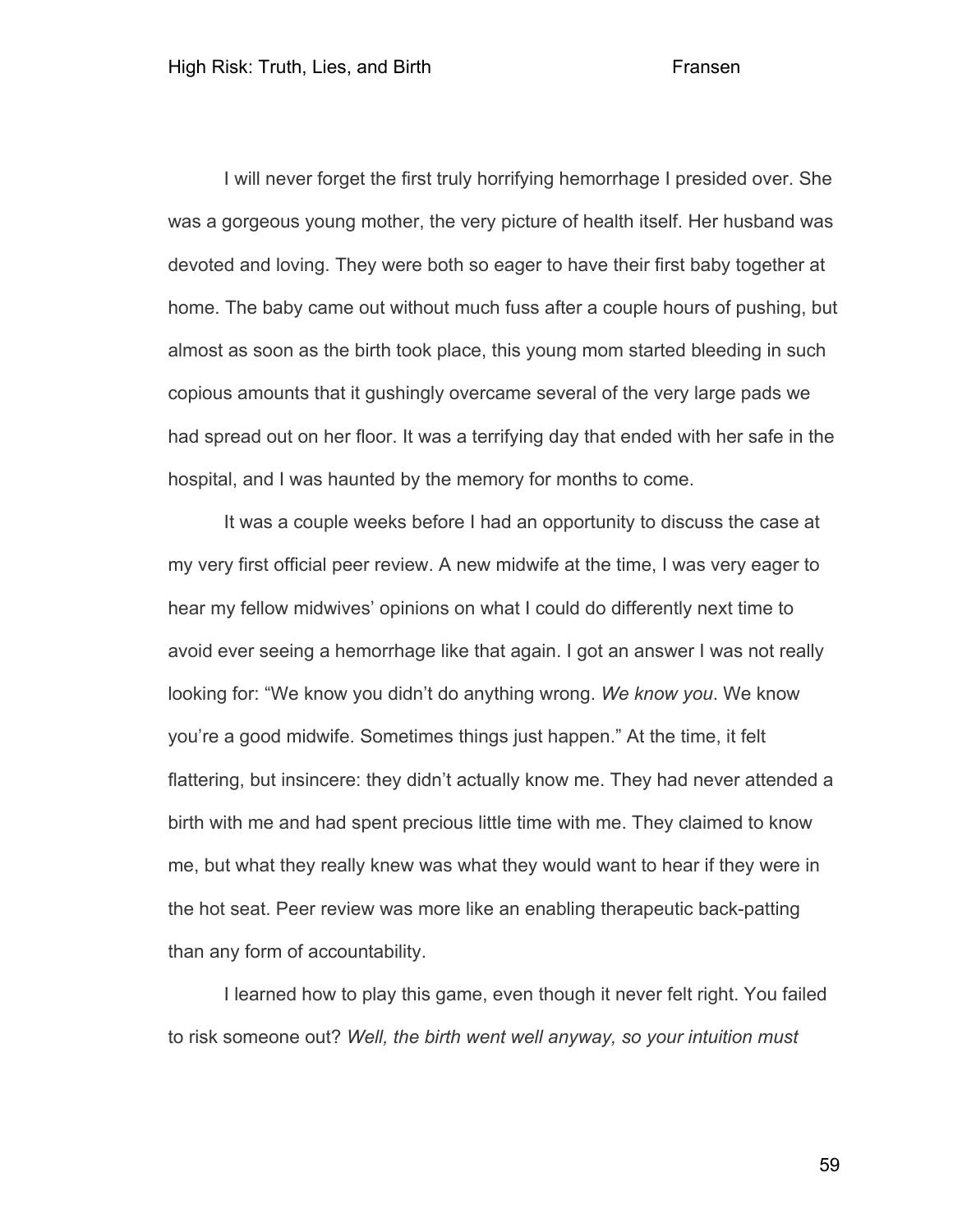I will never forget the first truly horrifying hemorrhage I presided over. She was a gorgeous young mother, the very picture of health itself. Her husband was devoted and loving. They were both so eager to have their first baby together at home. The baby came out without much fuss after a couple hours of pushing, but almost as soon as the birth took place, this young mom started bleeding in such copious amounts that it gushingly overcame several of the very large pads we had spread out on her floor. It was a terrifying day that ended with her safe in the hospital, and I was haunted by the memory for months to come.

It was a couple weeks before I had an opportunity to discuss the case at my very first official peer review. A new midwife at the time, I was very eager to hear my fellow midwives' opinions on what I could do differently next time to avoid ever seeing a hemorrhage like that again. I got an answer I was not really looking for: "We know you didn't do anything wrong. *We know you*. We know you're a good midwife. Sometimes things just happen." At the time, it felt flattering, but insincere: they didn't actually know me. They had never attended a birth with me and had spent precious little time with me. They claimed to know me, but what they really knew was what they would want to hear if they were in the hot seat. Peer review was more like an enabling therapeutic back-patting than any form of accountability.

I learned how to play this game, even though it never felt right. You failed to risk someone out? *Well, the birth went well anyway, so your intuition must*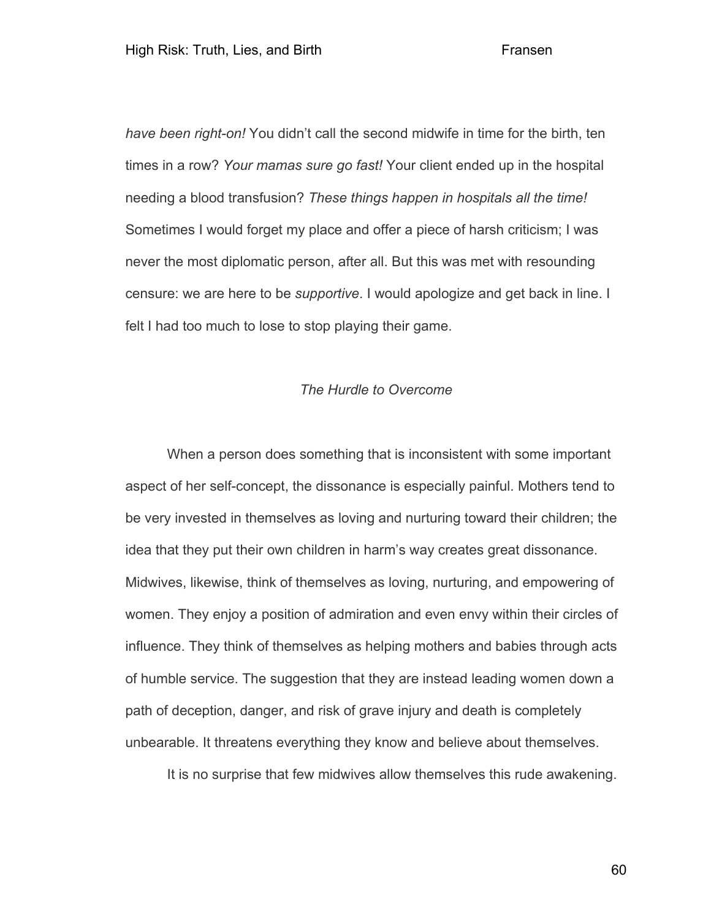*have been right-on!* You didn't call the second midwife in time for the birth, ten times in a row? *Your mamas sure go fast!* Your client ended up in the hospital needing a blood transfusion? *These things happen in hospitals all the time!* Sometimes I would forget my place and offer a piece of harsh criticism; I was never the most diplomatic person, after all. But this was met with resounding censure: we are here to be *supportive*. I would apologize and get back in line. I felt I had too much to lose to stop playing their game.

### *The Hurdle to Overcome*

When a person does something that is inconsistent with some important aspect of her self-concept, the dissonance is especially painful. Mothers tend to be very invested in themselves as loving and nurturing toward their children; the idea that they put their own children in harm's way creates great dissonance. Midwives, likewise, think of themselves as loving, nurturing, and empowering of women. They enjoy a position of admiration and even envy within their circles of influence. They think of themselves as helping mothers and babies through acts of humble service. The suggestion that they are instead leading women down a path of deception, danger, and risk of grave injury and death is completely unbearable. It threatens everything they know and believe about themselves.

It is no surprise that few midwives allow themselves this rude awakening.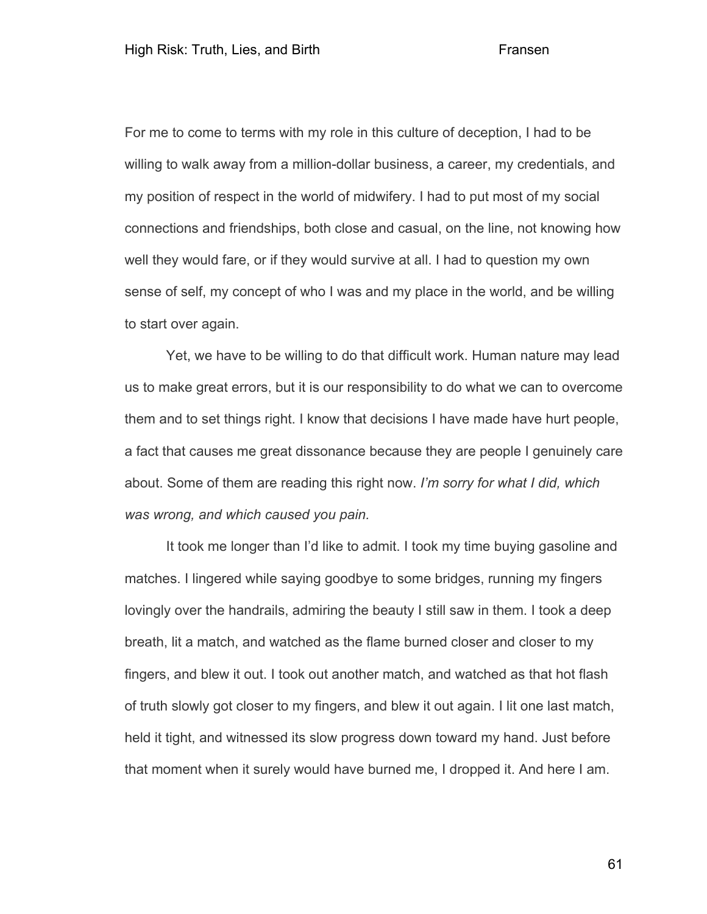For me to come to terms with my role in this culture of deception, I had to be willing to walk away from a million-dollar business, a career, my credentials, and my position of respect in the world of midwifery. I had to put most of my social connections and friendships, both close and casual, on the line, not knowing how well they would fare, or if they would survive at all. I had to question my own sense of self, my concept of who I was and my place in the world, and be willing to start over again.

Yet, we have to be willing to do that difficult work. Human nature may lead us to make great errors, but it is our responsibility to do what we can to overcome them and to set things right. I know that decisions I have made have hurt people, a fact that causes me great dissonance because they are people I genuinely care about. Some of them are reading this right now. *I'm sorry for what I did, which was wrong, and which caused you pain.*

It took me longer than I'd like to admit. I took my time buying gasoline and matches. I lingered while saying goodbye to some bridges, running my fingers lovingly over the handrails, admiring the beauty I still saw in them. I took a deep breath, lit a match, and watched as the flame burned closer and closer to my fingers, and blew it out. I took out another match, and watched as that hot flash of truth slowly got closer to my fingers, and blew it out again. I lit one last match, held it tight, and witnessed its slow progress down toward my hand. Just before that moment when it surely would have burned me, I dropped it. And here I am.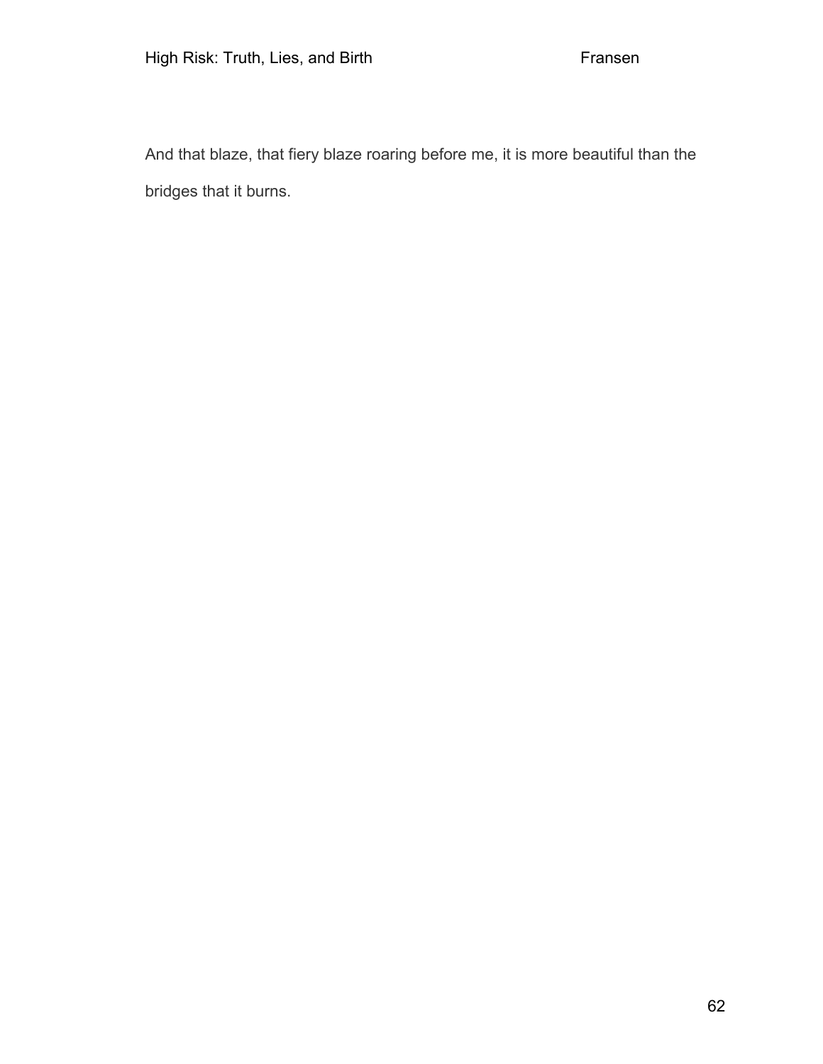And that blaze, that fiery blaze roaring before me, it is more beautiful than the bridges that it burns.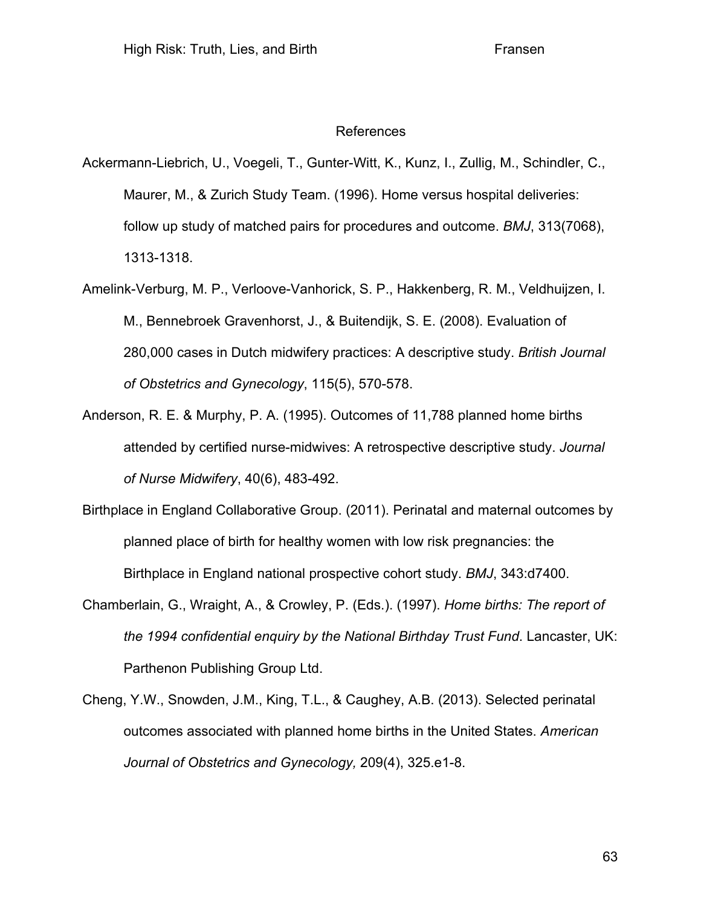## References

Ackermann-Liebrich, U., Voegeli, T., Gunter-Witt, K., Kunz, I., Zullig, M., Schindler, C., Maurer, M., & Zurich Study Team. (1996). Home versus hospital deliveries: follow up study of matched pairs for procedures and outcome. *BMJ*, 313(7068), 1313-1318.

Amelink-Verburg, M. P., Verloove-Vanhorick, S. P., Hakkenberg, R. M., Veldhuijzen, I. M., Bennebroek Gravenhorst, J., & Buitendijk, S. E. (2008). Evaluation of 280,000 cases in Dutch midwifery practices: A descriptive study. *British Journal of Obstetrics and Gynecology*, 115(5), 570-578.

Anderson, R. E. & Murphy, P. A. (1995). Outcomes of 11,788 planned home births attended by certified nurse-midwives: A retrospective descriptive study. *Journal of Nurse Midwifery*, 40(6), 483-492.

Birthplace in England Collaborative Group. (2011). Perinatal and maternal outcomes by planned place of birth for healthy women with low risk pregnancies: the Birthplace in England national prospective cohort study. *BMJ*, 343:d7400.

Chamberlain, G., Wraight, A., & Crowley, P. (Eds.). (1997). *Home births: The report of the 1994 confidential enquiry by the National Birthday Trust Fund*. Lancaster, UK: Parthenon Publishing Group Ltd.

Cheng, Y.W., Snowden, J.M., King, T.L., & Caughey, A.B. (2013). Selected perinatal outcomes associated with planned home births in the United States. *American Journal of Obstetrics and Gynecology,* 209(4), 325.e1-8.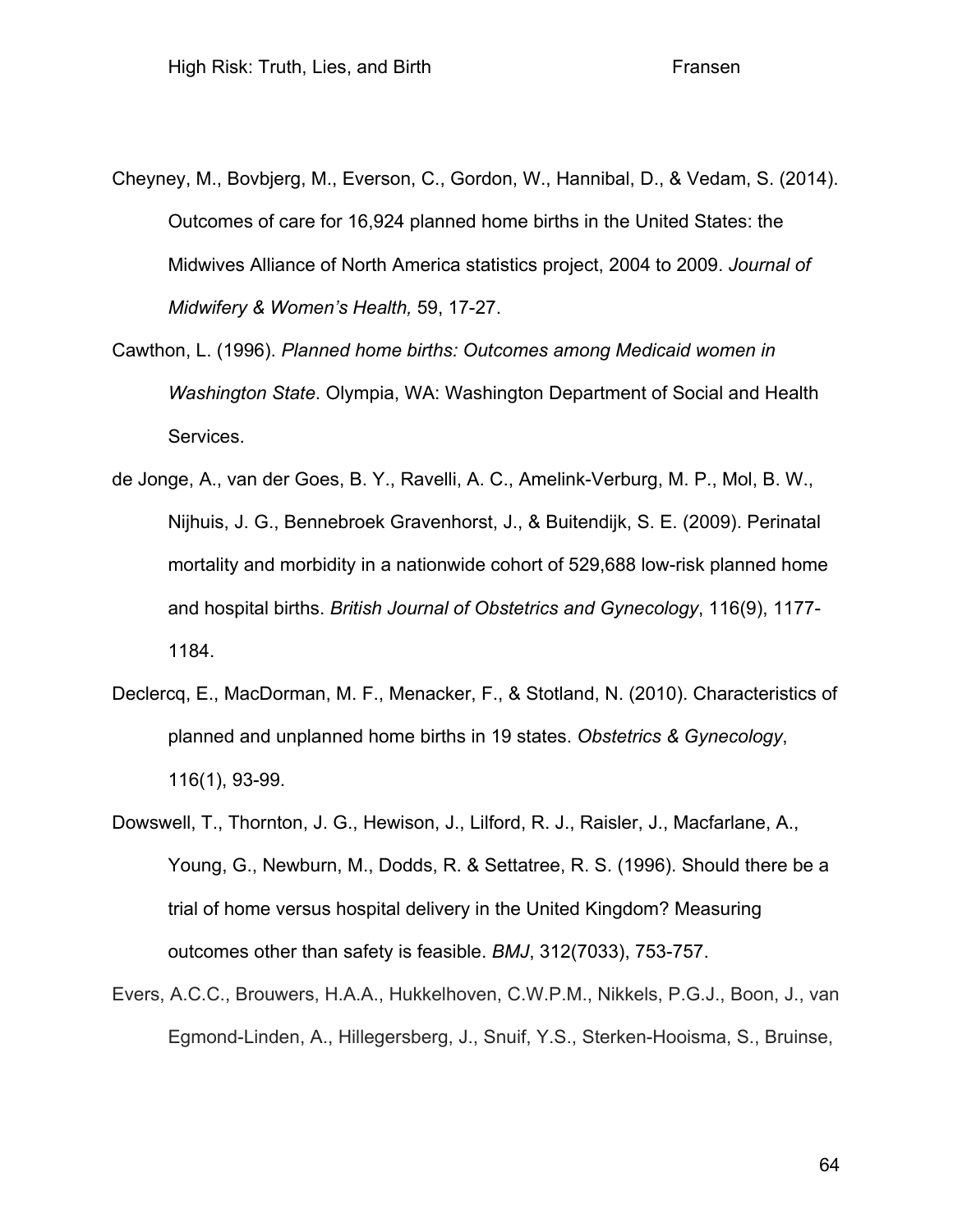Cheyney, M., Bovbjerg, M., Everson, C., Gordon, W., Hannibal, D., & Vedam, S. (2014). Outcomes of care for 16,924 planned home births in the United States: the Midwives Alliance of North America statistics project, 2004 to 2009. *Journal of Midwifery & Women's Health,* 59, 17-27.

Cawthon, L. (1996). *Planned home births: Outcomes among Medicaid women in Washington State*. Olympia, WA: Washington Department of Social and Health Services.

de Jonge, A., van der Goes, B. Y., Ravelli, A. C., Amelink-Verburg, M. P., Mol, B. W., Nijhuis, J. G., Bennebroek Gravenhorst, J., & Buitendijk, S. E. (2009). Perinatal mortality and morbidity in a nationwide cohort of 529,688 low-risk planned home and hospital births. *British Journal of Obstetrics and Gynecology*, 116(9), 1177-1184.

Declercq, E., MacDorman, M. F., Menacker, F., & Stotland, N. (2010). Characteristics of planned and unplanned home births in 19 states. *Obstetrics & Gynecology*, 116(1), 93-99.

Dowswell, T., Thornton, J. G., Hewison, J., Lilford, R. J., Raisler, J., Macfarlane, A., Young, G., Newburn, M., Dodds, R. & Settatree, R. S. (1996). Should there be a trial of home versus hospital delivery in the United Kingdom? Measuring outcomes other than safety is feasible. *BMJ*, 312(7033), 753-757.

Evers, A.C.C., Brouwers, H.A.A., Hukkelhoven, C.W.P.M., Nikkels, P.G.J., Boon, J., van Egmond-Linden, A., Hillegersberg, J., Snuif, Y.S., Sterken-Hooisma, S., Bruinse,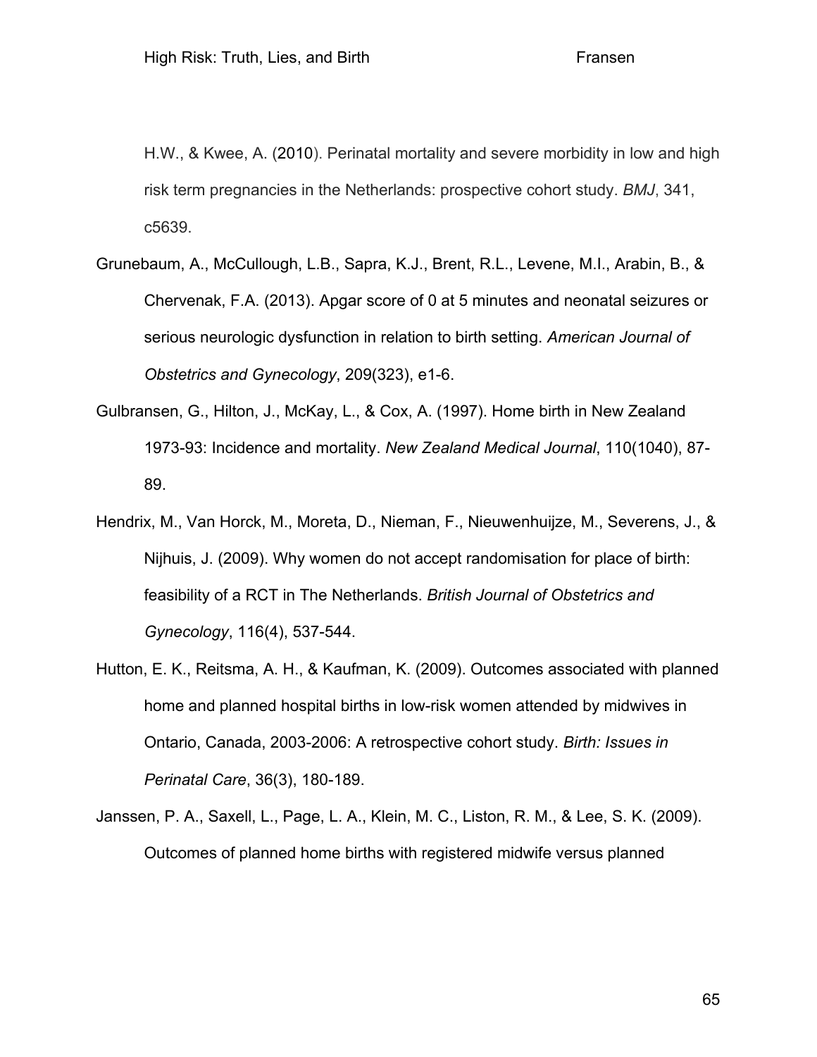H.W., & Kwee, A. (2010). Perinatal mortality and severe morbidity in low and high risk term pregnancies in the Netherlands: prospective cohort study. *BMJ*, 341, c5639.

Grunebaum, A., McCullough, L.B., Sapra, K.J., Brent, R.L., Levene, M.I., Arabin, B., & Chervenak, F.A. (2013). Apgar score of 0 at 5 minutes and neonatal seizures or serious neurologic dysfunction in relation to birth setting. *American Journal of Obstetrics and Gynecology*, 209(323), e1-6.

Gulbransen, G., Hilton, J., McKay, L., & Cox, A. (1997). Home birth in New Zealand 1973-93: Incidence and mortality. *New Zealand Medical Journal*, 110(1040), 87-89.

Hendrix, M., Van Horck, M., Moreta, D., Nieman, F., Nieuwenhuijze, M., Severens, J., & Nijhuis, J. (2009). Why women do not accept randomisation for place of birth: feasibility of a RCT in The Netherlands. *British Journal of Obstetrics and Gynecology*, 116(4), 537-544.

Hutton, E. K., Reitsma, A. H., & Kaufman, K. (2009). Outcomes associated with planned home and planned hospital births in low-risk women attended by midwives in Ontario, Canada, 2003-2006: A retrospective cohort study. *Birth: Issues in Perinatal Care*, 36(3), 180-189.

Janssen, P. A., Saxell, L., Page, L. A., Klein, M. C., Liston, R. M., & Lee, S. K. (2009). Outcomes of planned home births with registered midwife versus planned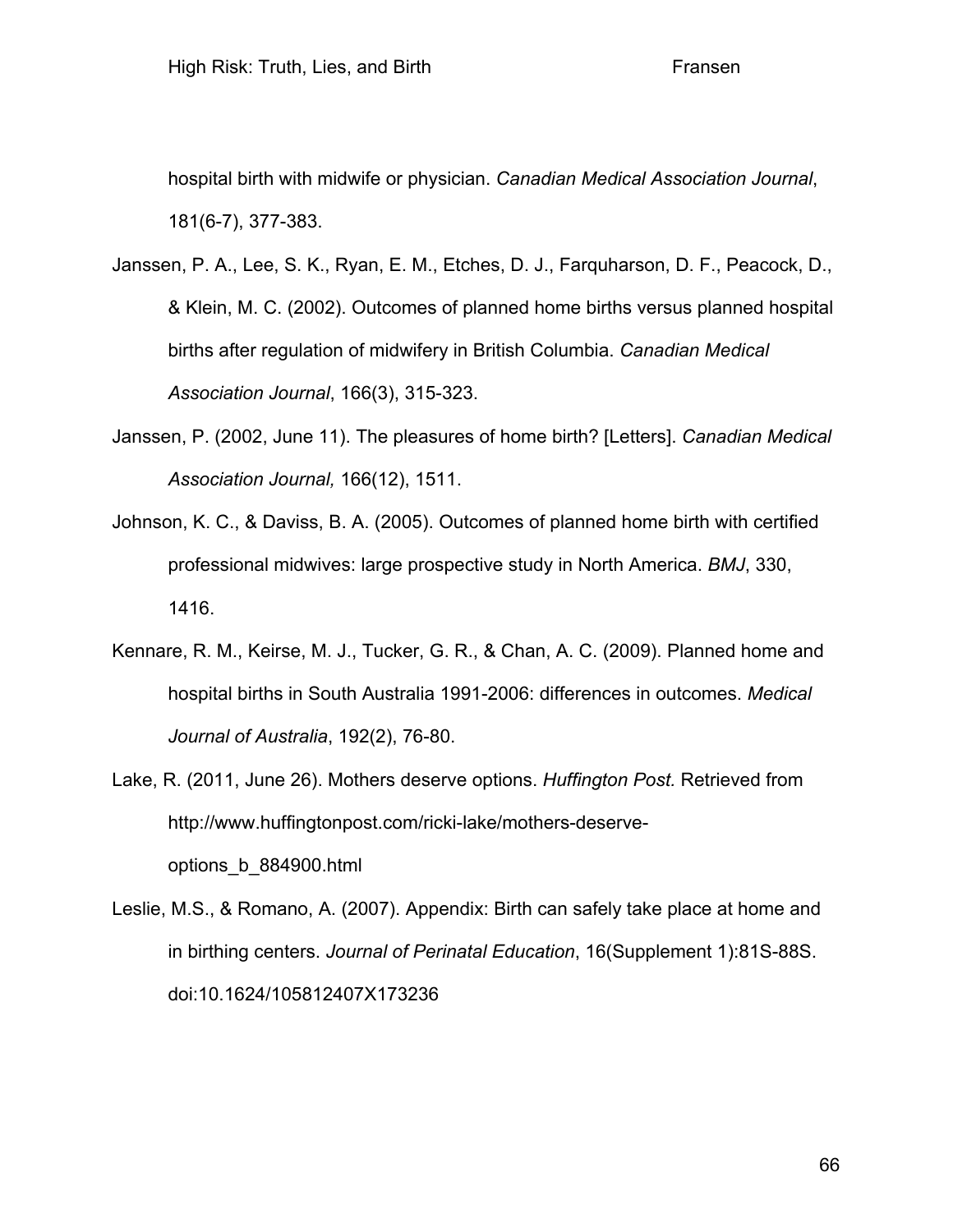hospital birth with midwife or physician. *Canadian Medical Association Journal*, 181(6-7), 377-383.

Janssen, P. A., Lee, S. K., Ryan, E. M., Etches, D. J., Farquharson, D. F., Peacock, D., & Klein, M. C. (2002). Outcomes of planned home births versus planned hospital births after regulation of midwifery in British Columbia. *Canadian Medical Association Journal*, 166(3), 315-323.

Janssen, P. (2002, June 11). The pleasures of home birth? [Letters]. *Canadian Medical Association Journal,* 166(12), 1511.

Johnson, K. C., & Daviss, B. A. (2005). Outcomes of planned home birth with certified professional midwives: large prospective study in North America. *BMJ*, 330, 1416.

Kennare, R. M., Keirse, M. J., Tucker, G. R., & Chan, A. C. (2009). Planned home and hospital births in South Australia 1991-2006: differences in outcomes. *Medical Journal of Australia*, 192(2), 76-80.

Lake, R. (2011, June 26). Mothers deserve options. *Huffington Post.* Retrieved from http://www.huffingtonpost.com/ricki-lake/mothers-deserve-options_b_884900.html

Leslie, M.S., & Romano, A. (2007). Appendix: Birth can safely take place at home and in birthing centers. *Journal of Perinatal Education*, 16(Supplement 1):81S-88S. doi:10.1624/105812407X173236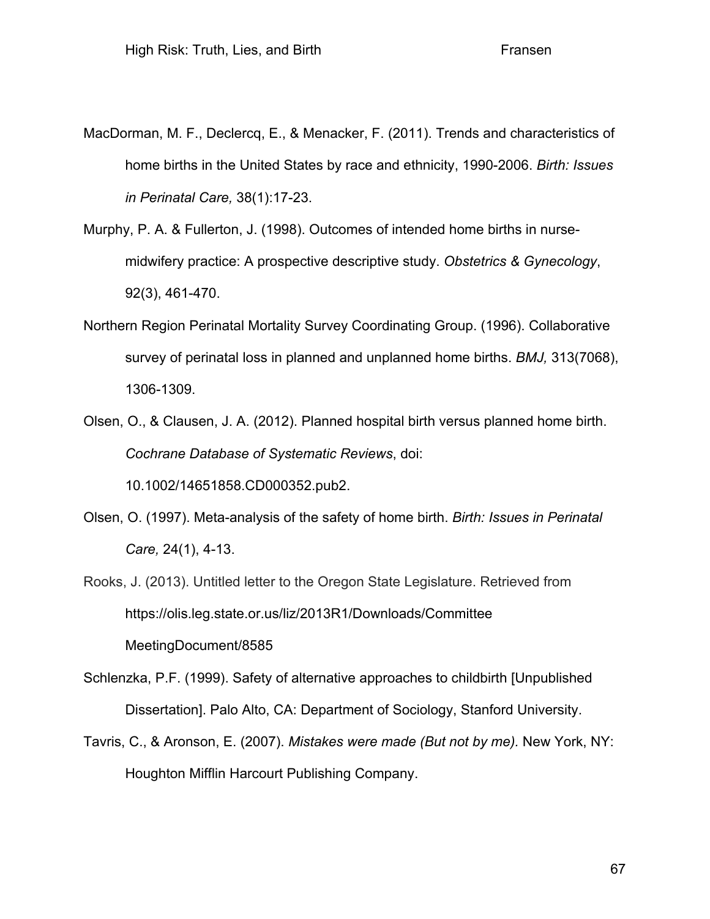MacDorman, M. F., Declercq, E., & Menacker, F. (2011). Trends and characteristics of home births in the United States by race and ethnicity, 1990-2006. *Birth: Issues in Perinatal Care,* 38(1):17-23.

Murphy, P. A. & Fullerton, J. (1998). Outcomes of intended home births in nurse-midwifery practice: A prospective descriptive study. *Obstetrics & Gynecology*, 92(3), 461-470.

Northern Region Perinatal Mortality Survey Coordinating Group. (1996). Collaborative survey of perinatal loss in planned and unplanned home births. *BMJ,* 313(7068), 1306-1309.

Olsen, O., & Clausen, J. A. (2012). Planned hospital birth versus planned home birth. *Cochrane Database of Systematic Reviews*, doi: 10.1002/14651858.CD000352.pub2.

Olsen, O. (1997). Meta-analysis of the safety of home birth. *Birth: Issues in Perinatal Care,* 24(1), 4-13.

Rooks, J. (2013). Untitled letter to the Oregon State Legislature. Retrieved from https://olis.leg.state.or.us/liz/2013R1/Downloads/CommitteeMeetingDocument/8585

Schlenzka, P.F. (1999). Safety of alternative approaches to childbirth [Unpublished Dissertation]. Palo Alto, CA: Department of Sociology, Stanford University.

Tavris, C., & Aronson, E. (2007). *Mistakes were made (But not by me).* New York, NY: Houghton Mifflin Harcourt Publishing Company.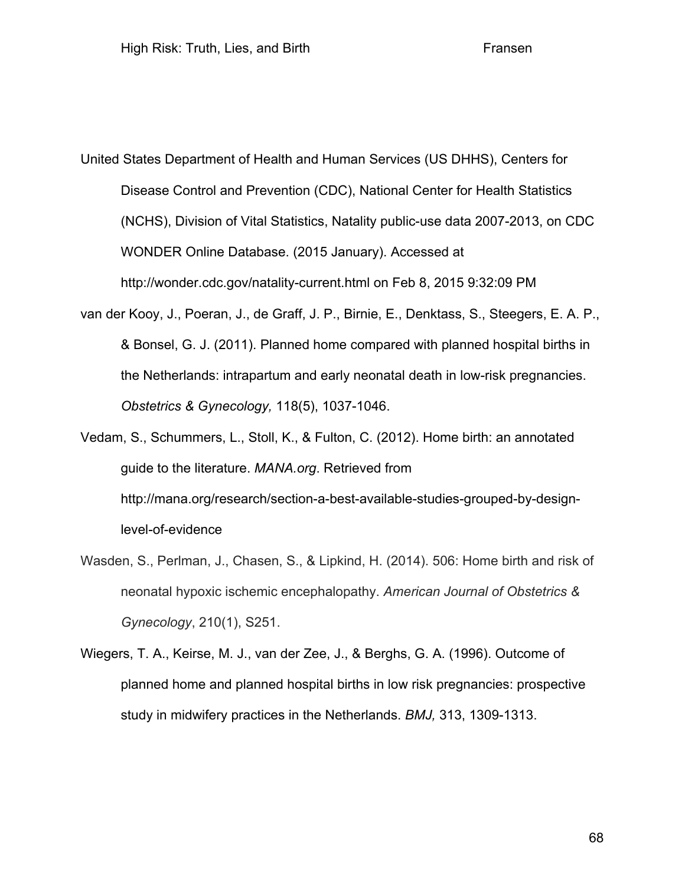United States Department of Health and Human Services (US DHHS), Centers for Disease Control and Prevention (CDC), National Center for Health Statistics (NCHS), Division of Vital Statistics, Natality public-use data 2007-2013, on CDC WONDER Online Database. (2015 January). Accessed at http://wonder.cdc.gov/natality-current.html on Feb 8, 2015 9:32:09 PM

van der Kooy, J., Poeran, J., de Graff, J. P., Birnie, E., Denktass, S., Steegers, E. A. P., & Bonsel, G. J. (2011). Planned home compared with planned hospital births in the Netherlands: intrapartum and early neonatal death in low-risk pregnancies. *Obstetrics & Gynecology,* 118(5), 1037-1046.

Vedam, S., Schummers, L., Stoll, K., & Fulton, C. (2012). Home birth: an annotated guide to the literature. *MANA.org*. Retrieved from http://mana.org/research/section-a-best-available-studies-grouped-by-design-level-of-evidence

Wasden, S., Perlman, J., Chasen, S., & Lipkind, H. (2014). 506: Home birth and risk of neonatal hypoxic ischemic encephalopathy. *American Journal of Obstetrics & Gynecology*, 210(1), S251.

Wiegers, T. A., Keirse, M. J., van der Zee, J., & Berghs, G. A. (1996). Outcome of planned home and planned hospital births in low risk pregnancies: prospective study in midwifery practices in the Netherlands. *BMJ,* 313, 1309-1313.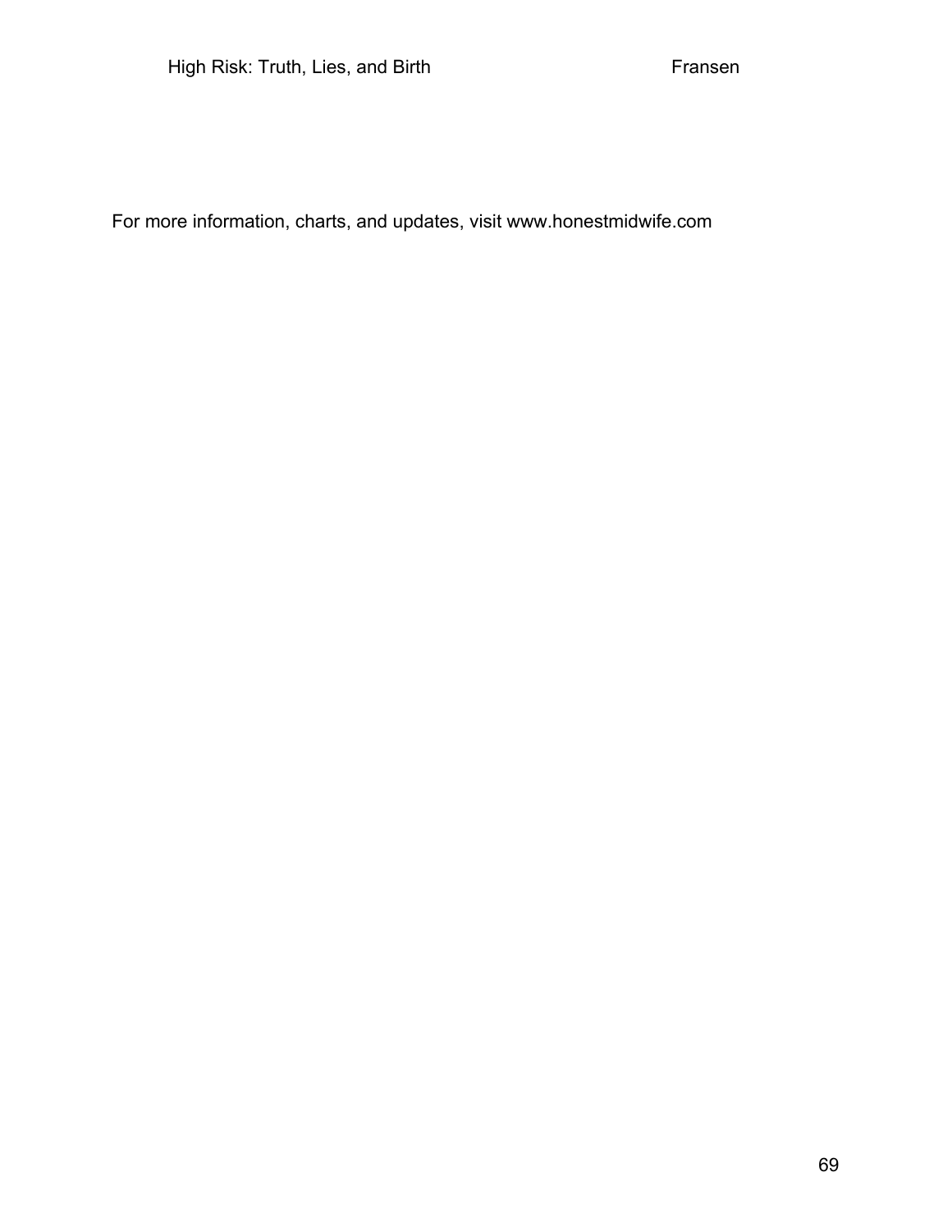For more information, charts, and updates, visit www.honestmidwife.com